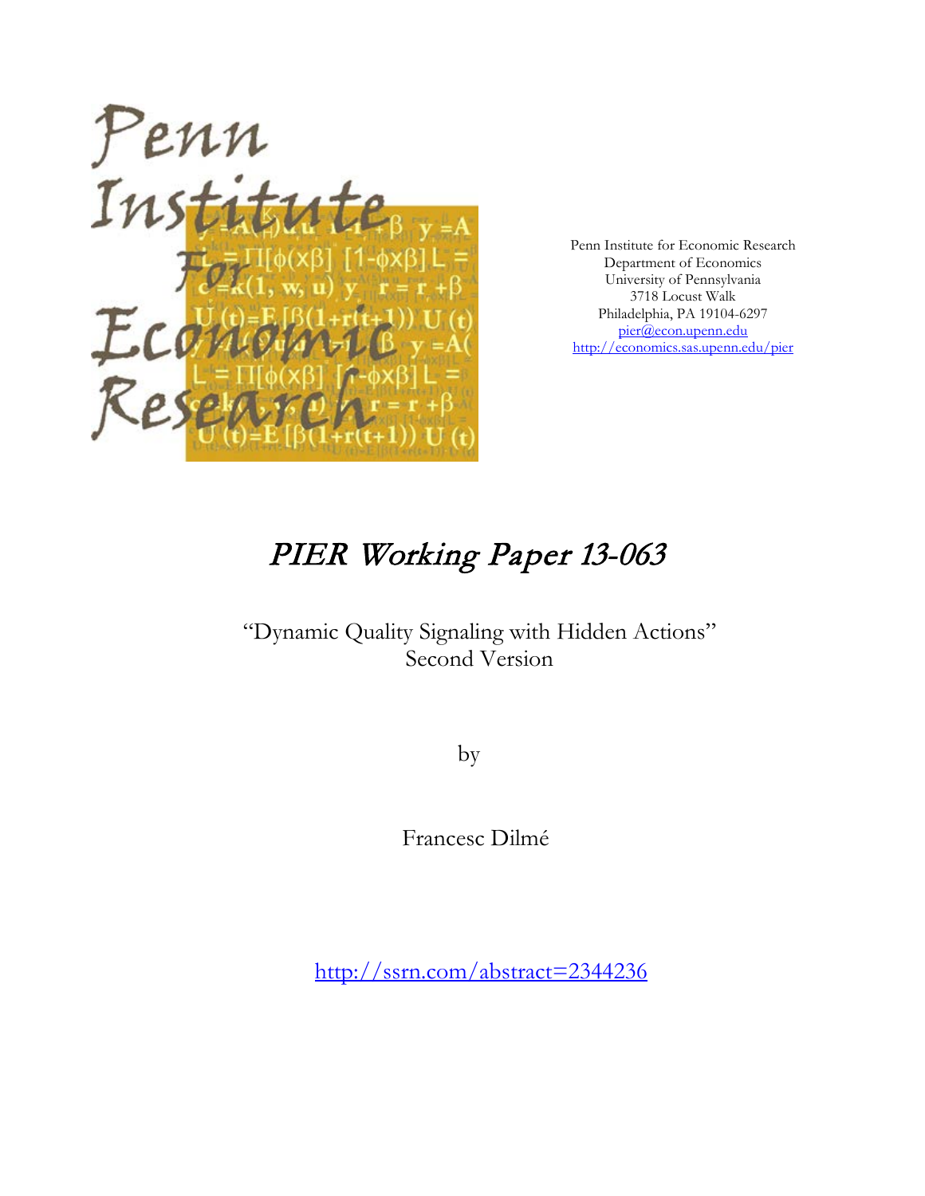Penn Institute for Economic Research
Department of Economics
University of Pennsylvania
3718 Locust Walk
Philadelphia, PA 19104-6297
pier@econ.upenn.edu
http://economics.sas.upenn.edu/pier

# *PIER Working Paper 13-063*

"Dynamic Quality Signaling with Hidden Actions"
Second Version

by

Francesc Dilmé

http://ssrn.com/abstract=2344236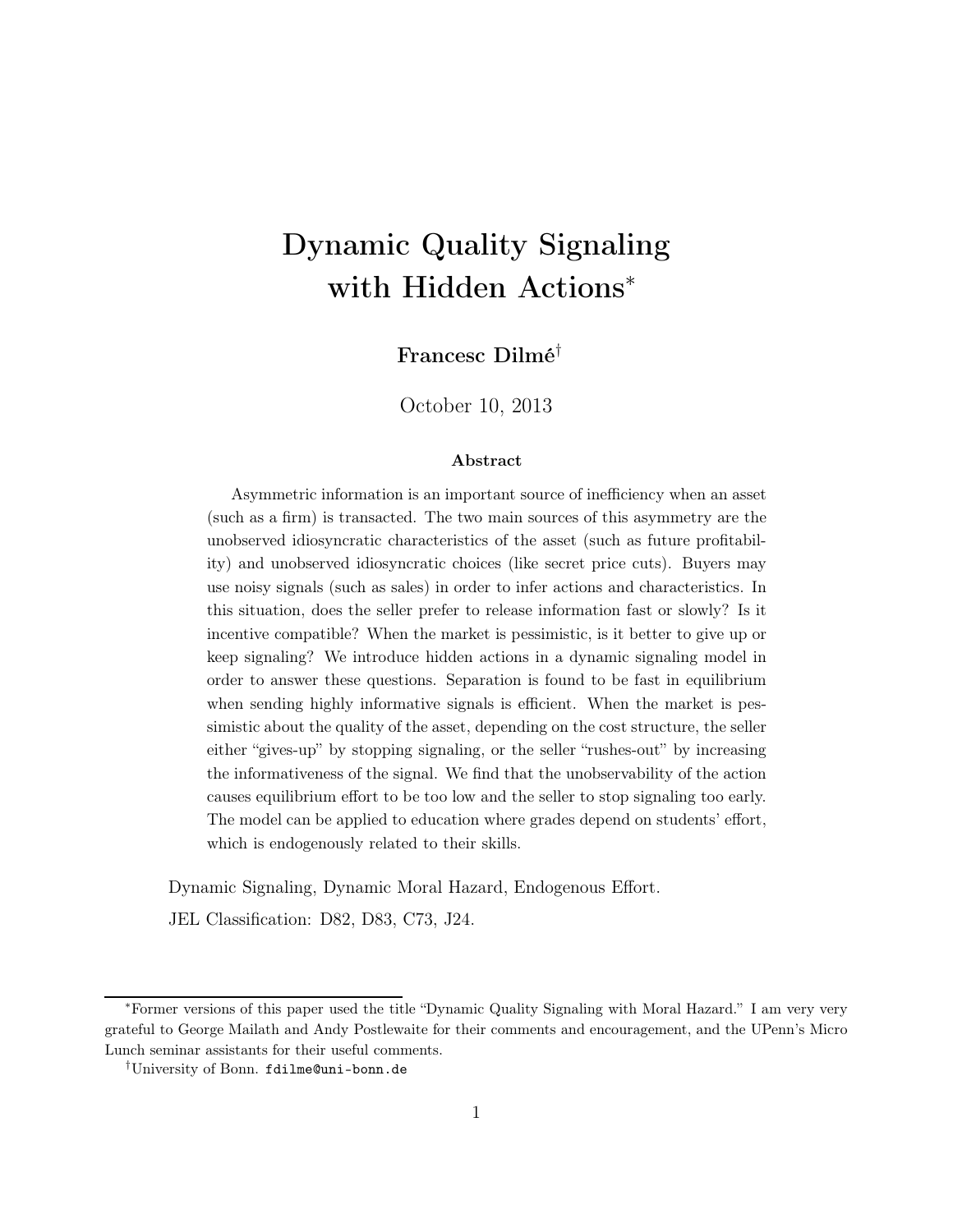# Dynamic Quality Signaling with Hidden Actions*

**Francesc Dilmé**[†]

October 10, 2013

### Abstract

Asymmetric information is an important source of inefficiency when an asset (such as a firm) is transacted. The two main sources of this asymmetry are the unobserved idiosyncratic characteristics of the asset (such as future profitability) and unobserved idiosyncratic choices (like secret price cuts). Buyers may use noisy signals (such as sales) in order to infer actions and characteristics. In this situation, does the seller prefer to release information fast or slowly? Is it incentive compatible? When the market is pessimistic, is it better to give up or keep signaling? We introduce hidden actions in a dynamic signaling model in order to answer these questions. Separation is found to be fast in equilibrium when sending highly informative signals is efficient. When the market is pessimistic about the quality of the asset, depending on the cost structure, the seller either "gives-up" by stopping signaling, or the seller "rushes-out" by increasing the informativeness of the signal. We find that the unobservability of the action causes equilibrium effort to be too low and the seller to stop signaling too early. The model can be applied to education where grades depend on students' effort, which is endogenously related to their skills.

Dynamic Signaling, Dynamic Moral Hazard, Endogenous Effort.

JEL Classification: D82, D83, C73, J24.

---

*Former versions of this paper used the title "Dynamic Quality Signaling with Moral Hazard." I am very very grateful to George Mailath and Andy Postlewaite for their comments and encouragement, and the UPenn's Micro Lunch seminar assistants for their useful comments.

[†]University of Bonn. fdilme@uni-bonn.de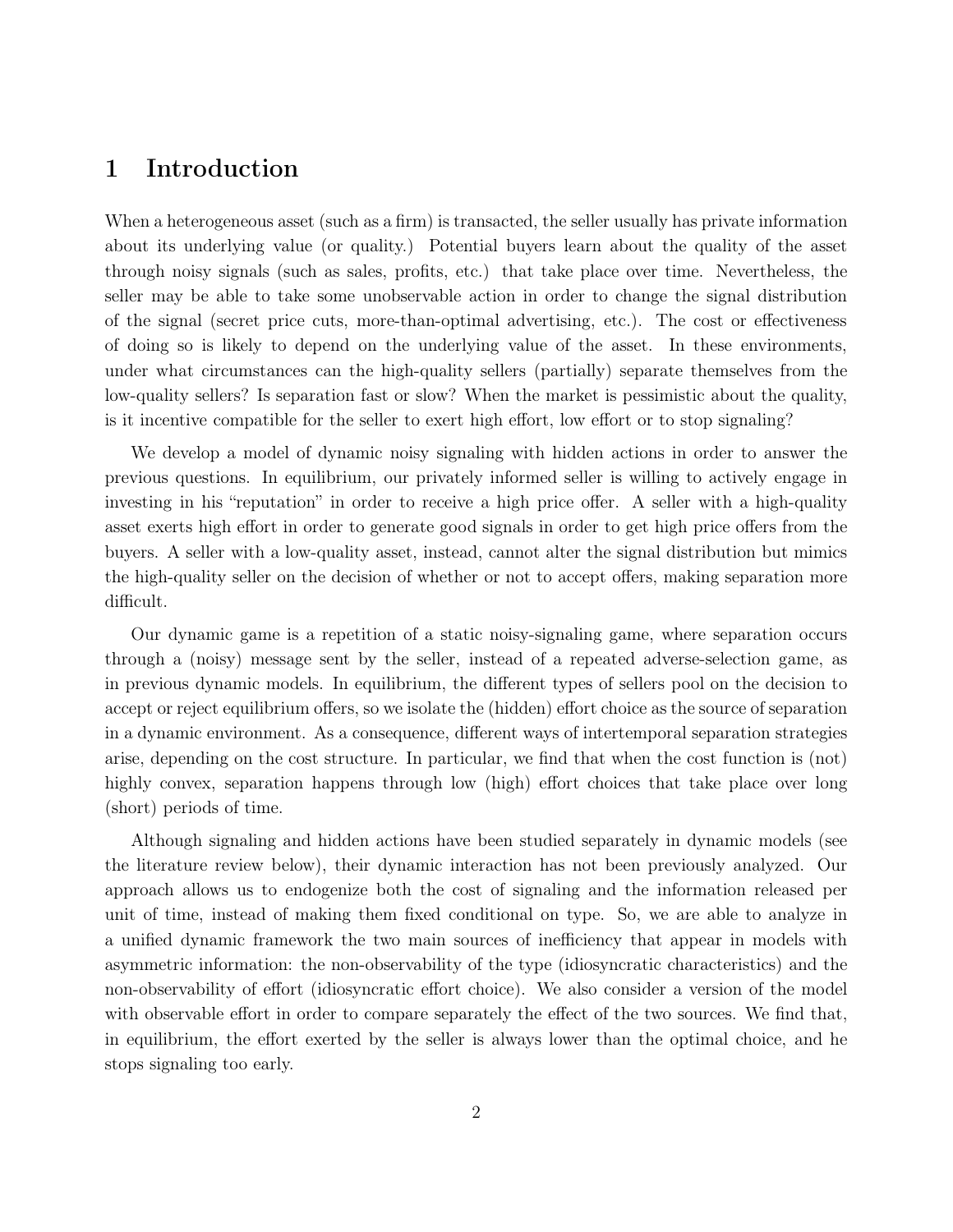# 1 Introduction

When a heterogeneous asset (such as a firm) is transacted, the seller usually has private information about its underlying value (or quality.) Potential buyers learn about the quality of the asset through noisy signals (such as sales, profits, etc.) that take place over time. Nevertheless, the seller may be able to take some unobservable action in order to change the signal distribution of the signal (secret price cuts, more-than-optimal advertising, etc.). The cost or effectiveness of doing so is likely to depend on the underlying value of the asset. In these environments, under what circumstances can the high-quality sellers (partially) separate themselves from the low-quality sellers? Is separation fast or slow? When the market is pessimistic about the quality, is it incentive compatible for the seller to exert high effort, low effort or to stop signaling?

We develop a model of dynamic noisy signaling with hidden actions in order to answer the previous questions. In equilibrium, our privately informed seller is willing to actively engage in investing in his "reputation" in order to receive a high price offer. A seller with a high-quality asset exerts high effort in order to generate good signals in order to get high price offers from the buyers. A seller with a low-quality asset, instead, cannot alter the signal distribution but mimics the high-quality seller on the decision of whether or not to accept offers, making separation more difficult.

Our dynamic game is a repetition of a static noisy-signaling game, where separation occurs through a (noisy) message sent by the seller, instead of a repeated adverse-selection game, as in previous dynamic models. In equilibrium, the different types of sellers pool on the decision to accept or reject equilibrium offers, so we isolate the (hidden) effort choice as the source of separation in a dynamic environment. As a consequence, different ways of intertemporal separation strategies arise, depending on the cost structure. In particular, we find that when the cost function is (not) highly convex, separation happens through low (high) effort choices that take place over long (short) periods of time.

Although signaling and hidden actions have been studied separately in dynamic models (see the literature review below), their dynamic interaction has not been previously analyzed. Our approach allows us to endogenize both the cost of signaling and the information released per unit of time, instead of making them fixed conditional on type. So, we are able to analyze in a unified dynamic framework the two main sources of inefficiency that appear in models with asymmetric information: the non-observability of the type (idiosyncratic characteristics) and the non-observability of effort (idiosyncratic effort choice). We also consider a version of the model with observable effort in order to compare separately the effect of the two sources. We find that, in equilibrium, the effort exerted by the seller is always lower than the optimal choice, and he stops signaling too early.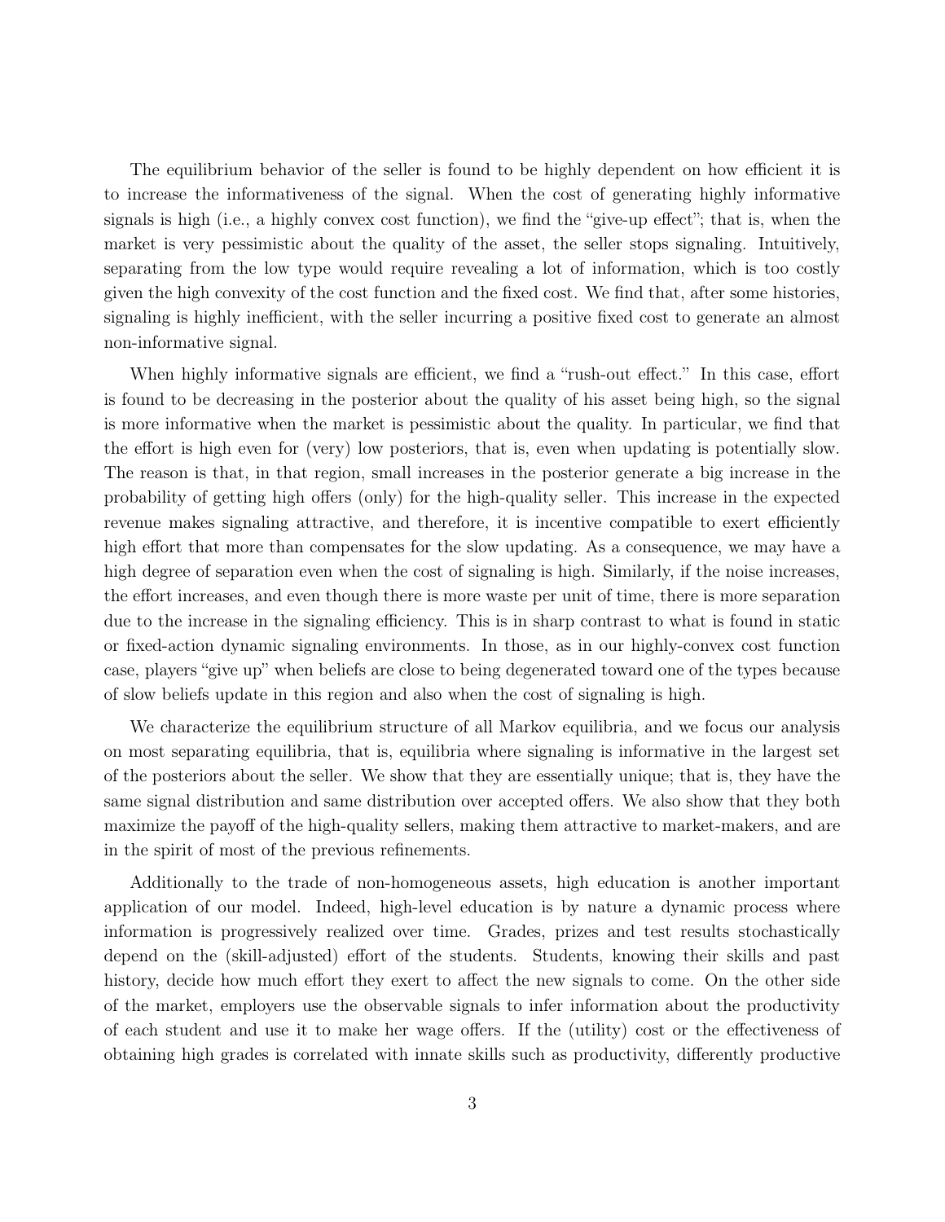The equilibrium behavior of the seller is found to be highly dependent on how efficient it is to increase the informativeness of the signal. When the cost of generating highly informative signals is high (i.e., a highly convex cost function), we find the "give-up effect"; that is, when the market is very pessimistic about the quality of the asset, the seller stops signaling. Intuitively, separating from the low type would require revealing a lot of information, which is too costly given the high convexity of the cost function and the fixed cost. We find that, after some histories, signaling is highly inefficient, with the seller incurring a positive fixed cost to generate an almost non-informative signal.

When highly informative signals are efficient, we find a "rush-out effect." In this case, effort is found to be decreasing in the posterior about the quality of his asset being high, so the signal is more informative when the market is pessimistic about the quality. In particular, we find that the effort is high even for (very) low posteriors, that is, even when updating is potentially slow. The reason is that, in that region, small increases in the posterior generate a big increase in the probability of getting high offers (only) for the high-quality seller. This increase in the expected revenue makes signaling attractive, and therefore, it is incentive compatible to exert efficiently high effort that more than compensates for the slow updating. As a consequence, we may have a high degree of separation even when the cost of signaling is high. Similarly, if the noise increases, the effort increases, and even though there is more waste per unit of time, there is more separation due to the increase in the signaling efficiency. This is in sharp contrast to what is found in static or fixed-action dynamic signaling environments. In those, as in our highly-convex cost function case, players "give up" when beliefs are close to being degenerated toward one of the types because of slow beliefs update in this region and also when the cost of signaling is high.

We characterize the equilibrium structure of all Markov equilibria, and we focus our analysis on most separating equilibria, that is, equilibria where signaling is informative in the largest set of the posteriors about the seller. We show that they are essentially unique; that is, they have the same signal distribution and same distribution over accepted offers. We also show that they both maximize the payoff of the high-quality sellers, making them attractive to market-makers, and are in the spirit of most of the previous refinements.

Additionally to the trade of non-homogeneous assets, high education is another important application of our model. Indeed, high-level education is by nature a dynamic process where information is progressively realized over time. Grades, prizes and test results stochastically depend on the (skill-adjusted) effort of the students. Students, knowing their skills and past history, decide how much effort they exert to affect the new signals to come. On the other side of the market, employers use the observable signals to infer information about the productivity of each student and use it to make her wage offers. If the (utility) cost or the effectiveness of obtaining high grades is correlated with innate skills such as productivity, differently productive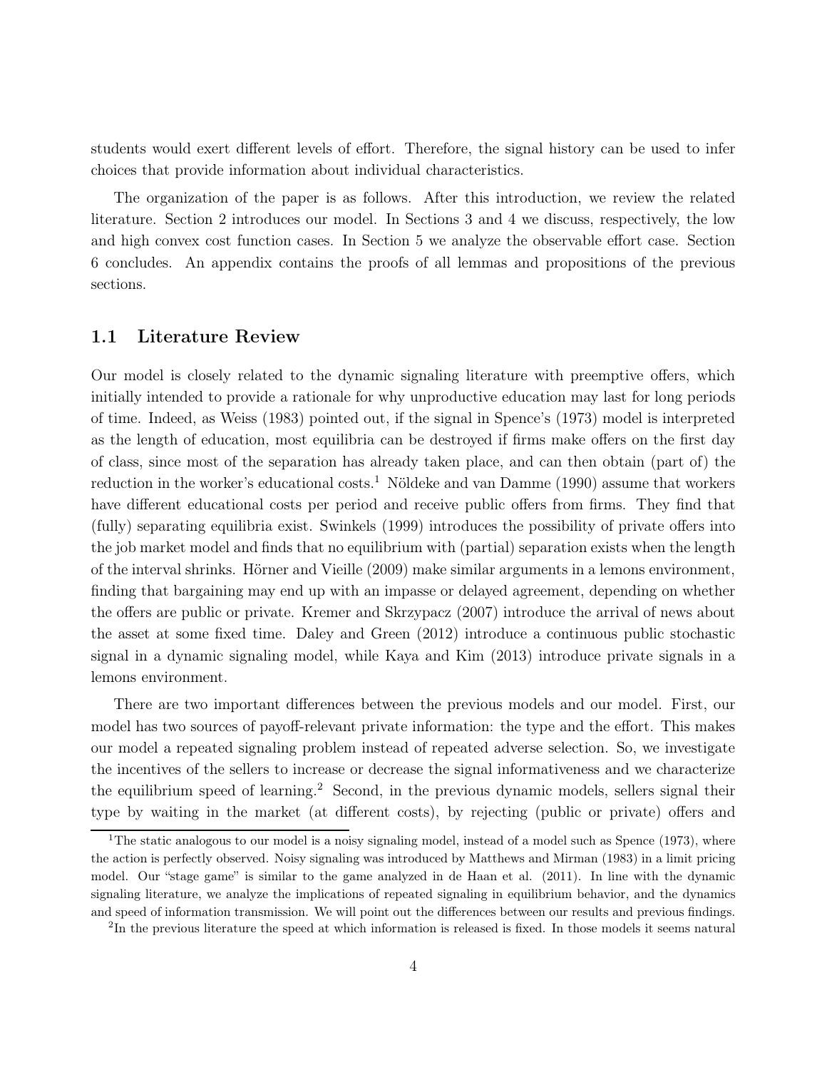students would exert different levels of effort. Therefore, the signal history can be used to infer choices that provide information about individual characteristics.

The organization of the paper is as follows. After this introduction, we review the related literature. Section 2 introduces our model. In Sections 3 and 4 we discuss, respectively, the low and high convex cost function cases. In Section 5 we analyze the observable effort case. Section 6 concludes. An appendix contains the proofs of all lemmas and propositions of the previous sections.

## 1.1 Literature Review

Our model is closely related to the dynamic signaling literature with preemptive offers, which initially intended to provide a rationale for why unproductive education may last for long periods of time. Indeed, as Weiss (1983) pointed out, if the signal in Spence's (1973) model is interpreted as the length of education, most equilibria can be destroyed if firms make offers on the first day of class, since most of the separation has already taken place, and can then obtain (part of) the reduction in the worker's educational costs.[1] Nöldeke and van Damme (1990) assume that workers have different educational costs per period and receive public offers from firms. They find that (fully) separating equilibria exist. Swinkels (1999) introduces the possibility of private offers into the job market model and finds that no equilibrium with (partial) separation exists when the length of the interval shrinks. Hörner and Vieille (2009) make similar arguments in a lemons environment, finding that bargaining may end up with an impasse or delayed agreement, depending on whether the offers are public or private. Kremer and Skrzypacz (2007) introduce the arrival of news about the asset at some fixed time. Daley and Green (2012) introduce a continuous public stochastic signal in a dynamic signaling model, while Kaya and Kim (2013) introduce private signals in a lemons environment.

There are two important differences between the previous models and our model. First, our model has two sources of payoff-relevant private information: the type and the effort. This makes our model a repeated signaling problem instead of repeated adverse selection. So, we investigate the incentives of the sellers to increase or decrease the signal informativeness and we characterize the equilibrium speed of learning.[2] Second, in the previous dynamic models, sellers signal their type by waiting in the market (at different costs), by rejecting (public or private) offers and

[1] The static analogous to our model is a noisy signaling model, instead of a model such as Spence (1973), where the action is perfectly observed. Noisy signaling was introduced by Matthews and Mirman (1983) in a limit pricing model. Our "stage game" is similar to the game analyzed in de Haan et al. (2011). In line with the dynamic signaling literature, we analyze the implications of repeated signaling in equilibrium behavior, and the dynamics and speed of information transmission. We will point out the differences between our results and previous findings.

[2] In the previous literature the speed at which information is released is fixed. In those models it seems natural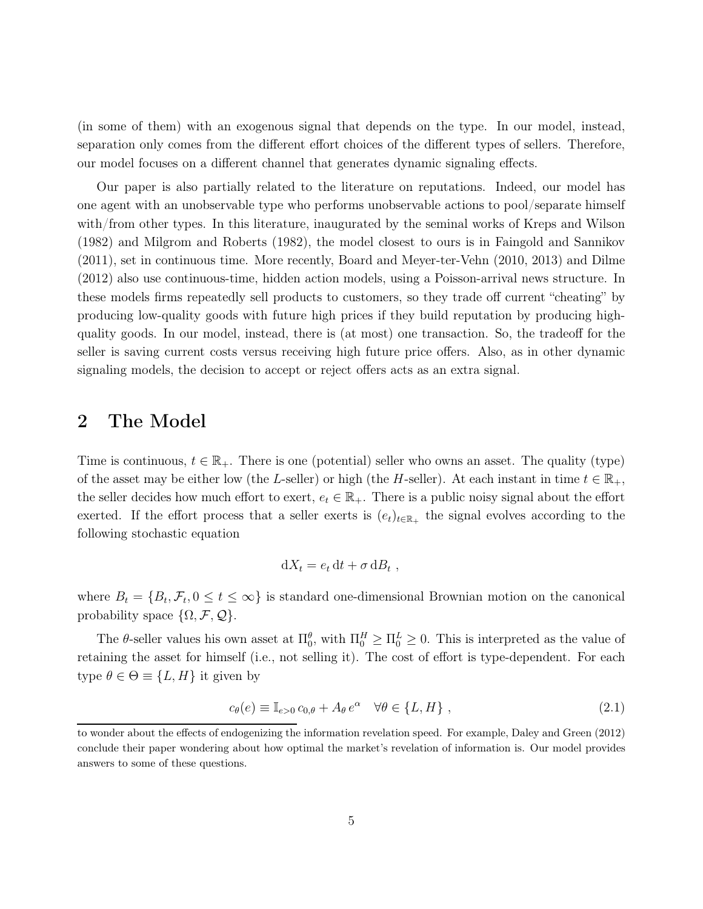(in some of them) with an exogenous signal that depends on the type. In our model, instead, separation only comes from the different effort choices of the different types of sellers. Therefore, our model focuses on a different channel that generates dynamic signaling effects.

Our paper is also partially related to the literature on reputations. Indeed, our model has one agent with an unobservable type who performs unobservable actions to pool/separate himself with/from other types. In this literature, inaugurated by the seminal works of Kreps and Wilson (1982) and Milgrom and Roberts (1982), the model closest to ours is in Faingold and Sannikov (2011), set in continuous time. More recently, Board and Meyer-ter-Vehn (2010, 2013) and Dilme (2012) also use continuous-time, hidden action models, using a Poisson-arrival news structure. In these models firms repeatedly sell products to customers, so they trade off current "cheating" by producing low-quality goods with future high prices if they build reputation by producing high-quality goods. In our model, instead, there is (at most) one transaction. So, the tradeoff for the seller is saving current costs versus receiving high future price offers. Also, as in other dynamic signaling models, the decision to accept or reject offers acts as an extra signal.

## 2 The Model

Time is continuous, $t \in \mathbb{R}_+$. There is one (potential) seller who owns an asset. The quality (type) of the asset may be either low (the $L$-seller) or high (the $H$-seller). At each instant in time $t \in \mathbb{R}_+$, the seller decides how much effort to exert, $e_t \in \mathbb{R}_+$. There is a public noisy signal about the effort exerted. If the effort process that a seller exerts is $(e_t)_{t \in \mathbb{R}_+}$ the signal evolves according to the following stochastic equation

$$\mathrm{d}X_t = e_t \, \mathrm{d}t + \sigma \, \mathrm{d}B_t \ ,$$

where $B_t = \{B_t, \mathcal{F}_t, 0 \leq t \leq \infty\}$ is standard one-dimensional Brownian motion on the canonical probability space $\{\Omega, \mathcal{F}, \mathcal{Q}\}$.

The $\theta$-seller values his own asset at $\Pi_0^\theta$, with $\Pi_0^H \geq \Pi_0^L \geq 0$. This is interpreted as the value of retaining the asset for himself (i.e., not selling it). The cost of effort is type-dependent. For each type $\theta \in \Theta \equiv \{L, H\}$ it given by

$$c_\theta(e) \equiv \mathbb{I}_{e>0} \, c_{0,\theta} + A_\theta \, e^\alpha \quad \forall \theta \in \{L, H\} \ , \tag{2.1}$$

to wonder about the effects of endogenizing the information revelation speed. For example, Daley and Green (2012) conclude their paper wondering about how optimal the market's revelation of information is. Our model provides answers to some of these questions.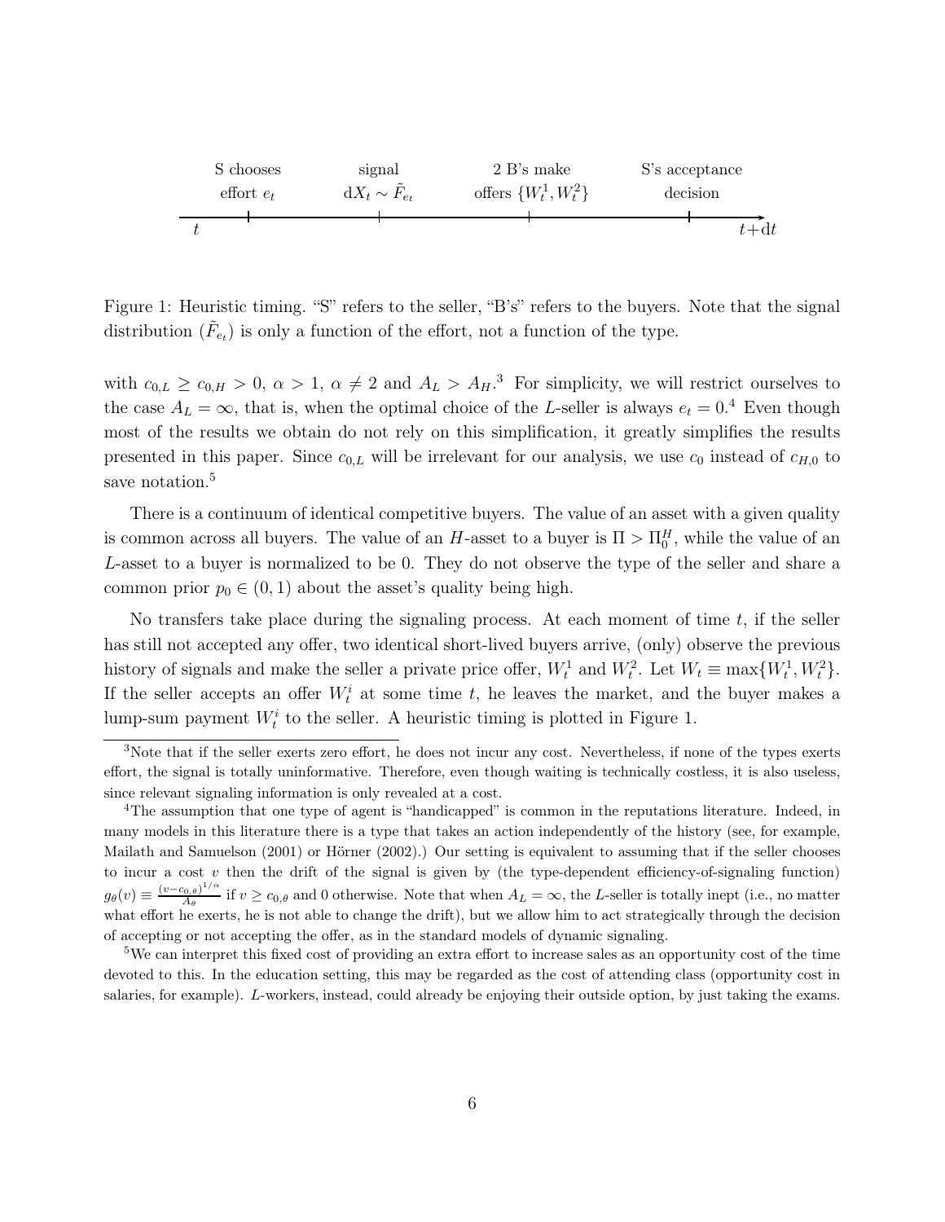S chooses effort $e_t$ | signal $\mathrm{d}X_t \sim \tilde{F}_{e_t}$ | 2 B's make offers $\{W_t^1, W_t^2\}$ | S's acceptance decision

$t$ → $t+\mathrm{d}t$

Figure 1: Heuristic timing. "S" refers to the seller, "B's" refers to the buyers. Note that the signal distribution ($\tilde{F}_{e_t}$) is only a function of the effort, not a function of the type.

with $c_{0,L} \geq c_{0,H} > 0$, $\alpha > 1$, $\alpha \neq 2$ and $A_L > A_H$.[3] For simplicity, we will restrict ourselves to the case $A_L = \infty$, that is, when the optimal choice of the $L$-seller is always $e_t = 0$.[4] Even though most of the results we obtain do not rely on this simplification, it greatly simplifies the results presented in this paper. Since $c_{0,L}$ will be irrelevant for our analysis, we use $c_0$ instead of $c_{H,0}$ to save notation.[5]

There is a continuum of identical competitive buyers. The value of an asset with a given quality is common across all buyers. The value of an $H$-asset to a buyer is $\Pi > \Pi_0^H$, while the value of an $L$-asset to a buyer is normalized to be 0. They do not observe the type of the seller and share a common prior $p_0 \in (0, 1)$ about the asset's quality being high.

No transfers take place during the signaling process. At each moment of time $t$, if the seller has still not accepted any offer, two identical short-lived buyers arrive, (only) observe the previous history of signals and make the seller a private price offer, $W_t^1$ and $W_t^2$. Let $W_t \equiv \max\{W_t^1, W_t^2\}$. If the seller accepts an offer $W_t^i$ at some time $t$, he leaves the market, and the buyer makes a lump-sum payment $W_t^i$ to the seller. A heuristic timing is plotted in Figure 1.

---

[3] Note that if the seller exerts zero effort, he does not incur any cost. Nevertheless, if none of the types exerts effort, the signal is totally uninformative. Therefore, even though waiting is technically costless, it is also useless, since relevant signaling information is only revealed at a cost.

[4] The assumption that one type of agent is "handicapped" is common in the reputations literature. Indeed, in many models in this literature there is a type that takes an action independently of the history (see, for example, Mailath and Samuelson (2001) or Hörner (2002).) Our setting is equivalent to assuming that if the seller chooses to incur a cost $v$ then the drift of the signal is given by (the type-dependent efficiency-of-signaling function) $g_\theta(v) \equiv \frac{(v-c_{0,\theta})^{1/\alpha}}{A_\theta}$ if $v \geq c_{0,\theta}$ and 0 otherwise. Note that when $A_L = \infty$, the $L$-seller is totally inept (i.e., no matter what effort he exerts, he is not able to change the drift), but we allow him to act strategically through the decision of accepting or not accepting the offer, as in the standard models of dynamic signaling.

[5] We can interpret this fixed cost of providing an extra effort to increase sales as an opportunity cost of the time devoted to this. In the education setting, this may be regarded as the cost of attending class (opportunity cost in salaries, for example). $L$-workers, instead, could already be enjoying their outside option, by just taking the exams.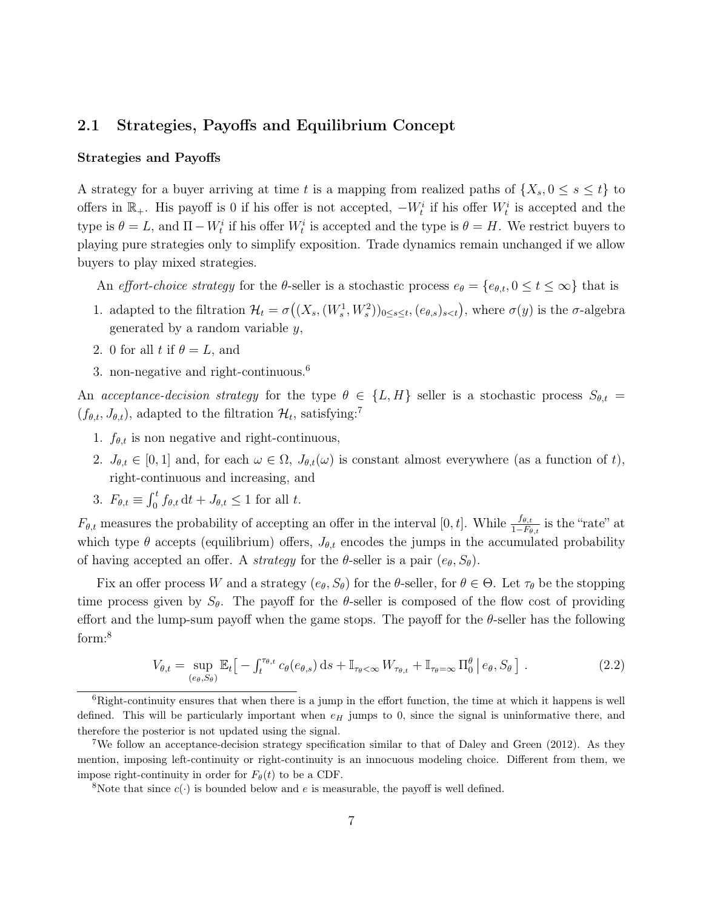## 2.1 Strategies, Payoffs and Equilibrium Concept

### Strategies and Payoffs

A strategy for a buyer arriving at time $t$ is a mapping from realized paths of $\{X_s, 0 \leq s \leq t\}$ to offers in $\mathbb{R}_+$. His payoff is 0 if his offer is not accepted, $-W_t^i$ if his offer $W_t^i$ is accepted and the type is $\theta = L$, and $\Pi - W_t^i$ if his offer $W_t^i$ is accepted and the type is $\theta = H$. We restrict buyers to playing pure strategies only to simplify exposition. Trade dynamics remain unchanged if we allow buyers to play mixed strategies.

An *effort-choice strategy* for the $\theta$-seller is a stochastic process $e_\theta = \{e_{\theta,t}, 0 \leq t \leq \infty\}$ that is

1. adapted to the filtration $\mathcal{H}_t = \sigma\big((X_s, (W_s^1, W_s^2))_{0 \leq s \leq t}, (e_{\theta,s})_{s<t}\big)$, where $\sigma(y)$ is the $\sigma$-algebra generated by a random variable $y$,
2. 0 for all $t$ if $\theta = L$, and
3. non-negative and right-continuous.[6]

An *acceptance-decision strategy* for the type $\theta \in \{L, H\}$ seller is a stochastic process $S_{\theta,t} = (f_{\theta,t}, J_{\theta,t})$, adapted to the filtration $\mathcal{H}_t$, satisfying:[7]

1. $f_{\theta,t}$ is non negative and right-continuous,
2. $J_{\theta,t} \in [0, 1]$ and, for each $\omega \in \Omega$, $J_{\theta,t}(\omega)$ is constant almost everywhere (as a function of $t$), right-continuous and increasing, and
3. $F_{\theta,t} \equiv \int_0^t f_{\theta,t}\,\mathrm{d}t + J_{\theta,t} \leq 1$ for all $t$.

$F_{\theta,t}$ measures the probability of accepting an offer in the interval $[0, t]$. While $\frac{f_{\theta,t}}{1-F_{\theta,t}}$ is the "rate" at which type $\theta$ accepts (equilibrium) offers, $J_{\theta,t}$ encodes the jumps in the accumulated probability of having accepted an offer. A *strategy* for the $\theta$-seller is a pair $(e_\theta, S_\theta)$.

Fix an offer process $W$ and a strategy $(e_\theta, S_\theta)$ for the $\theta$-seller, for $\theta \in \Theta$. Let $\tau_\theta$ be the stopping time process given by $S_\theta$. The payoff for the $\theta$-seller is composed of the flow cost of providing effort and the lump-sum payoff when the game stops. The payoff for the $\theta$-seller has the following form:[8]

$$V_{\theta,t} = \sup_{(e_\theta, S_\theta)} \mathbb{E}_t\big[ -\int_t^{\tau_{\theta,t}} c_\theta(e_{\theta,s})\,\mathrm{d}s + \mathbb{I}_{\tau_\theta<\infty}\, W_{\tau_{\theta,t}} + \mathbb{I}_{\tau_\theta=\infty}\, \Pi_0^\theta \,\big|\, e_\theta, S_\theta \,\big] \,. \tag{2.2}$$

---

[6] Right-continuity ensures that when there is a jump in the effort function, the time at which it happens is well defined. This will be particularly important when $e_H$ jumps to 0, since the signal is uninformative there, and therefore the posterior is not updated using the signal.

[7] We follow an acceptance-decision strategy specification similar to that of Daley and Green (2012). As they mention, imposing left-continuity or right-continuity is an innocuous modeling choice. Different from them, we impose right-continuity in order for $F_\theta(t)$ to be a CDF.

[8] Note that since $c(\cdot)$ is bounded below and $e$ is measurable, the payoff is well defined.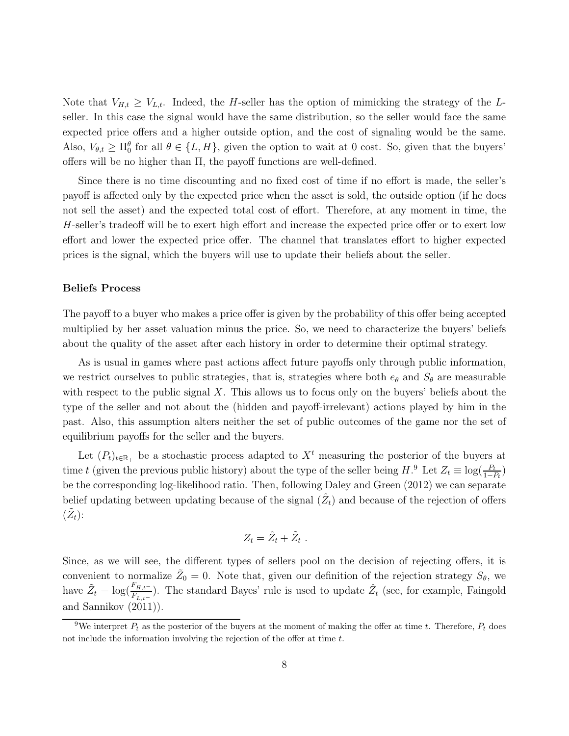Note that $V_{H,t} \geq V_{L,t}$. Indeed, the $H$-seller has the option of mimicking the strategy of the $L$-seller. In this case the signal would have the same distribution, so the seller would face the same expected price offers and a higher outside option, and the cost of signaling would be the same. Also, $V_{\theta,t} \geq \Pi_0^\theta$ for all $\theta \in \{L, H\}$, given the option to wait at 0 cost. So, given that the buyers' offers will be no higher than $\Pi$, the payoff functions are well-defined.

Since there is no time discounting and no fixed cost of time if no effort is made, the seller's payoff is affected only by the expected price when the asset is sold, the outside option (if he does not sell the asset) and the expected total cost of effort. Therefore, at any moment in time, the $H$-seller's tradeoff will be to exert high effort and increase the expected price offer or to exert low effort and lower the expected price offer. The channel that translates effort to higher expected prices is the signal, which the buyers will use to update their beliefs about the seller.

**Beliefs Process**

The payoff to a buyer who makes a price offer is given by the probability of this offer being accepted multiplied by her asset valuation minus the price. So, we need to characterize the buyers' beliefs about the quality of the asset after each history in order to determine their optimal strategy.

As is usual in games where past actions affect future payoffs only through public information, we restrict ourselves to public strategies, that is, strategies where both $e_\theta$ and $S_\theta$ are measurable with respect to the public signal $X$. This allows us to focus only on the buyers' beliefs about the type of the seller and not about the (hidden and payoff-irrelevant) actions played by him in the past. Also, this assumption alters neither the set of public outcomes of the game nor the set of equilibrium payoffs for the seller and the buyers.

Let $(P_t)_{t\in\mathbb{R}_+}$ be a stochastic process adapted to $X^t$ measuring the posterior of the buyers at time $t$ (given the previous public history) about the type of the seller being $H$.[9] Let $Z_t \equiv \log(\frac{P_t}{1-P_t})$ be the corresponding log-likelihood ratio. Then, following Daley and Green (2012) we can separate belief updating between updating because of the signal ($\hat{Z}_t$) and because of the rejection of offers ($\tilde{Z}_t$):

$$Z_t = \hat{Z}_t + \tilde{Z}_t \ .$$

Since, as we will see, the different types of sellers pool on the decision of rejecting offers, it is convenient to normalize $\tilde{Z}_0 = 0$. Note that, given our definition of the rejection strategy $S_\theta$, we have $\tilde{Z}_t = \log(\frac{F_{H,t^-}}{F_{L,t^-}})$. The standard Bayes' rule is used to update $\hat{Z}_t$ (see, for example, Faingold and Sannikov (2011)).

[9] We interpret $P_t$ as the posterior of the buyers at the moment of making the offer at time $t$. Therefore, $P_t$ does not include the information involving the rejection of the offer at time $t$.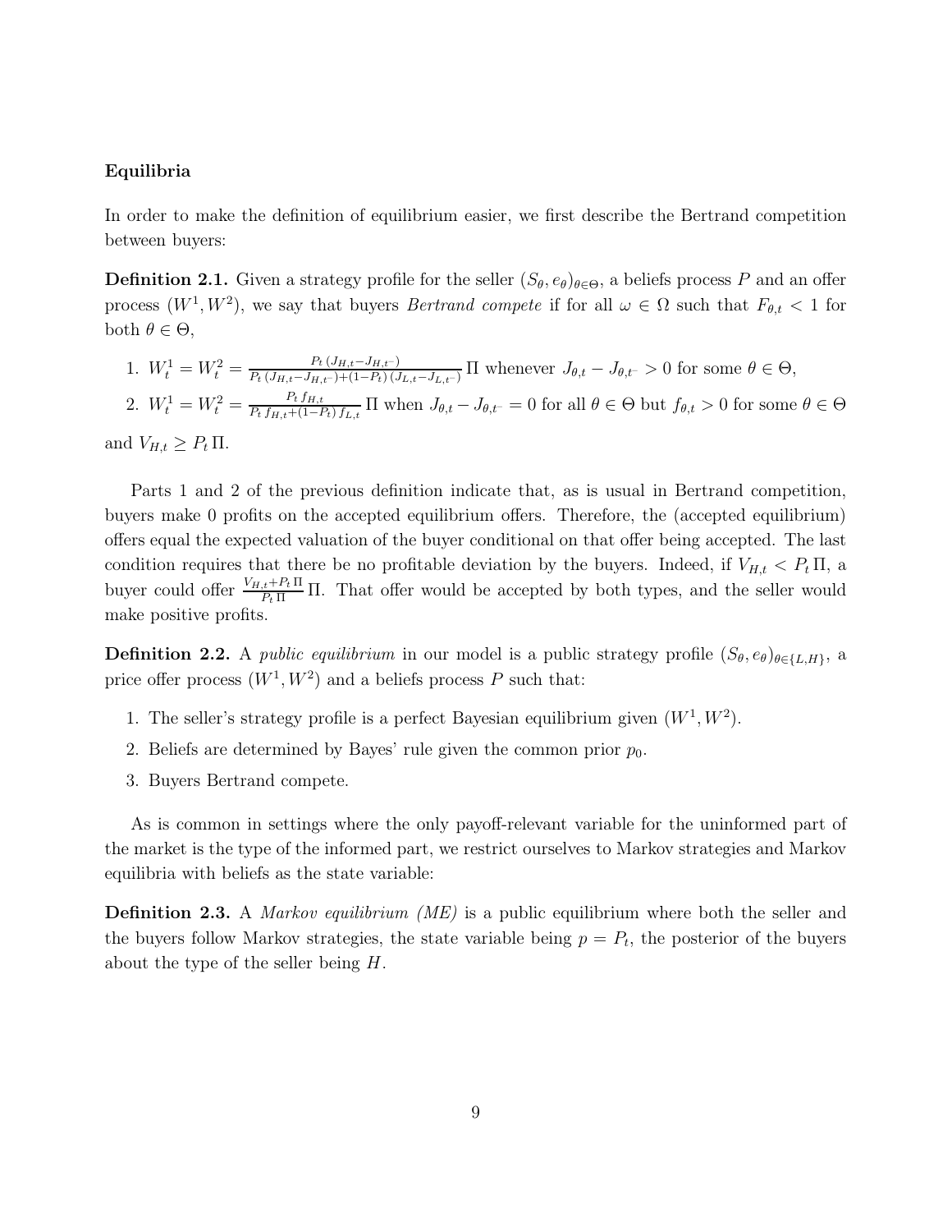**Equilibria**

In order to make the definition of equilibrium easier, we first describe the Bertrand competition between buyers:

**Definition 2.1.** Given a strategy profile for the seller $(S_\theta, e_\theta)_{\theta\in\Theta}$, a beliefs process $P$ and an offer process $(W^1, W^2)$, we say that buyers *Bertrand compete* if for all $\omega \in \Omega$ such that $F_{\theta,t} < 1$ for both $\theta \in \Theta$,

1. $W_t^1 = W_t^2 = \frac{P_t\,(J_{H,t}-J_{H,t^-})}{P_t\,(J_{H,t}-J_{H,t^-})+(1-P_t)\,(J_{L,t}-J_{L,t^-})}\,\Pi$ whenever $J_{\theta,t} - J_{\theta,t^-} > 0$ for some $\theta \in \Theta$,
2. $W_t^1 = W_t^2 = \frac{P_t\,f_{H,t}}{P_t\,f_{H,t}+(1-P_t)\,f_{L,t}}\,\Pi$ when $J_{\theta,t} - J_{\theta,t^-} = 0$ for all $\theta \in \Theta$ but $f_{\theta,t} > 0$ for some $\theta \in \Theta$

and $V_{H,t} \geq P_t\,\Pi$.

Parts 1 and 2 of the previous definition indicate that, as is usual in Bertrand competition, buyers make 0 profits on the accepted equilibrium offers. Therefore, the (accepted equilibrium) offers equal the expected valuation of the buyer conditional on that offer being accepted. The last condition requires that there be no profitable deviation by the buyers. Indeed, if $V_{H,t} < P_t\,\Pi$, a buyer could offer $\frac{V_{H,t}+P_t\,\Pi}{P_t\,\Pi}\,\Pi$. That offer would be accepted by both types, and the seller would make positive profits.

**Definition 2.2.** A *public equilibrium* in our model is a public strategy profile $(S_\theta, e_\theta)_{\theta\in\{L,H\}}$, a price offer process $(W^1, W^2)$ and a beliefs process $P$ such that:

1. The seller's strategy profile is a perfect Bayesian equilibrium given $(W^1, W^2)$.
2. Beliefs are determined by Bayes' rule given the common prior $p_0$.
3. Buyers Bertrand compete.

As is common in settings where the only payoff-relevant variable for the uninformed part of the market is the type of the informed part, we restrict ourselves to Markov strategies and Markov equilibria with beliefs as the state variable:

**Definition 2.3.** A *Markov equilibrium (ME)* is a public equilibrium where both the seller and the buyers follow Markov strategies, the state variable being $p = P_t$, the posterior of the buyers about the type of the seller being $H$.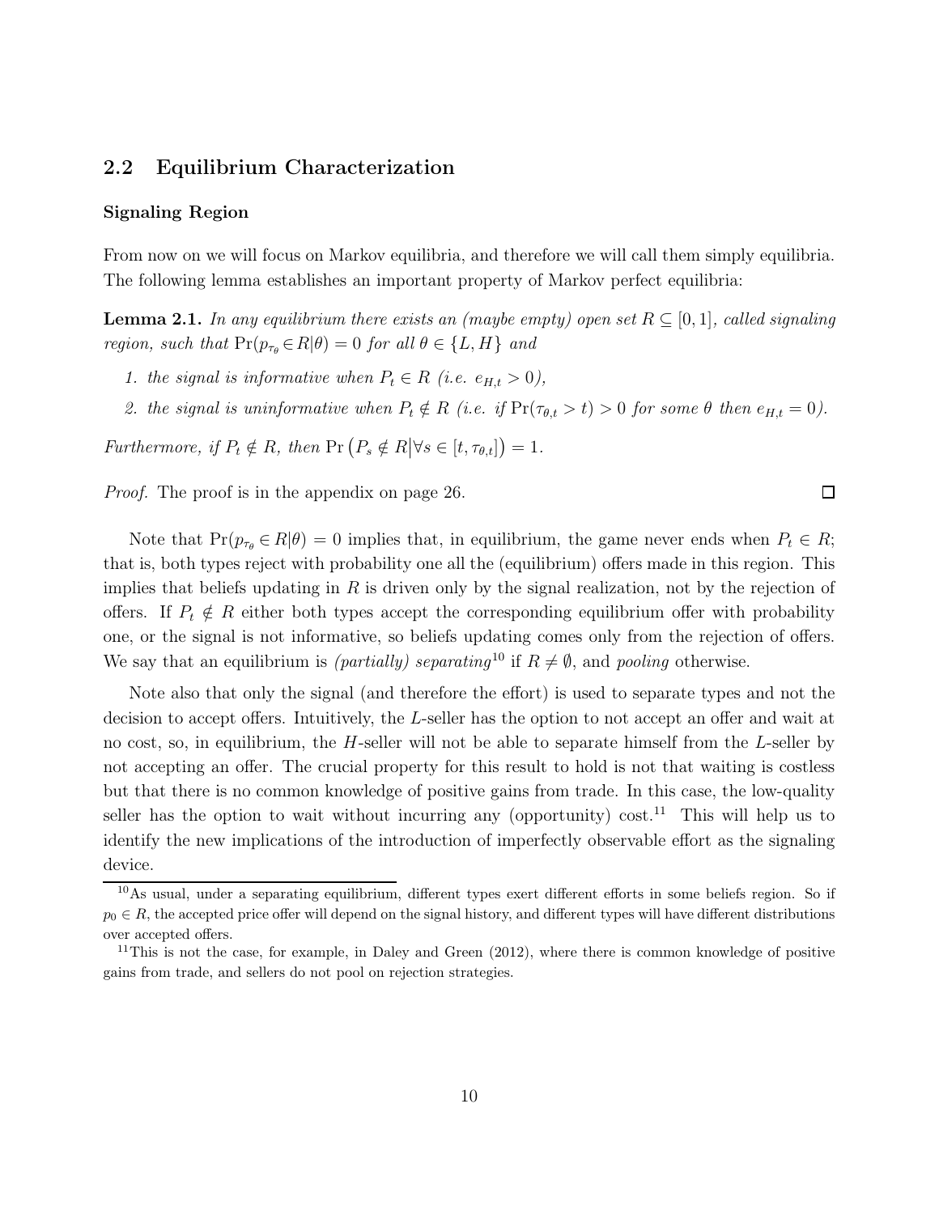## 2.2 Equilibrium Characterization

### Signaling Region

From now on we will focus on Markov equilibria, and therefore we will call them simply equilibria. The following lemma establishes an important property of Markov perfect equilibria:

**Lemma 2.1.** *In any equilibrium there exists an (maybe empty) open set $R \subseteq [0,1]$, called signaling region, such that $\Pr(p_{\tau_\theta} \in R|\theta) = 0$ for all $\theta \in \{L, H\}$ and*

1. *the signal is informative when $P_t \in R$ (i.e. $e_{H,t} > 0$),*
2. *the signal is uninformative when $P_t \notin R$ (i.e. if $\Pr(\tau_{\theta,t} > t) > 0$ for some $\theta$ then $e_{H,t} = 0$).*

*Furthermore, if $P_t \notin R$, then $\Pr\left(P_s \notin R \middle| \forall s \in [t, \tau_{\theta,t}]\right) = 1$.*

*Proof.* The proof is in the appendix on page 26. □

Note that $\Pr(p_{\tau_\theta} \in R|\theta) = 0$ implies that, in equilibrium, the game never ends when $P_t \in R$; that is, both types reject with probability one all the (equilibrium) offers made in this region. This implies that beliefs updating in $R$ is driven only by the signal realization, not by the rejection of offers. If $P_t \notin R$ either both types accept the corresponding equilibrium offer with probability one, or the signal is not informative, so beliefs updating comes only from the rejection of offers. We say that an equilibrium is *(partially) separating*[10] if $R \neq \emptyset$, and *pooling* otherwise.

Note also that only the signal (and therefore the effort) is used to separate types and not the decision to accept offers. Intuitively, the $L$-seller has the option to not accept an offer and wait at no cost, so, in equilibrium, the $H$-seller will not be able to separate himself from the $L$-seller by not accepting an offer. The crucial property for this result to hold is not that waiting is costless but that there is no common knowledge of positive gains from trade. In this case, the low-quality seller has the option to wait without incurring any (opportunity) cost.[11] This will help us to identify the new implications of the introduction of imperfectly observable effort as the signaling device.

[10] As usual, under a separating equilibrium, different types exert different efforts in some beliefs region. So if $p_0 \in R$, the accepted price offer will depend on the signal history, and different types will have different distributions over accepted offers.

[11] This is not the case, for example, in Daley and Green (2012), where there is common knowledge of positive gains from trade, and sellers do not pool on rejection strategies.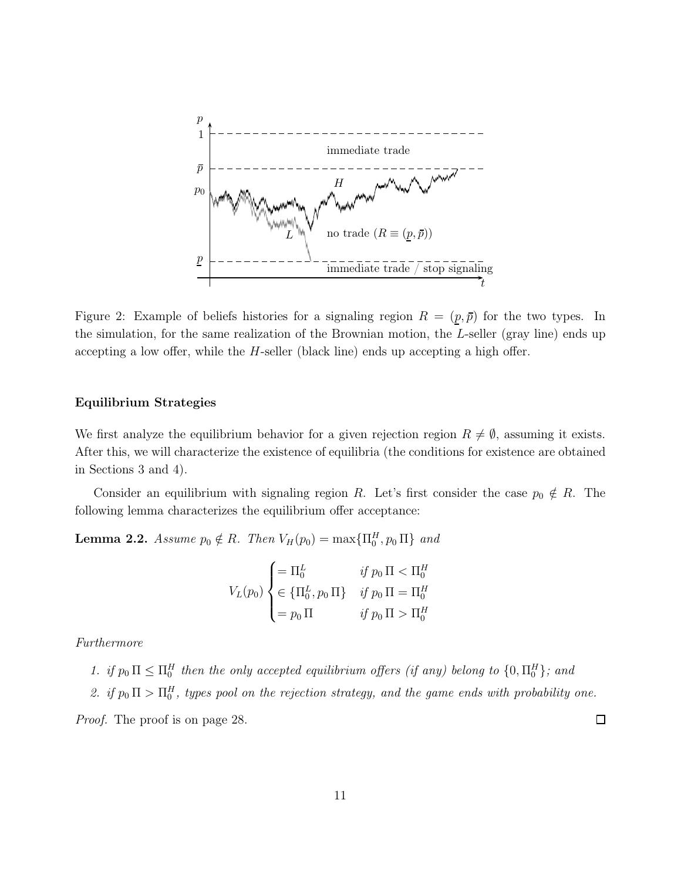Figure 2: Example of beliefs histories for a signaling region $R = (\underline{p}, \bar{p})$ for the two types. In the simulation, for the same realization of the Brownian motion, the $L$-seller (gray line) ends up accepting a low offer, while the $H$-seller (black line) ends up accepting a high offer.

**Equilibrium Strategies**

We first analyze the equilibrium behavior for a given rejection region $R \neq \emptyset$, assuming it exists. After this, we will characterize the existence of equilibria (the conditions for existence are obtained in Sections 3 and 4).

Consider an equilibrium with signaling region $R$. Let's first consider the case $p_0 \notin R$. The following lemma characterizes the equilibrium offer acceptance:

**Lemma 2.2.** *Assume $p_0 \notin R$. Then $V_H(p_0) = \max\{\Pi_0^H, p_0\,\Pi\}$ and*

$$V_L(p_0) \begin{cases} = \Pi_0^L & \text{if } p_0\,\Pi < \Pi_0^H \\ \in \{\Pi_0^L, p_0\,\Pi\} & \text{if } p_0\,\Pi = \Pi_0^H \\ = p_0\,\Pi & \text{if } p_0\,\Pi > \Pi_0^H \end{cases}$$

*Furthermore*

1. *if $p_0\,\Pi \leq \Pi_0^H$ then the only accepted equilibrium offers (if any) belong to $\{0, \Pi_0^H\}$; and*
2. *if $p_0\,\Pi > \Pi_0^H$, types pool on the rejection strategy, and the game ends with probability one.*

*Proof.* The proof is on page 28. □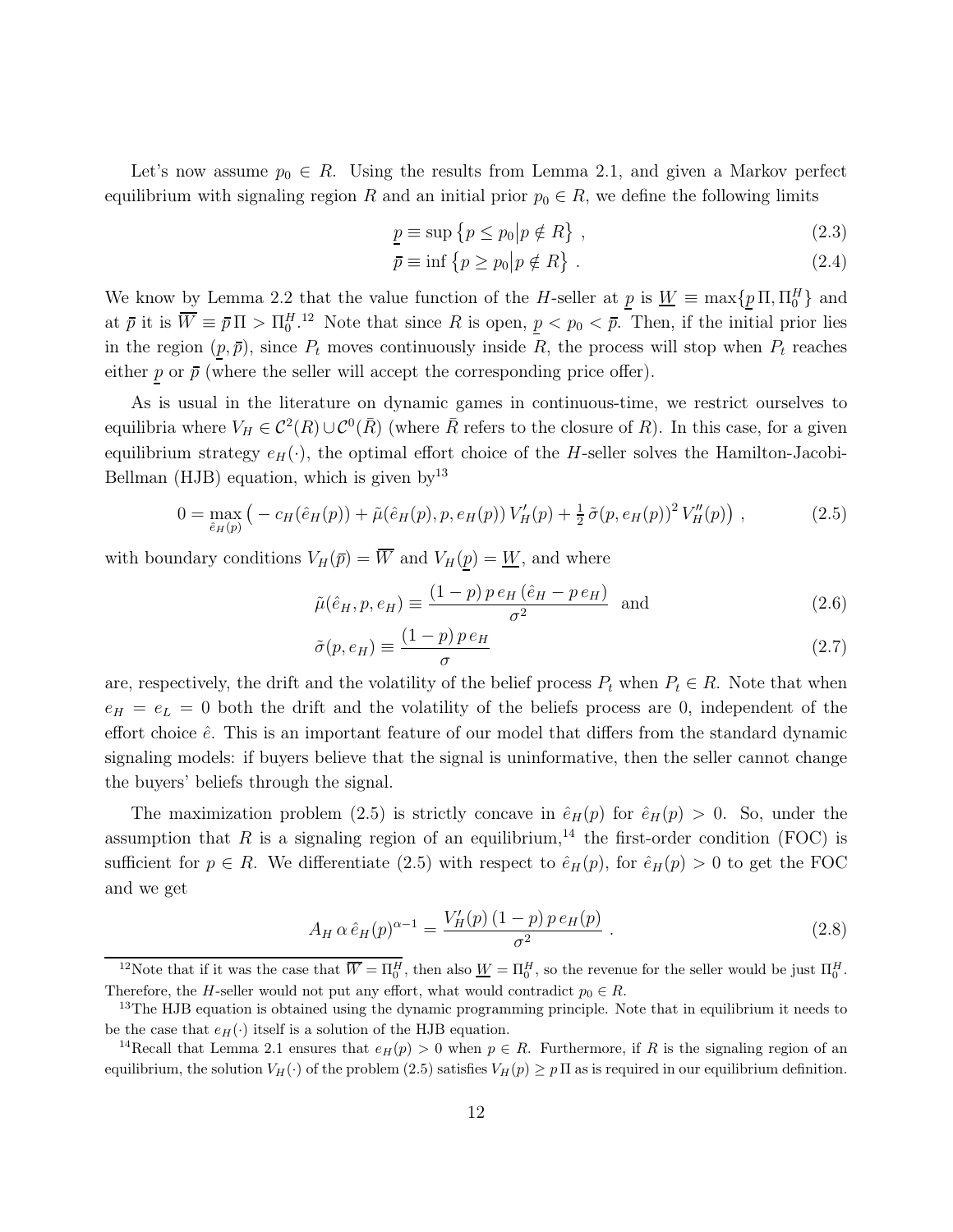Let's now assume $p_0 \in R$. Using the results from Lemma 2.1, and given a Markov perfect equilibrium with signaling region $R$ and an initial prior $p_0 \in R$, we define the following limits

$$\underline{p} \equiv \sup \left\{ p \leq p_0 \middle| p \notin R \right\} , \tag{2.3}$$

$$\bar{p} \equiv \inf \left\{ p \geq p_0 \middle| p \notin R \right\} . \tag{2.4}$$

We know by Lemma 2.2 that the value function of the $H$-seller at $\underline{p}$ is $\underline{W} \equiv \max\{\underline{p}\,\Pi, \Pi_0^H\}$ and at $\bar{p}$ it is $\overline{W} \equiv \bar{p}\,\Pi > \Pi_0^H$.[12] Note that since $R$ is open, $\underline{p} < p_0 < \bar{p}$. Then, if the initial prior lies in the region $(\underline{p}, \bar{p})$, since $P_t$ moves continuously inside $R$, the process will stop when $P_t$ reaches either $\underline{p}$ or $\bar{p}$ (where the seller will accept the corresponding price offer).

As is usual in the literature on dynamic games in continuous-time, we restrict ourselves to equilibria where $V_H \in \mathcal{C}^2(R) \cup \mathcal{C}^0(\bar{R})$ (where $\bar{R}$ refers to the closure of $R$). In this case, for a given equilibrium strategy $e_H(\cdot)$, the optimal effort choice of the $H$-seller solves the Hamilton-Jacobi-Bellman (HJB) equation, which is given by[13]

$$0 = \max_{\hat{e}_H(p)} \left( -\, c_H(\hat{e}_H(p)) + \tilde{\mu}(\hat{e}_H(p), p, e_H(p))\, V_H'(p) + \tfrac{1}{2}\, \tilde{\sigma}(p, e_H(p))^2\, V_H''(p) \right) , \tag{2.5}$$

with boundary conditions $V_H(\bar{p}) = \overline{W}$ and $V_H(\underline{p}) = \underline{W}$, and where

$$\tilde{\mu}(\hat{e}_H, p, e_H) \equiv \frac{(1-p)\, p\, e_H\, (\hat{e}_H - p\, e_H)}{\sigma^2} \quad \text{and} \tag{2.6}$$

$$\tilde{\sigma}(p, e_H) \equiv \frac{(1-p)\, p\, e_H}{\sigma} \tag{2.7}$$

are, respectively, the drift and the volatility of the belief process $P_t$ when $P_t \in R$. Note that when $e_H = e_L = 0$ both the drift and the volatility of the beliefs process are 0, independent of the effort choice $\hat{e}$. This is an important feature of our model that differs from the standard dynamic signaling models: if buyers believe that the signal is uninformative, then the seller cannot change the buyers' beliefs through the signal.

The maximization problem (2.5) is strictly concave in $\hat{e}_H(p)$ for $\hat{e}_H(p) > 0$. So, under the assumption that $R$ is a signaling region of an equilibrium,[14] the first-order condition (FOC) is sufficient for $p \in R$. We differentiate (2.5) with respect to $\hat{e}_H(p)$, for $\hat{e}_H(p) > 0$ to get the FOC and we get

$$A_H\, \alpha\, \hat{e}_H(p)^{\alpha - 1} = \frac{V_H'(p)\, (1-p)\, p\, e_H(p)}{\sigma^2} . \tag{2.8}$$

---

[12] Note that if it was the case that $\overline{W} = \Pi_0^H$, then also $\underline{W} = \Pi_0^H$, so the revenue for the seller would be just $\Pi_0^H$. Therefore, the $H$-seller would not put any effort, what would contradict $p_0 \in R$.

[13] The HJB equation is obtained using the dynamic programming principle. Note that in equilibrium it needs to be the case that $e_H(\cdot)$ itself is a solution of the HJB equation.

[14] Recall that Lemma 2.1 ensures that $e_H(p) > 0$ when $p \in R$. Furthermore, if $R$ is the signaling region of an equilibrium, the solution $V_H(\cdot)$ of the problem (2.5) satisfies $V_H(p) \geq p\,\Pi$ as is required in our equilibrium definition.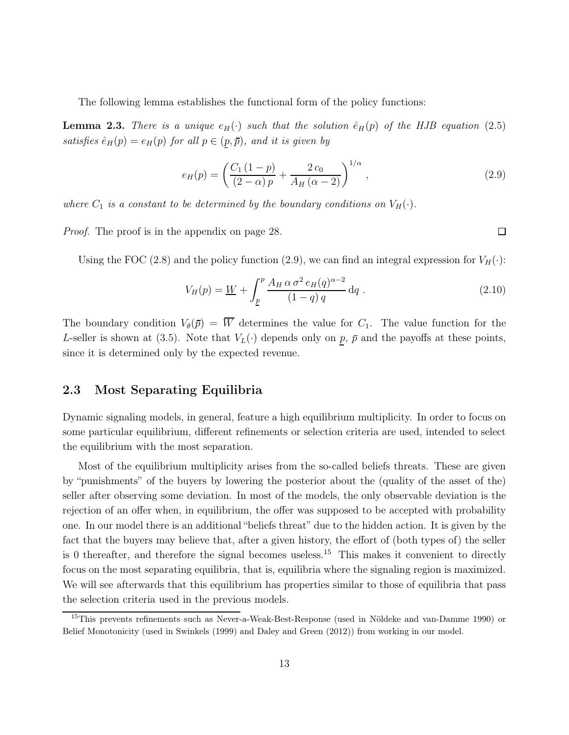The following lemma establishes the functional form of the policy functions:

**Lemma 2.3.** *There is a unique $e_H(\cdot)$ such that the solution $\hat{e}_H(p)$ of the HJB equation (2.5) satisfies $\hat{e}_H(p) = e_H(p)$ for all $p \in (\underline{p}, \bar{p})$, and it is given by*

$$e_H(p) = \left( \frac{C_1\,(1-p)}{(2-\alpha)\,p} + \frac{2\,c_0}{A_H\,(\alpha-2)} \right)^{1/\alpha} , \tag{2.9}$$

*where $C_1$ is a constant to be determined by the boundary conditions on $V_H(\cdot)$.*

*Proof.* The proof is in the appendix on page 28. □

Using the FOC (2.8) and the policy function (2.9), we can find an integral expression for $V_H(\cdot)$:

$$V_H(p) = \underline{W} + \int_{\underline{p}}^{p} \frac{A_H\,\alpha\,\sigma^2\,e_H(q)^{\alpha-2}}{(1-q)\,q}\,\mathrm{d}q \; . \tag{2.10}$$

The boundary condition $V_\theta(\bar{p}) = \overline{W}$ determines the value for $C_1$. The value function for the $L$-seller is shown at (3.5). Note that $V_L(\cdot)$ depends only on $\underline{p}$, $\bar{p}$ and the payoffs at these points, since it is determined only by the expected revenue.

## 2.3 Most Separating Equilibria

Dynamic signaling models, in general, feature a high equilibrium multiplicity. In order to focus on some particular equilibrium, different refinements or selection criteria are used, intended to select the equilibrium with the most separation.

Most of the equilibrium multiplicity arises from the so-called beliefs threats. These are given by "punishments" of the buyers by lowering the posterior about the (quality of the asset of the) seller after observing some deviation. In most of the models, the only observable deviation is the rejection of an offer when, in equilibrium, the offer was supposed to be accepted with probability one. In our model there is an additional "beliefs threat" due to the hidden action. It is given by the fact that the buyers may believe that, after a given history, the effort of (both types of) the seller is 0 thereafter, and therefore the signal becomes useless.[15] This makes it convenient to directly focus on the most separating equilibria, that is, equilibria where the signaling region is maximized. We will see afterwards that this equilibrium has properties similar to those of equilibria that pass the selection criteria used in the previous models.

[15] This prevents refinements such as Never-a-Weak-Best-Response (used in Nöldeke and van-Damme 1990) or Belief Monotonicity (used in Swinkels (1999) and Daley and Green (2012)) from working in our model.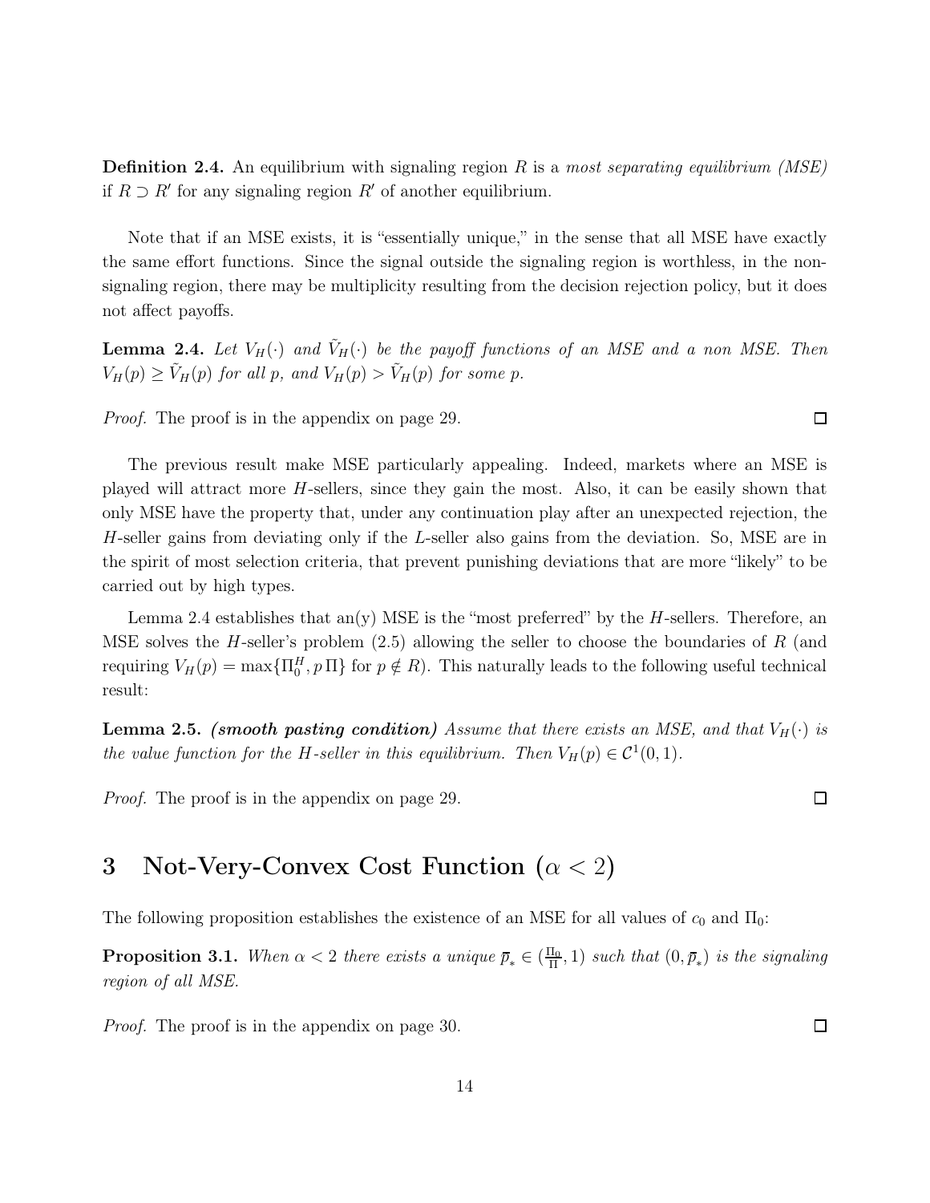**Definition 2.4.** An equilibrium with signaling region $R$ is a *most separating equilibrium (MSE)* if $R \supset R'$ for any signaling region $R'$ of another equilibrium.

Note that if an MSE exists, it is "essentially unique," in the sense that all MSE have exactly the same effort functions. Since the signal outside the signaling region is worthless, in the non-signaling region, there may be multiplicity resulting from the decision rejection policy, but it does not affect payoffs.

**Lemma 2.4.** *Let $V_H(\cdot)$ and $\tilde{V}_H(\cdot)$ be the payoff functions of an MSE and a non MSE. Then $V_H(p) \geq \tilde{V}_H(p)$ for all $p$, and $V_H(p) > \tilde{V}_H(p)$ for some $p$.*

*Proof.* The proof is in the appendix on page 29. ☐

The previous result make MSE particularly appealing. Indeed, markets where an MSE is played will attract more $H$-sellers, since they gain the most. Also, it can be easily shown that only MSE have the property that, under any continuation play after an unexpected rejection, the $H$-seller gains from deviating only if the $L$-seller also gains from the deviation. So, MSE are in the spirit of most selection criteria, that prevent punishing deviations that are more "likely" to be carried out by high types.

Lemma 2.4 establishes that an(y) MSE is the "most preferred" by the $H$-sellers. Therefore, an MSE solves the $H$-seller's problem (2.5) allowing the seller to choose the boundaries of $R$ (and requiring $V_H(p) = \max\{\Pi_0^H, p\,\Pi\}$ for $p \notin R$). This naturally leads to the following useful technical result:

**Lemma 2.5.** ***(smooth pasting condition)*** *Assume that there exists an MSE, and that $V_H(\cdot)$ is the value function for the $H$-seller in this equilibrium. Then $V_H(p) \in \mathcal{C}^1(0,1)$.*

*Proof.* The proof is in the appendix on page 29. ☐

# 3 Not-Very-Convex Cost Function ($\alpha < 2$)

The following proposition establishes the existence of an MSE for all values of $c_0$ and $\Pi_0$:

**Proposition 3.1.** *When $\alpha < 2$ there exists a unique $\bar{p}_* \in (\frac{\Pi_0}{\Pi}, 1)$ such that $(0, \bar{p}_*)$ is the signaling region of all MSE.*

*Proof.* The proof is in the appendix on page 30. ☐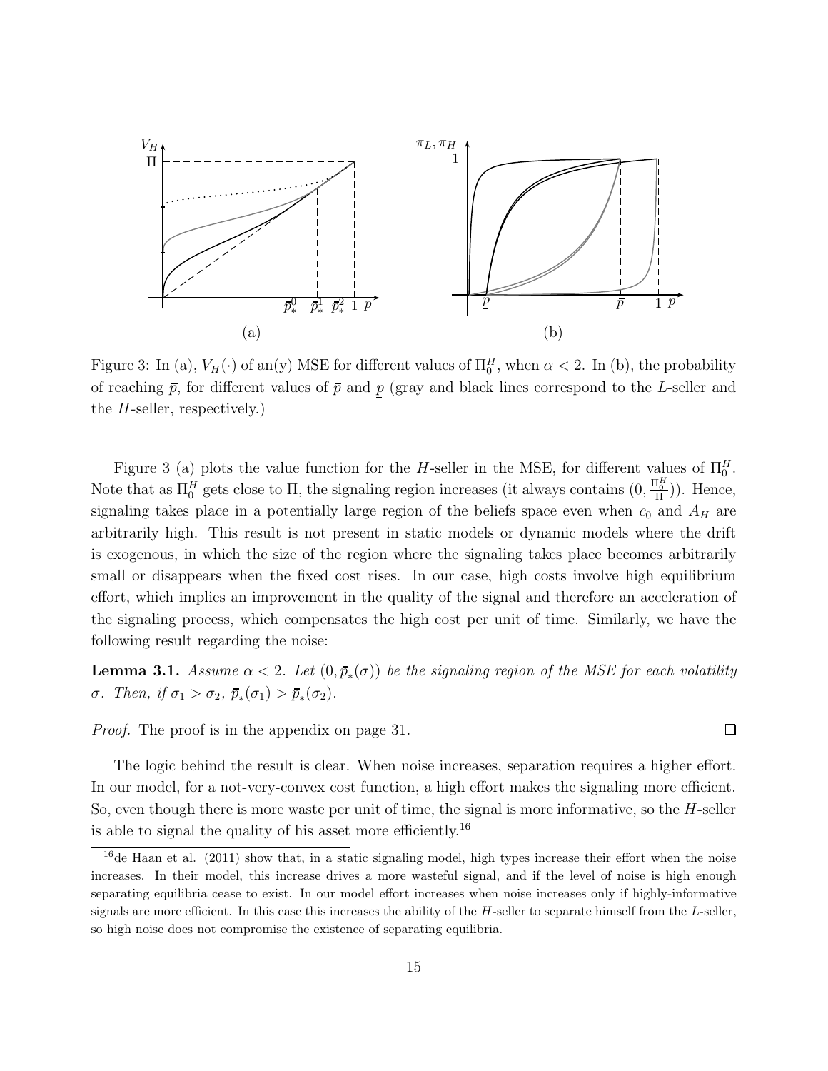Figure 3: In (a), $V_H(\cdot)$ of an(y) MSE for different values of $\Pi_0^H$, when $\alpha < 2$. In (b), the probability of reaching $\bar{p}$, for different values of $\bar{p}$ and $\underline{p}$ (gray and black lines correspond to the $L$-seller and the $H$-seller, respectively.)

Figure 3 (a) plots the value function for the $H$-seller in the MSE, for different values of $\Pi_0^H$. Note that as $\Pi_0^H$ gets close to $\Pi$, the signaling region increases (it always contains $(0, \frac{\Pi_0^H}{\Pi})$). Hence, signaling takes place in a potentially large region of the beliefs space even when $c_0$ and $A_H$ are arbitrarily high. This result is not present in static models or dynamic models where the drift is exogenous, in which the size of the region where the signaling takes place becomes arbitrarily small or disappears when the fixed cost rises. In our case, high costs involve high equilibrium effort, which implies an improvement in the quality of the signal and therefore an acceleration of the signaling process, which compensates the high cost per unit of time. Similarly, we have the following result regarding the noise:

**Lemma 3.1.** *Assume $\alpha < 2$. Let $(0, \bar{p}_*(\sigma))$ be the signaling region of the MSE for each volatility $\sigma$. Then, if $\sigma_1 > \sigma_2$, $\bar{p}_*(\sigma_1) > \bar{p}_*(\sigma_2)$.*

*Proof.* The proof is in the appendix on page 31. □

The logic behind the result is clear. When noise increases, separation requires a higher effort. In our model, for a not-very-convex cost function, a high effort makes the signaling more efficient. So, even though there is more waste per unit of time, the signal is more informative, so the $H$-seller is able to signal the quality of his asset more efficiently.[16]

[16] de Haan et al. (2011) show that, in a static signaling model, high types increase their effort when the noise increases. In their model, this increase drives a more wasteful signal, and if the level of noise is high enough separating equilibria cease to exist. In our model effort increases when noise increases only if highly-informative signals are more efficient. In this case this increases the ability of the $H$-seller to separate himself from the $L$-seller, so high noise does not compromise the existence of separating equilibria.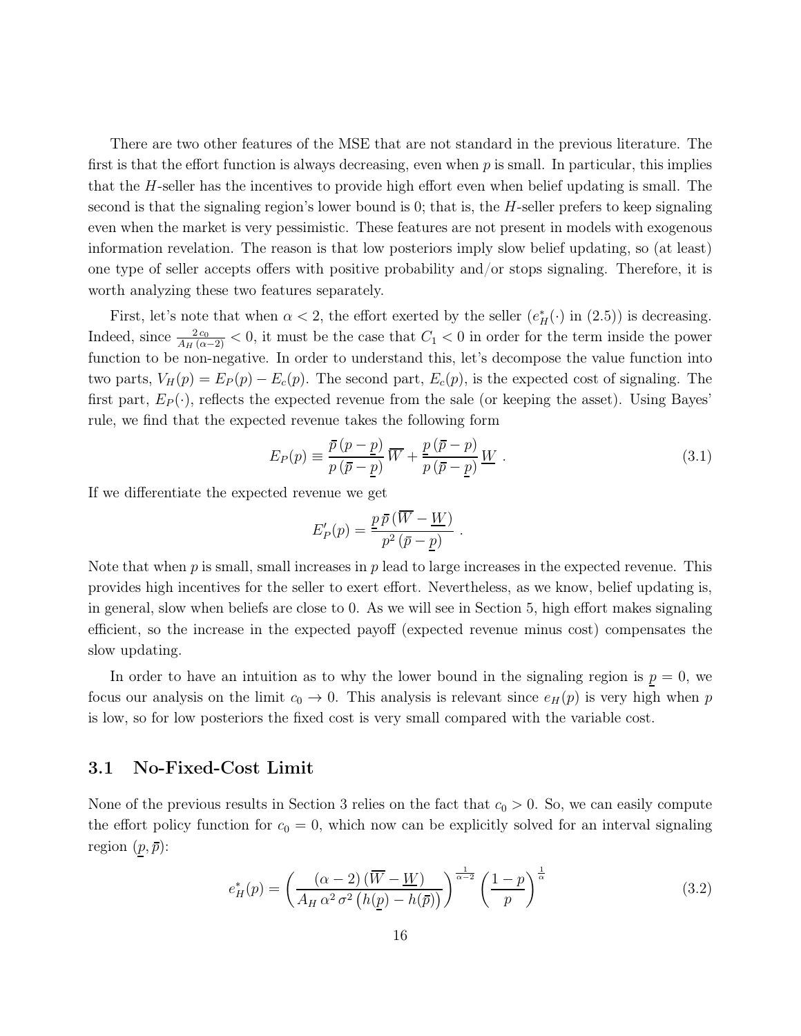There are two other features of the MSE that are not standard in the previous literature. The first is that the effort function is always decreasing, even when $p$ is small. In particular, this implies that the $H$-seller has the incentives to provide high effort even when belief updating is small. The second is that the signaling region's lower bound is 0; that is, the $H$-seller prefers to keep signaling even when the market is very pessimistic. These features are not present in models with exogenous information revelation. The reason is that low posteriors imply slow belief updating, so (at least) one type of seller accepts offers with positive probability and/or stops signaling. Therefore, it is worth analyzing these two features separately.

First, let's note that when $\alpha < 2$, the effort exerted by the seller ($e^*_H(\cdot)$ in (2.5)) is decreasing. Indeed, since $\frac{2\,c_0}{A_H\,(\alpha-2)} < 0$, it must be the case that $C_1 < 0$ in order for the term inside the power function to be non-negative. In order to understand this, let's decompose the value function into two parts, $V_H(p) = E_P(p) - E_c(p)$. The second part, $E_c(p)$, is the expected cost of signaling. The first part, $E_P(\cdot)$, reflects the expected revenue from the sale (or keeping the asset). Using Bayes' rule, we find that the expected revenue takes the following form

$$E_P(p) \equiv \frac{\bar{p}\,(p-\underline{p})}{p\,(\bar{p}-\underline{p})}\,\overline{W} + \frac{\underline{p}\,(\bar{p}-p)}{p\,(\bar{p}-\underline{p})}\,\underline{W}\ . \tag{3.1}$$

If we differentiate the expected revenue we get

$$E_P'(p) = \frac{\underline{p}\,\bar{p}\,(\overline{W}-\underline{W})}{p^2\,(\bar{p}-\underline{p})}\ .$$

Note that when $p$ is small, small increases in $p$ lead to large increases in the expected revenue. This provides high incentives for the seller to exert effort. Nevertheless, as we know, belief updating is, in general, slow when beliefs are close to 0. As we will see in Section 5, high effort makes signaling efficient, so the increase in the expected payoff (expected revenue minus cost) compensates the slow updating.

In order to have an intuition as to why the lower bound in the signaling region is $\underline{p} = 0$, we focus our analysis on the limit $c_0 \to 0$. This analysis is relevant since $e_H(p)$ is very high when $p$ is low, so for low posteriors the fixed cost is very small compared with the variable cost.

### 3.1 No-Fixed-Cost Limit

None of the previous results in Section 3 relies on the fact that $c_0 > 0$. So, we can easily compute the effort policy function for $c_0 = 0$, which now can be explicitly solved for an interval signaling region $(\underline{p}, \bar{p})$:

$$e^*_H(p) = \left(\frac{(\alpha-2)\,(\overline{W}-\underline{W})}{A_H\,\alpha^2\,\sigma^2\,\big(h(\underline{p})-h(\bar{p})\big)}\right)^{\frac{1}{\alpha-2}}\left(\frac{1-p}{p}\right)^{\frac{1}{\alpha}} \tag{3.2}$$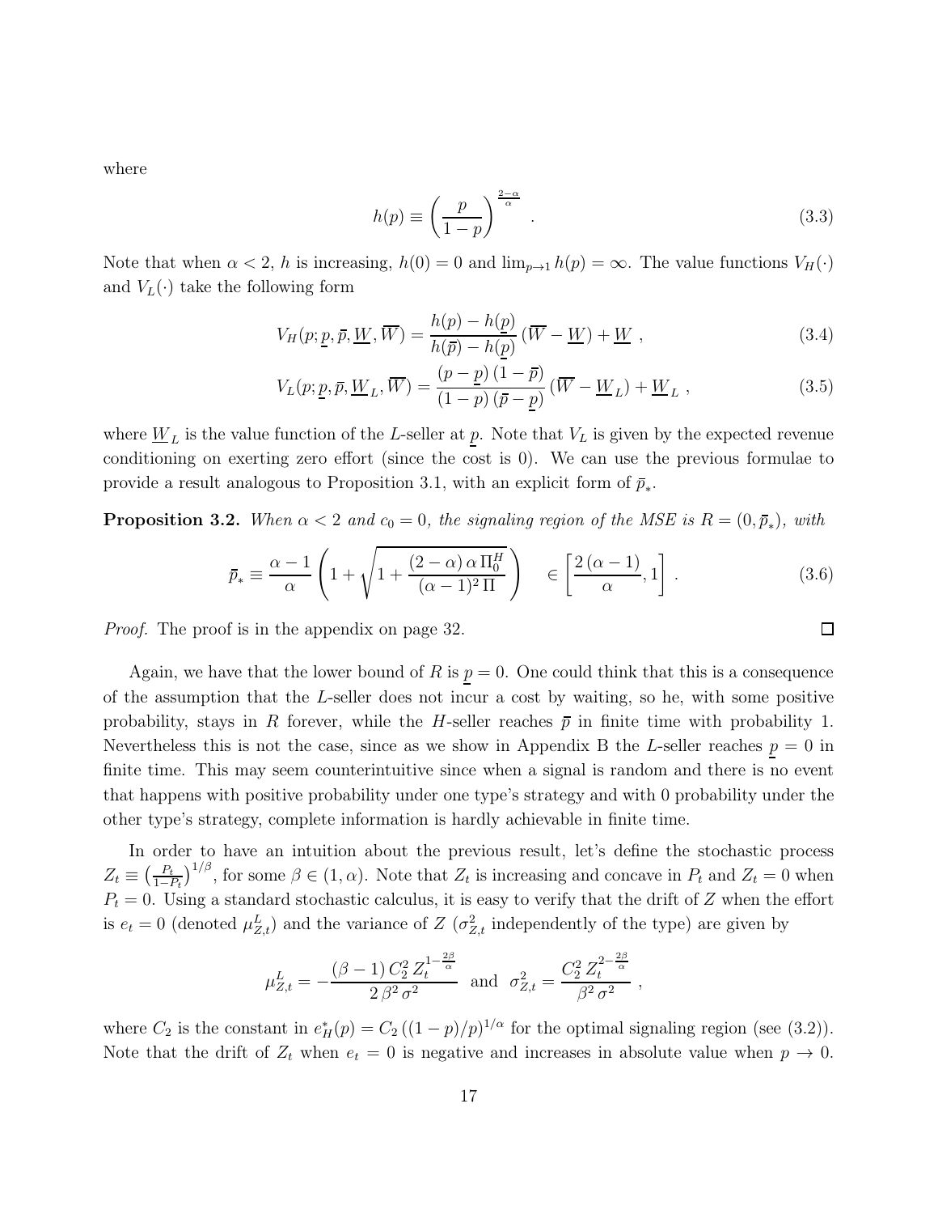where

$$h(p) \equiv \left(\frac{p}{1-p}\right)^{\frac{2-\alpha}{\alpha}} . \tag{3.3}$$

Note that when $\alpha < 2$, $h$ is increasing, $h(0) = 0$ and $\lim_{p\to 1} h(p) = \infty$. The value functions $V_H(\cdot)$ and $V_L(\cdot)$ take the following form

$$V_H(p; \underline{p}, \bar{p}, \underline{W}, \overline{W}) = \frac{h(p) - h(\underline{p})}{h(\bar{p}) - h(\underline{p})} (\overline{W} - \underline{W}) + \underline{W} , \tag{3.4}$$

$$V_L(p; \underline{p}, \bar{p}, \underline{W}_L, \overline{W}) = \frac{(p - \underline{p})(1 - \bar{p})}{(1 - p)(\bar{p} - \underline{p})} (\overline{W} - \underline{W}_L) + \underline{W}_L , \tag{3.5}$$

where $\underline{W}_L$ is the value function of the $L$-seller at $\underline{p}$. Note that $V_L$ is given by the expected revenue conditioning on exerting zero effort (since the cost is 0). We can use the previous formulae to provide a result analogous to Proposition 3.1, with an explicit form of $\bar{p}_*$.

**Proposition 3.2.** *When $\alpha < 2$ and $c_0 = 0$, the signaling region of the MSE is $R = (0, \bar{p}_*)$, with*

$$\bar{p}_* \equiv \frac{\alpha - 1}{\alpha} \left(1 + \sqrt{1 + \frac{(2-\alpha)\,\alpha\,\Pi_0^H}{(\alpha-1)^2\,\Pi}}\right) \quad \in \left[\frac{2\,(\alpha-1)}{\alpha}, 1\right] . \tag{3.6}$$

*Proof.* The proof is in the appendix on page 32. □

Again, we have that the lower bound of $R$ is $\underline{p} = 0$. One could think that this is a consequence of the assumption that the $L$-seller does not incur a cost by waiting, so he, with some positive probability, stays in $R$ forever, while the $H$-seller reaches $\bar{p}$ in finite time with probability 1. Nevertheless this is not the case, since as we show in Appendix B the $L$-seller reaches $\underline{p} = 0$ in finite time. This may seem counterintuitive since when a signal is random and there is no event that happens with positive probability under one type's strategy and with 0 probability under the other type's strategy, complete information is hardly achievable in finite time.

In order to have an intuition about the previous result, let's define the stochastic process $Z_t \equiv \left(\frac{P_t}{1-P_t}\right)^{1/\beta}$, for some $\beta \in (1, \alpha)$. Note that $Z_t$ is increasing and concave in $P_t$ and $Z_t = 0$ when $P_t = 0$. Using a standard stochastic calculus, it is easy to verify that the drift of $Z$ when the effort is $e_t = 0$ (denoted $\mu^L_{Z,t}$) and the variance of $Z$ ($\sigma^2_{Z,t}$ independently of the type) are given by

$$\mu^L_{Z,t} = -\frac{(\beta - 1)\, C_2^2\, Z_t^{1-\frac{2\beta}{\alpha}}}{2\,\beta^2\,\sigma^2} \quad \text{and} \quad \sigma^2_{Z,t} = \frac{C_2^2\, Z_t^{2-\frac{2\beta}{\alpha}}}{\beta^2\,\sigma^2} ,$$

where $C_2$ is the constant in $e^*_H(p) = C_2\,((1-p)/p)^{1/\alpha}$ for the optimal signaling region (see (3.2)). Note that the drift of $Z_t$ when $e_t = 0$ is negative and increases in absolute value when $p \to 0$.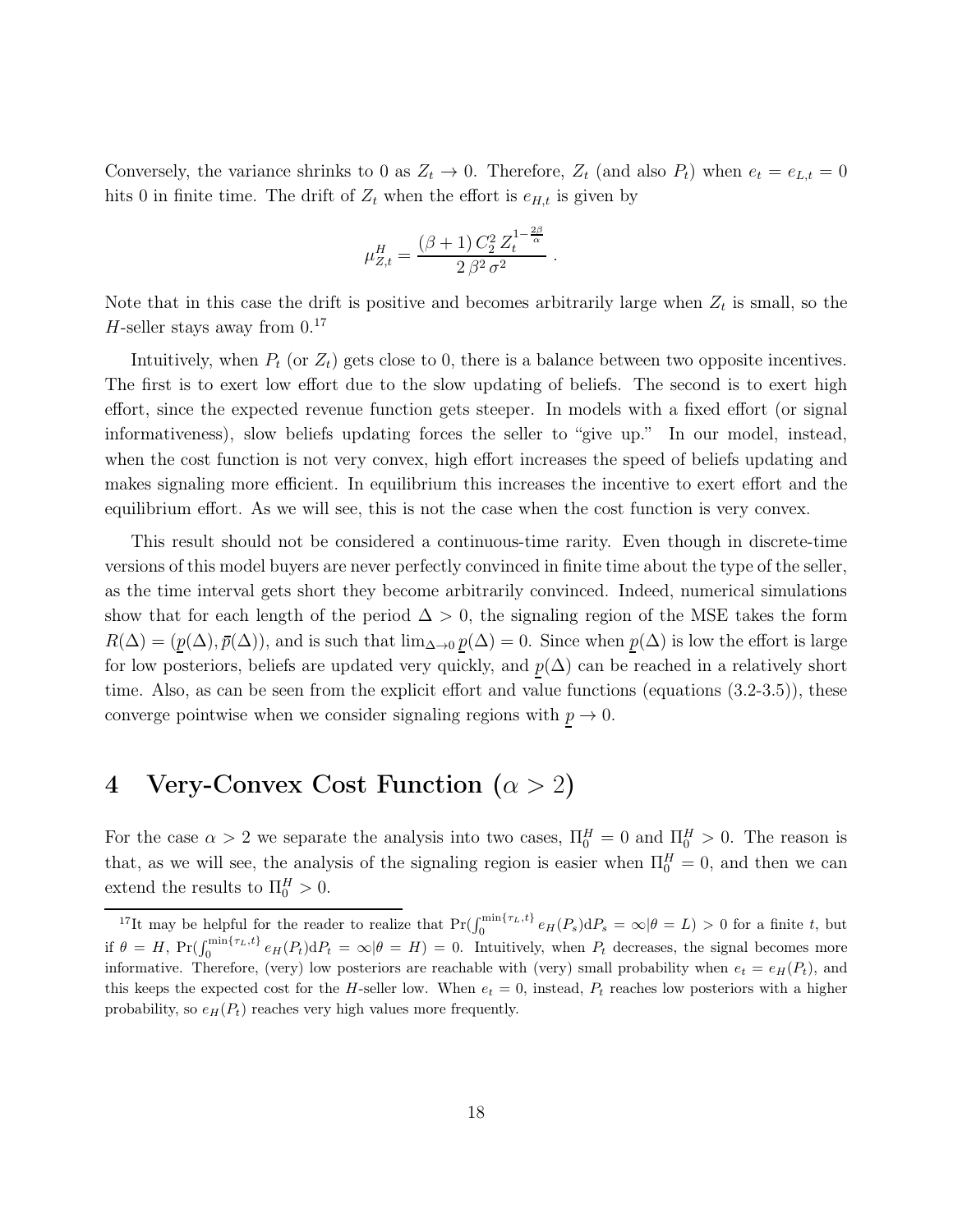Conversely, the variance shrinks to 0 as $Z_t \to 0$. Therefore, $Z_t$ (and also $P_t$) when $e_t = e_{L,t} = 0$ hits 0 in finite time. The drift of $Z_t$ when the effort is $e_{H,t}$ is given by

$$\mu^H_{Z,t} = \frac{(\beta+1)\, C_2^2\, Z_t^{1-\frac{2\beta}{\alpha}}}{2\,\beta^2\,\sigma^2}\ .$$

Note that in this case the drift is positive and becomes arbitrarily large when $Z_t$ is small, so the $H$-seller stays away from 0.[17]

Intuitively, when $P_t$ (or $Z_t$) gets close to 0, there is a balance between two opposite incentives. The first is to exert low effort due to the slow updating of beliefs. The second is to exert high effort, since the expected revenue function gets steeper. In models with a fixed effort (or signal informativeness), slow beliefs updating forces the seller to "give up." In our model, instead, when the cost function is not very convex, high effort increases the speed of beliefs updating and makes signaling more efficient. In equilibrium this increases the incentive to exert effort and the equilibrium effort. As we will see, this is not the case when the cost function is very convex.

This result should not be considered a continuous-time rarity. Even though in discrete-time versions of this model buyers are never perfectly convinced in finite time about the type of the seller, as the time interval gets short they become arbitrarily convinced. Indeed, numerical simulations show that for each length of the period $\Delta > 0$, the signaling region of the MSE takes the form $R(\Delta) = (\underline{p}(\Delta), \bar{p}(\Delta))$, and is such that $\lim_{\Delta\to 0} \underline{p}(\Delta) = 0$. Since when $\underline{p}(\Delta)$ is low the effort is large for low posteriors, beliefs are updated very quickly, and $\underline{p}(\Delta)$ can be reached in a relatively short time. Also, as can be seen from the explicit effort and value functions (equations (3.2-3.5)), these converge pointwise when we consider signaling regions with $\underline{p} \to 0$.

# 4 Very-Convex Cost Function ($\alpha > 2$)

For the case $\alpha > 2$ we separate the analysis into two cases, $\Pi^H_0 = 0$ and $\Pi^H_0 > 0$. The reason is that, as we will see, the analysis of the signaling region is easier when $\Pi^H_0 = 0$, and then we can extend the results to $\Pi^H_0 > 0$.

---

[17]It may be helpful for the reader to realize that $\Pr(\int_0^{\min\{\tau_L,t\}} e_H(P_s)\mathrm{d}P_s = \infty | \theta = L) > 0$ for a finite $t$, but if $\theta = H$, $\Pr(\int_0^{\min\{\tau_L,t\}} e_H(P_t)\mathrm{d}P_t = \infty | \theta = H) = 0$. Intuitively, when $P_t$ decreases, the signal becomes more informative. Therefore, (very) low posteriors are reachable with (very) small probability when $e_t = e_H(P_t)$, and this keeps the expected cost for the $H$-seller low. When $e_t = 0$, instead, $P_t$ reaches low posteriors with a higher probability, so $e_H(P_t)$ reaches very high values more frequently.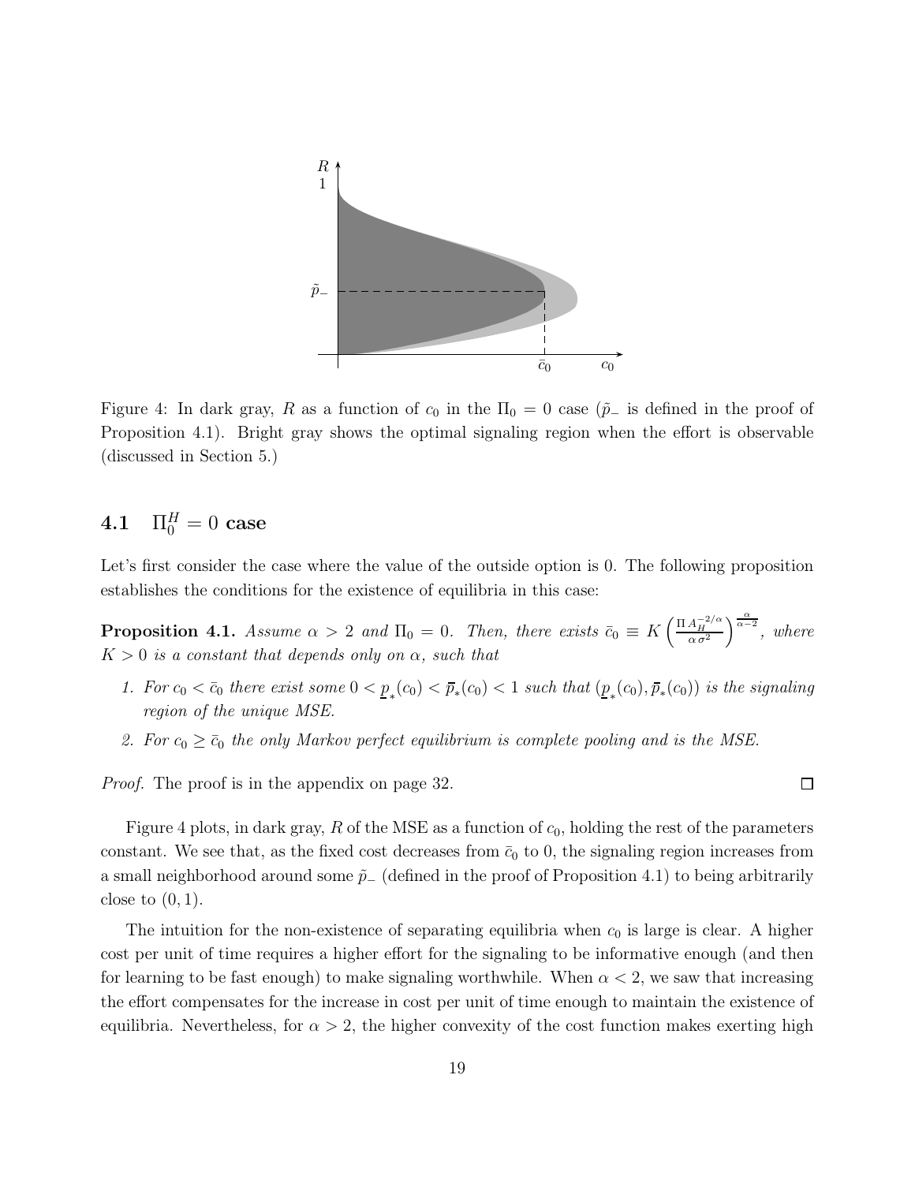Figure 4: In dark gray, $R$ as a function of $c_0$ in the $\Pi_0 = 0$ case ($\tilde{p}_-$ is defined in the proof of Proposition 4.1). Bright gray shows the optimal signaling region when the effort is observable (discussed in Section 5.)

### 4.1 $\Pi_0^H = 0$ case

Let's first consider the case where the value of the outside option is 0. The following proposition establishes the conditions for the existence of equilibria in this case:

**Proposition 4.1.** *Assume $\alpha > 2$ and $\Pi_0 = 0$. Then, there exists $\bar{c}_0 \equiv K \left( \frac{\Pi A_H^{-2/\alpha}}{\alpha \sigma^2} \right)^{\frac{\alpha}{\alpha - 2}}$, where $K > 0$ is a constant that depends only on $\alpha$, such that*

1. *For $c_0 < \bar{c}_0$ there exist some $0 < \underline{p}_*(c_0) < \bar{p}_*(c_0) < 1$ such that $(\underline{p}_*(c_0), \bar{p}_*(c_0))$ is the signaling region of the unique MSE.*
2. *For $c_0 \geq \bar{c}_0$ the only Markov perfect equilibrium is complete pooling and is the MSE.*

*Proof.* The proof is in the appendix on page 32. □

Figure 4 plots, in dark gray, $R$ of the MSE as a function of $c_0$, holding the rest of the parameters constant. We see that, as the fixed cost decreases from $\bar{c}_0$ to 0, the signaling region increases from a small neighborhood around some $\tilde{p}_-$ (defined in the proof of Proposition 4.1) to being arbitrarily close to $(0, 1)$.

The intuition for the non-existence of separating equilibria when $c_0$ is large is clear. A higher cost per unit of time requires a higher effort for the signaling to be informative enough (and then for learning to be fast enough) to make signaling worthwhile. When $\alpha < 2$, we saw that increasing the effort compensates for the increase in cost per unit of time enough to maintain the existence of equilibria. Nevertheless, for $\alpha > 2$, the higher convexity of the cost function makes exerting high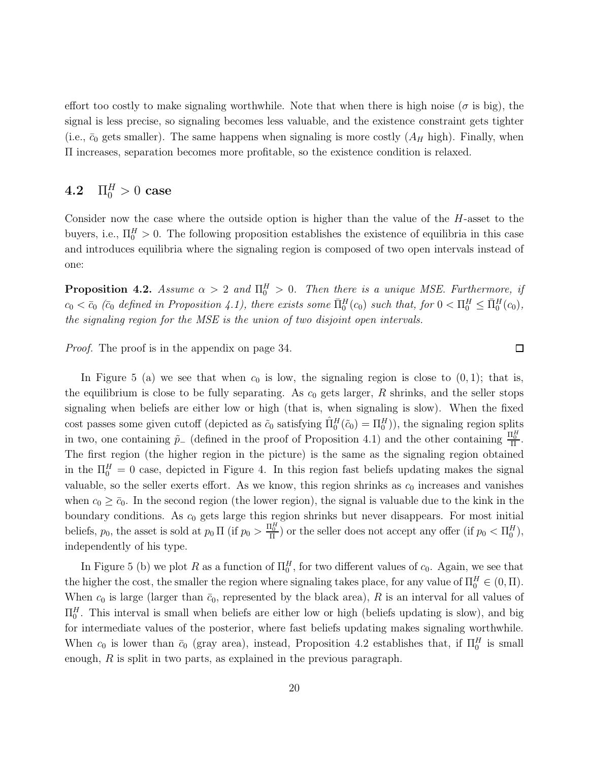effort too costly to make signaling worthwhile. Note that when there is high noise ($\sigma$ is big), the signal is less precise, so signaling becomes less valuable, and the existence constraint gets tighter (i.e., $\bar{c}_0$ gets smaller). The same happens when signaling is more costly ($A_H$ high). Finally, when $\Pi$ increases, separation becomes more profitable, so the existence condition is relaxed.

## 4.2 $\Pi_0^H > 0$ case

Consider now the case where the outside option is higher than the value of the $H$-asset to the buyers, i.e., $\Pi_0^H > 0$. The following proposition establishes the existence of equilibria in this case and introduces equilibria where the signaling region is composed of two open intervals instead of one:

**Proposition 4.2.** *Assume $\alpha > 2$ and $\Pi_0^H > 0$. Then there is a unique MSE. Furthermore, if $c_0 < \bar{c}_0$ ($\bar{c}_0$ defined in Proposition 4.1), there exists some $\bar{\Pi}_0^H(c_0)$ such that, for $0 < \Pi_0^H \leq \bar{\Pi}_0^H(c_0)$, the signaling region for the MSE is the union of two disjoint open intervals.*

*Proof.* The proof is in the appendix on page 34. □

In Figure 5 (a) we see that when $c_0$ is low, the signaling region is close to $(0, 1)$; that is, the equilibrium is close to be fully separating. As $c_0$ gets larger, $R$ shrinks, and the seller stops signaling when beliefs are either low or high (that is, when signaling is slow). When the fixed cost passes some given cutoff (depicted as $\tilde{c}_0$ satisfying $\hat{\Pi}_0^H(\tilde{c}_0) = \Pi_0^H$)), the signaling region splits in two, one containing $\tilde{p}_-$ (defined in the proof of Proposition 4.1) and the other containing $\frac{\Pi_0^H}{\Pi}$. The first region (the higher region in the picture) is the same as the signaling region obtained in the $\Pi_0^H = 0$ case, depicted in Figure 4. In this region fast beliefs updating makes the signal valuable, so the seller exerts effort. As we know, this region shrinks as $c_0$ increases and vanishes when $c_0 \geq \bar{c}_0$. In the second region (the lower region), the signal is valuable due to the kink in the boundary conditions. As $c_0$ gets large this region shrinks but never disappears. For most initial beliefs, $p_0$, the asset is sold at $p_0 \Pi$ (if $p_0 > \frac{\Pi_0^H}{\Pi}$) or the seller does not accept any offer (if $p_0 < \Pi_0^H$), independently of his type.

In Figure 5 (b) we plot $R$ as a function of $\Pi_0^H$, for two different values of $c_0$. Again, we see that the higher the cost, the smaller the region where signaling takes place, for any value of $\Pi_0^H \in (0, \Pi)$. When $c_0$ is large (larger than $\bar{c}_0$, represented by the black area), $R$ is an interval for all values of $\Pi_0^H$. This interval is small when beliefs are either low or high (beliefs updating is slow), and big for intermediate values of the posterior, where fast beliefs updating makes signaling worthwhile. When $c_0$ is lower than $\bar{c}_0$ (gray area), instead, Proposition 4.2 establishes that, if $\Pi_0^H$ is small enough, $R$ is split in two parts, as explained in the previous paragraph.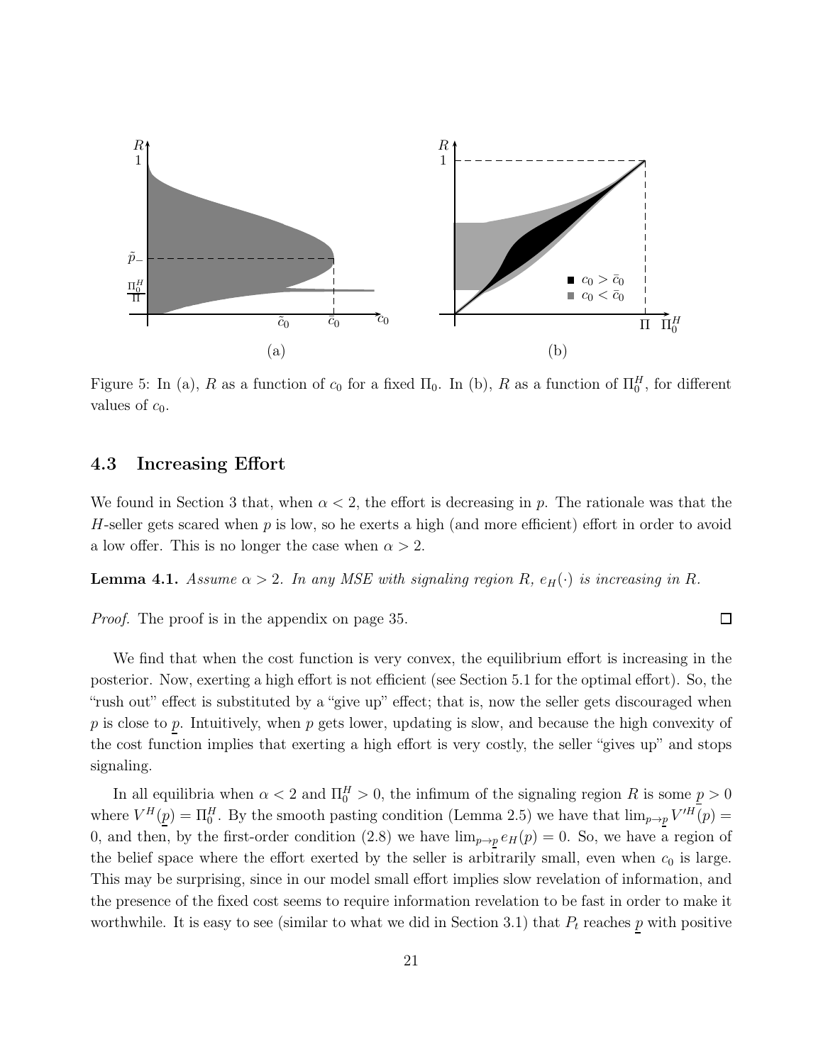Figure 5: In (a), $R$ as a function of $c_0$ for a fixed $\Pi_0$. In (b), $R$ as a function of $\Pi_0^H$, for different values of $c_0$.

### 4.3 Increasing Effort

We found in Section 3 that, when $\alpha < 2$, the effort is decreasing in $p$. The rationale was that the $H$-seller gets scared when $p$ is low, so he exerts a high (and more efficient) effort in order to avoid a low offer. This is no longer the case when $\alpha > 2$.

**Lemma 4.1.** *Assume $\alpha > 2$. In any MSE with signaling region $R$, $e_H(\cdot)$ is increasing in $R$.*

*Proof.* The proof is in the appendix on page 35. □

We find that when the cost function is very convex, the equilibrium effort is increasing in the posterior. Now, exerting a high effort is not efficient (see Section 5.1 for the optimal effort). So, the "rush out" effect is substituted by a "give up" effect; that is, now the seller gets discouraged when $p$ is close to $\underline{p}$. Intuitively, when $p$ gets lower, updating is slow, and because the high convexity of the cost function implies that exerting a high effort is very costly, the seller "gives up" and stops signaling.

In all equilibria when $\alpha < 2$ and $\Pi_0^H > 0$, the infimum of the signaling region $R$ is some $\underline{p} > 0$ where $V^H(\underline{p}) = \Pi_0^H$. By the smooth pasting condition (Lemma 2.5) we have that $\lim_{p \to \underline{p}} V'^H(p) = 0$, and then, by the first-order condition (2.8) we have $\lim_{p \to \underline{p}} e_H(p) = 0$. So, we have a region of the belief space where the effort exerted by the seller is arbitrarily small, even when $c_0$ is large. This may be surprising, since in our model small effort implies slow revelation of information, and the presence of the fixed cost seems to require information revelation to be fast in order to make it worthwhile. It is easy to see (similar to what we did in Section 3.1) that $P_t$ reaches $\underline{p}$ with positive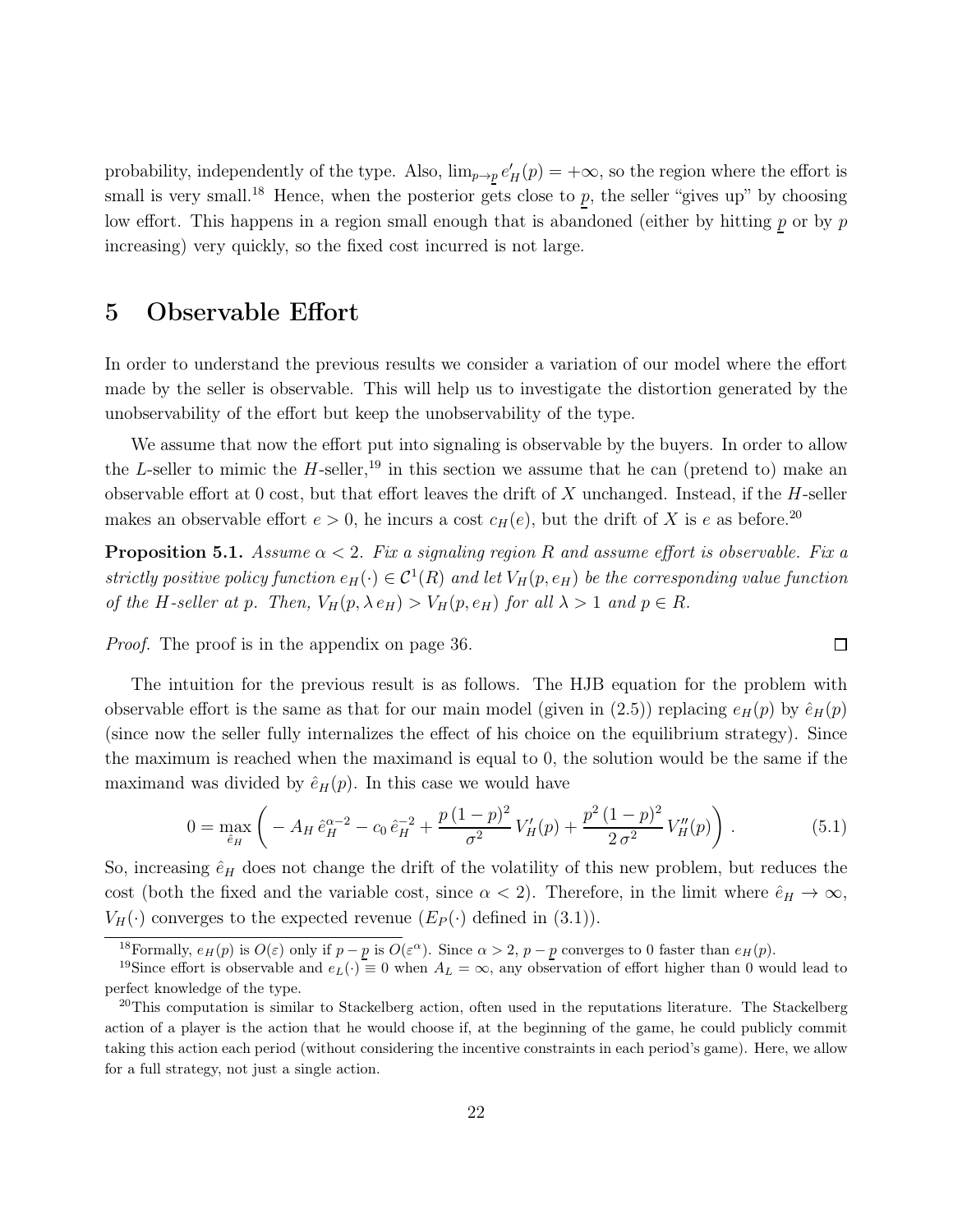probability, independently of the type. Also, $\lim_{p \to \underline{p}} e'_H(p) = +\infty$, so the region where the effort is small is very small.[18] Hence, when the posterior gets close to $\underline{p}$, the seller "gives up" by choosing low effort. This happens in a region small enough that is abandoned (either by hitting $\underline{p}$ or by $p$ increasing) very quickly, so the fixed cost incurred is not large.

# 5 Observable Effort

In order to understand the previous results we consider a variation of our model where the effort made by the seller is observable. This will help us to investigate the distortion generated by the unobservability of the effort but keep the unobservability of the type.

We assume that now the effort put into signaling is observable by the buyers. In order to allow the $L$-seller to mimic the $H$-seller,[19] in this section we assume that he can (pretend to) make an observable effort at 0 cost, but that effort leaves the drift of $X$ unchanged. Instead, if the $H$-seller makes an observable effort $e > 0$, he incurs a cost $c_H(e)$, but the drift of $X$ is $e$ as before.[20]

**Proposition 5.1.** *Assume $\alpha < 2$. Fix a signaling region $R$ and assume effort is observable. Fix a strictly positive policy function $e_H(\cdot) \in \mathcal{C}^1(R)$ and let $V_H(p, e_H)$ be the corresponding value function of the $H$-seller at $p$. Then, $V_H(p, \lambda\, e_H) > V_H(p, e_H)$ for all $\lambda > 1$ and $p \in R$.*

*Proof.* The proof is in the appendix on page 36. □

The intuition for the previous result is as follows. The HJB equation for the problem with observable effort is the same as that for our main model (given in (2.5)) replacing $e_H(p)$ by $\hat{e}_H(p)$ (since now the seller fully internalizes the effect of his choice on the equilibrium strategy). Since the maximum is reached when the maximand is equal to 0, the solution would be the same if the maximand was divided by $\hat{e}_H(p)$. In this case we would have

$$0 = \max_{\hat{e}_H} \left( -A_H\, \hat{e}_H^{\alpha-2} - c_0\, \hat{e}_H^{-2} + \frac{p\,(1-p)^2}{\sigma^2}\, V'_H(p) + \frac{p^2\,(1-p)^2}{2\,\sigma^2}\, V''_H(p) \right) . \tag{5.1}$$

So, increasing $\hat{e}_H$ does not change the drift of the volatility of this new problem, but reduces the cost (both the fixed and the variable cost, since $\alpha < 2$). Therefore, in the limit where $\hat{e}_H \to \infty$, $V_H(\cdot)$ converges to the expected revenue ($E_P(\cdot)$ defined in (3.1)).

[18] Formally, $e_H(p)$ is $O(\varepsilon)$ only if $p - \underline{p}$ is $O(\varepsilon^\alpha)$. Since $\alpha > 2$, $p - \underline{p}$ converges to 0 faster than $e_H(p)$.

[19] Since effort is observable and $e_L(\cdot) \equiv 0$ when $A_L = \infty$, any observation of effort higher than 0 would lead to perfect knowledge of the type.

[20] This computation is similar to Stackelberg action, often used in the reputations literature. The Stackelberg action of a player is the action that he would choose if, at the beginning of the game, he could publicly commit taking this action each period (without considering the incentive constraints in each period's game). Here, we allow for a full strategy, not just a single action.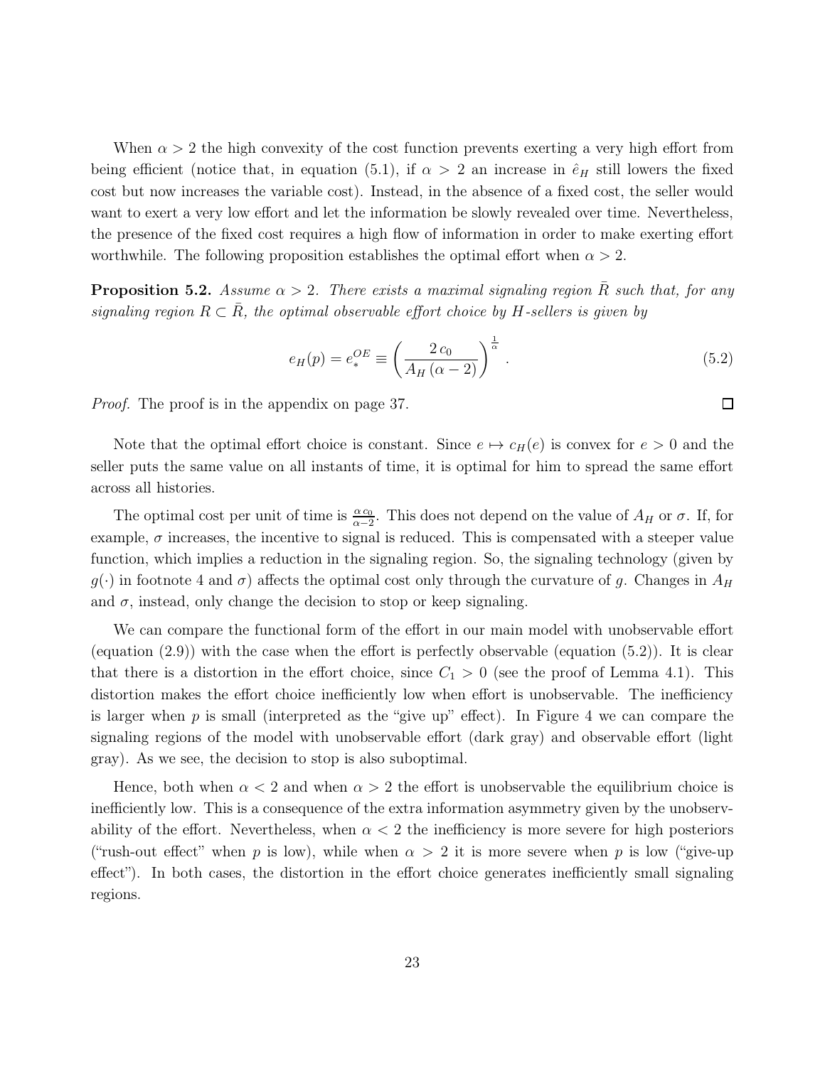When $\alpha > 2$ the high convexity of the cost function prevents exerting a very high effort from being efficient (notice that, in equation (5.1), if $\alpha > 2$ an increase in $\hat{e}_H$ still lowers the fixed cost but now increases the variable cost). Instead, in the absence of a fixed cost, the seller would want to exert a very low effort and let the information be slowly revealed over time. Nevertheless, the presence of the fixed cost requires a high flow of information in order to make exerting effort worthwhile. The following proposition establishes the optimal effort when $\alpha > 2$.

**Proposition 5.2.** *Assume $\alpha > 2$. There exists a maximal signaling region $\bar{R}$ such that, for any signaling region $R \subset \bar{R}$, the optimal observable effort choice by $H$-sellers is given by*

$$e_H(p) = e_*^{OE} \equiv \left( \frac{2\, c_0}{A_H\, (\alpha - 2)} \right)^{\frac{1}{\alpha}} . \tag{5.2}$$

*Proof.* The proof is in the appendix on page 37. □

Note that the optimal effort choice is constant. Since $e \mapsto c_H(e)$ is convex for $e > 0$ and the seller puts the same value on all instants of time, it is optimal for him to spread the same effort across all histories.

The optimal cost per unit of time is $\frac{\alpha\, c_0}{\alpha - 2}$. This does not depend on the value of $A_H$ or $\sigma$. If, for example, $\sigma$ increases, the incentive to signal is reduced. This is compensated with a steeper value function, which implies a reduction in the signaling region. So, the signaling technology (given by $g(\cdot)$ in footnote 4 and $\sigma$) affects the optimal cost only through the curvature of $g$. Changes in $A_H$ and $\sigma$, instead, only change the decision to stop or keep signaling.

We can compare the functional form of the effort in our main model with unobservable effort (equation (2.9)) with the case when the effort is perfectly observable (equation (5.2)). It is clear that there is a distortion in the effort choice, since $C_1 > 0$ (see the proof of Lemma 4.1). This distortion makes the effort choice inefficiently low when effort is unobservable. The inefficiency is larger when $p$ is small (interpreted as the "give up" effect). In Figure 4 we can compare the signaling regions of the model with unobservable effort (dark gray) and observable effort (light gray). As we see, the decision to stop is also suboptimal.

Hence, both when $\alpha < 2$ and when $\alpha > 2$ the effort is unobservable the equilibrium choice is inefficiently low. This is a consequence of the extra information asymmetry given by the unobservability of the effort. Nevertheless, when $\alpha < 2$ the inefficiency is more severe for high posteriors ("rush-out effect" when $p$ is low), while when $\alpha > 2$ it is more severe when $p$ is low ("give-up effect"). In both cases, the distortion in the effort choice generates inefficiently small signaling regions.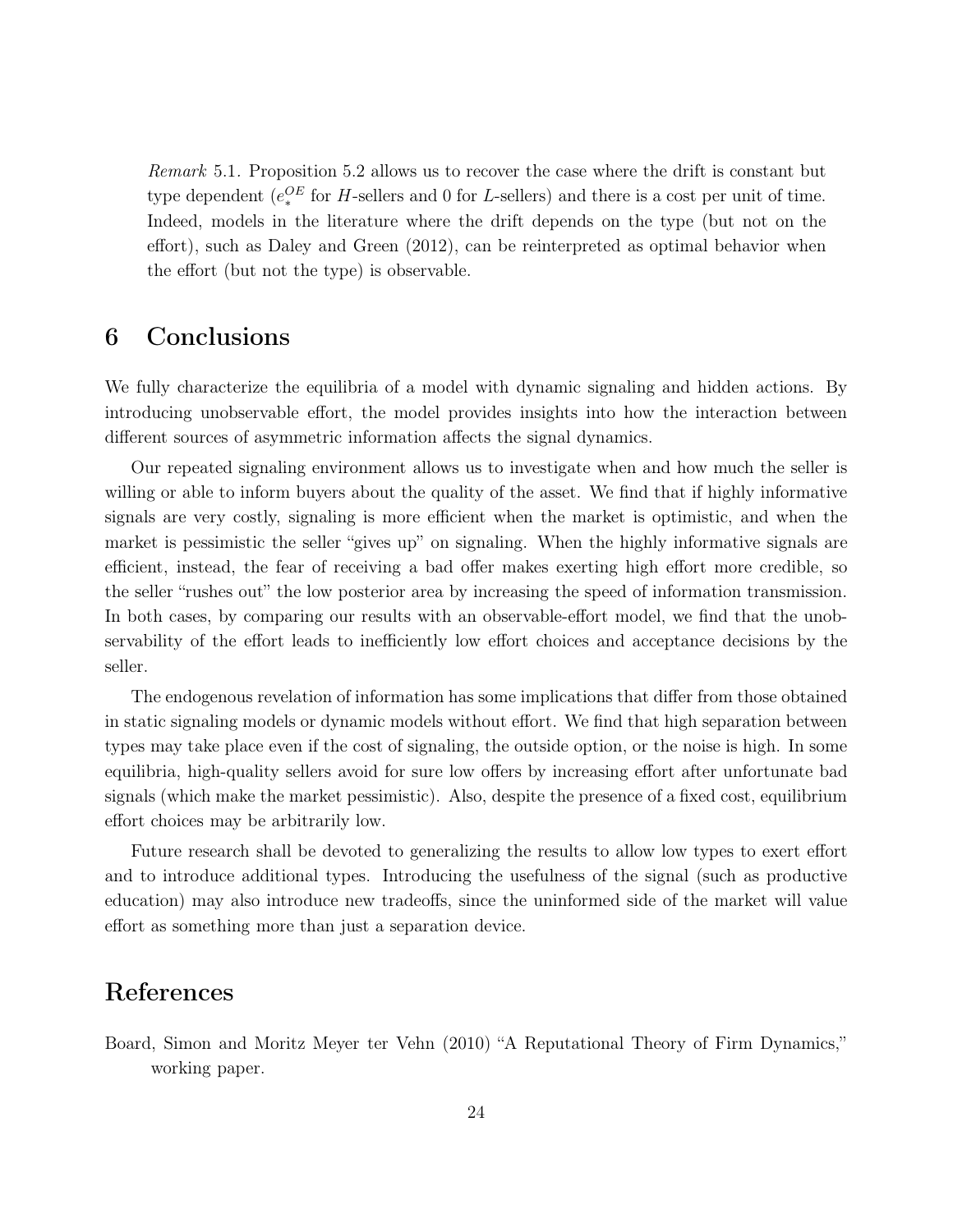*Remark* 5.1. Proposition 5.2 allows us to recover the case where the drift is constant but type dependent ($e_*^{OE}$ for $H$-sellers and 0 for $L$-sellers) and there is a cost per unit of time. Indeed, models in the literature where the drift depends on the type (but not on the effort), such as Daley and Green (2012), can be reinterpreted as optimal behavior when the effort (but not the type) is observable.

# 6 Conclusions

We fully characterize the equilibria of a model with dynamic signaling and hidden actions. By introducing unobservable effort, the model provides insights into how the interaction between different sources of asymmetric information affects the signal dynamics.

Our repeated signaling environment allows us to investigate when and how much the seller is willing or able to inform buyers about the quality of the asset. We find that if highly informative signals are very costly, signaling is more efficient when the market is optimistic, and when the market is pessimistic the seller "gives up" on signaling. When the highly informative signals are efficient, instead, the fear of receiving a bad offer makes exerting high effort more credible, so the seller "rushes out" the low posterior area by increasing the speed of information transmission. In both cases, by comparing our results with an observable-effort model, we find that the unobservability of the effort leads to inefficiently low effort choices and acceptance decisions by the seller.

The endogenous revelation of information has some implications that differ from those obtained in static signaling models or dynamic models without effort. We find that high separation between types may take place even if the cost of signaling, the outside option, or the noise is high. In some equilibria, high-quality sellers avoid for sure low offers by increasing effort after unfortunate bad signals (which make the market pessimistic). Also, despite the presence of a fixed cost, equilibrium effort choices may be arbitrarily low.

Future research shall be devoted to generalizing the results to allow low types to exert effort and to introduce additional types. Introducing the usefulness of the signal (such as productive education) may also introduce new tradeoffs, since the uninformed side of the market will value effort as something more than just a separation device.

# References

Board, Simon and Moritz Meyer ter Vehn (2010) "A Reputational Theory of Firm Dynamics," working paper.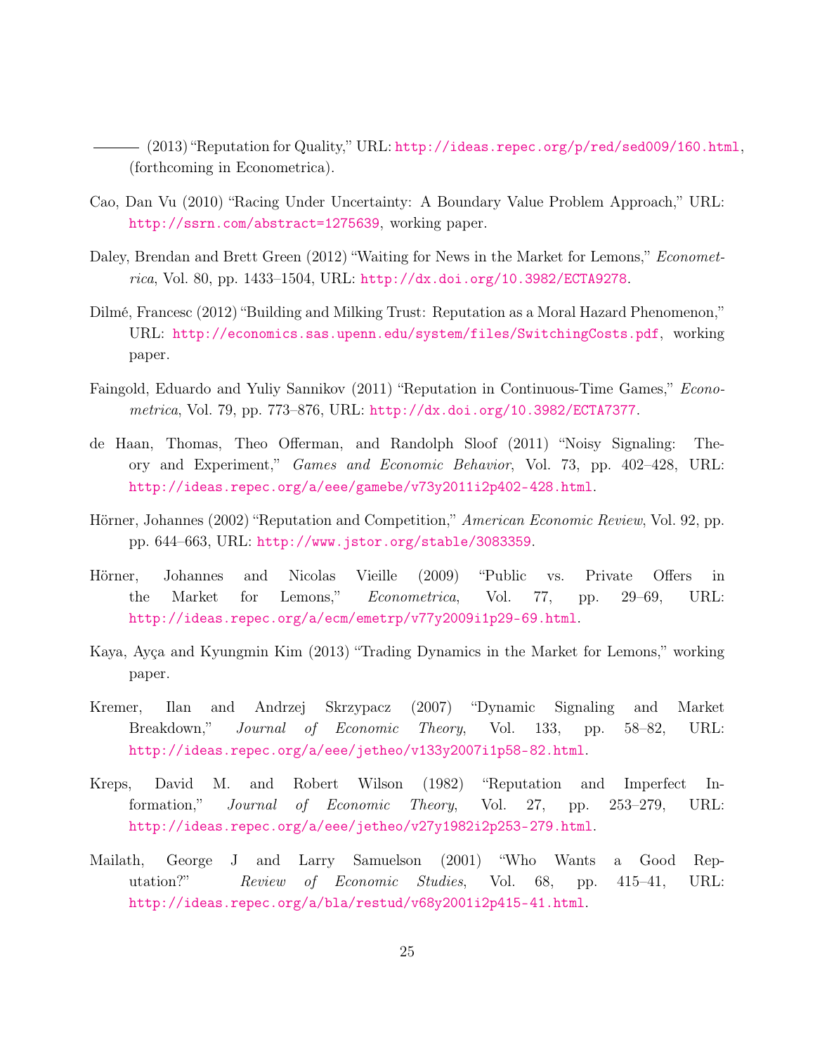——— (2013) "Reputation for Quality," URL: http://ideas.repec.org/p/red/sed009/160.html, (forthcoming in Econometrica).

Cao, Dan Vu (2010) "Racing Under Uncertainty: A Boundary Value Problem Approach," URL: http://ssrn.com/abstract=1275639, working paper.

Daley, Brendan and Brett Green (2012) "Waiting for News in the Market for Lemons," *Econometrica*, Vol. 80, pp. 1433–1504, URL: http://dx.doi.org/10.3982/ECTA9278.

Dilmé, Francesc (2012) "Building and Milking Trust: Reputation as a Moral Hazard Phenomenon," URL: http://economics.sas.upenn.edu/system/files/SwitchingCosts.pdf, working paper.

Faingold, Eduardo and Yuliy Sannikov (2011) "Reputation in Continuous-Time Games," *Econometrica*, Vol. 79, pp. 773–876, URL: http://dx.doi.org/10.3982/ECTA7377.

de Haan, Thomas, Theo Offerman, and Randolph Sloof (2011) "Noisy Signaling: Theory and Experiment," *Games and Economic Behavior*, Vol. 73, pp. 402–428, URL: http://ideas.repec.org/a/eee/gamebe/v73y2011i2p402-428.html.

Hörner, Johannes (2002) "Reputation and Competition," *American Economic Review*, Vol. 92, pp. pp. 644–663, URL: http://www.jstor.org/stable/3083359.

Hörner, Johannes and Nicolas Vieille (2009) "Public vs. Private Offers in the Market for Lemons," *Econometrica*, Vol. 77, pp. 29–69, URL: http://ideas.repec.org/a/ecm/emetrp/v77y2009i1p29-69.html.

Kaya, Ayça and Kyungmin Kim (2013) "Trading Dynamics in the Market for Lemons," working paper.

Kremer, Ilan and Andrzej Skrzypacz (2007) "Dynamic Signaling and Market Breakdown," *Journal of Economic Theory*, Vol. 133, pp. 58–82, URL: http://ideas.repec.org/a/eee/jetheo/v133y2007i1p58-82.html.

Kreps, David M. and Robert Wilson (1982) "Reputation and Imperfect Information," *Journal of Economic Theory*, Vol. 27, pp. 253–279, URL: http://ideas.repec.org/a/eee/jetheo/v27y1982i2p253-279.html.

Mailath, George J and Larry Samuelson (2001) "Who Wants a Good Reputation?" *Review of Economic Studies*, Vol. 68, pp. 415–41, URL: http://ideas.repec.org/a/bla/restud/v68y2001i2p415-41.html.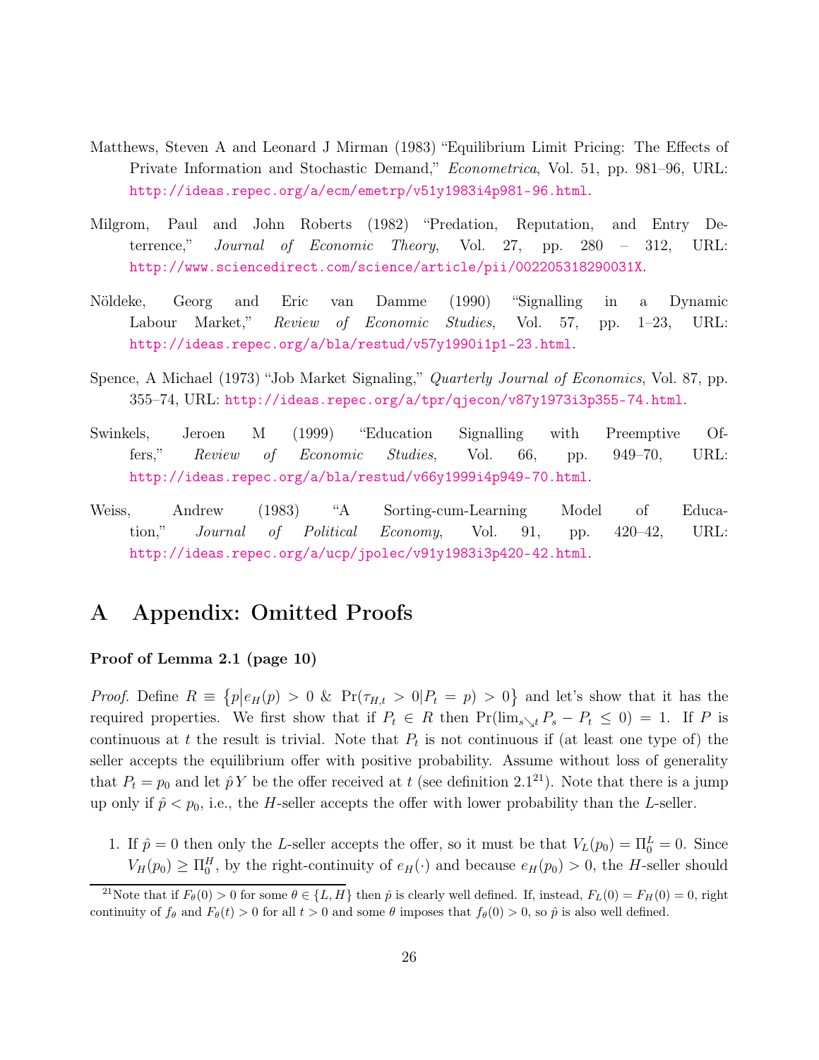Matthews, Steven A and Leonard J Mirman (1983) "Equilibrium Limit Pricing: The Effects of Private Information and Stochastic Demand," *Econometrica*, Vol. 51, pp. 981–96, URL: http://ideas.repec.org/a/ecm/emetrp/v51y1983i4p981-96.html.

Milgrom, Paul and John Roberts (1982) "Predation, Reputation, and Entry Deterrence," *Journal of Economic Theory*, Vol. 27, pp. 280 – 312, URL: http://www.sciencedirect.com/science/article/pii/002205318290031X.

Nöldeke, Georg and Eric van Damme (1990) "Signalling in a Dynamic Labour Market," *Review of Economic Studies*, Vol. 57, pp. 1–23, URL: http://ideas.repec.org/a/bla/restud/v57y1990i1p1-23.html.

Spence, A Michael (1973) "Job Market Signaling," *Quarterly Journal of Economics*, Vol. 87, pp. 355–74, URL: http://ideas.repec.org/a/tpr/qjecon/v87y1973i3p355-74.html.

Swinkels, Jeroen M (1999) "Education Signalling with Preemptive Offers," *Review of Economic Studies*, Vol. 66, pp. 949–70, URL: http://ideas.repec.org/a/bla/restud/v66y1999i4p949-70.html.

Weiss, Andrew (1983) "A Sorting-cum-Learning Model of Education," *Journal of Political Economy*, Vol. 91, pp. 420–42, URL: http://ideas.repec.org/a/ucp/jpolec/v91y1983i3p420-42.html.

# A Appendix: Omitted Proofs

**Proof of Lemma 2.1 (page 10)**

*Proof.* Define $R \equiv \{p | e_H(p) > 0 \ \& \ \Pr(\tau_{H,t} > 0 | P_t = p) > 0\}$ and let's show that it has the required properties. We first show that if $P_t \in R$ then $\Pr(\lim_{s \searrow t} P_s - P_t \leq 0) = 1$. If $P$ is continuous at $t$ the result is trivial. Note that $P_t$ is not continuous if (at least one type of) the seller accepts the equilibrium offer with positive probability. Assume without loss of generality that $P_t = p_0$ and let $\hat{p}Y$ be the offer received at $t$ (see definition 2.1[21]). Note that there is a jump up only if $\hat{p} < p_0$, i.e., the $H$-seller accepts the offer with lower probability than the $L$-seller.

1. If $\hat{p} = 0$ then only the $L$-seller accepts the offer, so it must be that $V_L(p_0) = \Pi_0^L = 0$. Since $V_H(p_0) \geq \Pi_0^H$, by the right-continuity of $e_H(\cdot)$ and because $e_H(p_0) > 0$, the $H$-seller should

[21]Note that if $F_\theta(0) > 0$ for some $\theta \in \{L, H\}$ then $\hat{p}$ is clearly well defined. If, instead, $F_L(0) = F_H(0) = 0$, right continuity of $f_\theta$ and $F_\theta(t) > 0$ for all $t > 0$ and some $\theta$ imposes that $f_\theta(0) > 0$, so $\hat{p}$ is also well defined.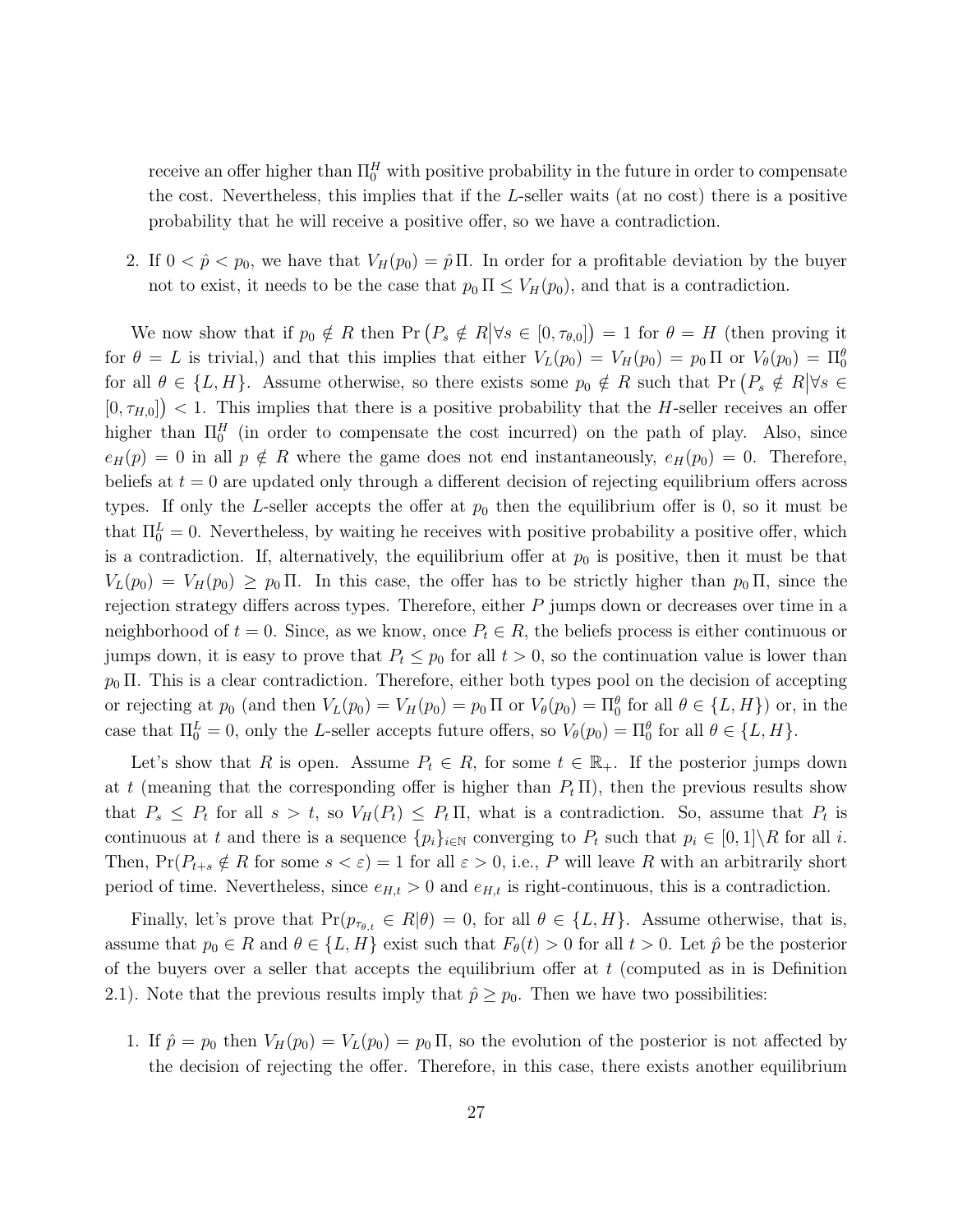receive an offer higher than $\Pi_0^H$ with positive probability in the future in order to compensate the cost. Nevertheless, this implies that if the $L$-seller waits (at no cost) there is a positive probability that he will receive a positive offer, so we have a contradiction.

2. If $0 < \hat{p} < p_0$, we have that $V_H(p_0) = \hat{p}\,\Pi$. In order for a profitable deviation by the buyer not to exist, it needs to be the case that $p_0\,\Pi \leq V_H(p_0)$, and that is a contradiction.

We now show that if $p_0 \notin R$ then $\Pr\left(P_s \notin R \middle| \forall s \in [0, \tau_{\theta,0}]\right) = 1$ for $\theta = H$ (then proving it for $\theta = L$ is trivial,) and that this implies that either $V_L(p_0) = V_H(p_0) = p_0\,\Pi$ or $V_\theta(p_0) = \Pi_0^\theta$ for all $\theta \in \{L, H\}$. Assume otherwise, so there exists some $p_0 \notin R$ such that $\Pr\left(P_s \notin R \middle| \forall s \in [0, \tau_{H,0}]\right) < 1$. This implies that there is a positive probability that the $H$-seller receives an offer higher than $\Pi_0^H$ (in order to compensate the cost incurred) on the path of play. Also, since $e_H(p) = 0$ in all $p \notin R$ where the game does not end instantaneously, $e_H(p_0) = 0$. Therefore, beliefs at $t = 0$ are updated only through a different decision of rejecting equilibrium offers across types. If only the $L$-seller accepts the offer at $p_0$ then the equilibrium offer is 0, so it must be that $\Pi_0^L = 0$. Nevertheless, by waiting he receives with positive probability a positive offer, which is a contradiction. If, alternatively, the equilibrium offer at $p_0$ is positive, then it must be that $V_L(p_0) = V_H(p_0) \geq p_0\,\Pi$. In this case, the offer has to be strictly higher than $p_0\,\Pi$, since the rejection strategy differs across types. Therefore, either $P$ jumps down or decreases over time in a neighborhood of $t = 0$. Since, as we know, once $P_t \in R$, the beliefs process is either continuous or jumps down, it is easy to prove that $P_t \leq p_0$ for all $t > 0$, so the continuation value is lower than $p_0\,\Pi$. This is a clear contradiction. Therefore, either both types pool on the decision of accepting or rejecting at $p_0$ (and then $V_L(p_0) = V_H(p_0) = p_0\,\Pi$ or $V_\theta(p_0) = \Pi_0^\theta$ for all $\theta \in \{L, H\}$) or, in the case that $\Pi_0^L = 0$, only the $L$-seller accepts future offers, so $V_\theta(p_0) = \Pi_0^\theta$ for all $\theta \in \{L, H\}$.

Let's show that $R$ is open. Assume $P_t \in R$, for some $t \in \mathbb{R}_+$. If the posterior jumps down at $t$ (meaning that the corresponding offer is higher than $P_t\,\Pi$), then the previous results show that $P_s \leq P_t$ for all $s > t$, so $V_H(P_t) \leq P_t\,\Pi$, what is a contradiction. So, assume that $P_t$ is continuous at $t$ and there is a sequence $\{p_i\}_{i \in \mathbb{N}}$ converging to $P_t$ such that $p_i \in [0,1] \backslash R$ for all $i$. Then, $\Pr(P_{t+s} \notin R \text{ for some } s < \varepsilon) = 1$ for all $\varepsilon > 0$, i.e., $P$ will leave $R$ with an arbitrarily short period of time. Nevertheless, since $e_{H,t} > 0$ and $e_{H,t}$ is right-continuous, this is a contradiction.

Finally, let's prove that $\Pr(p_{\tau_{\theta,t}} \in R|\theta) = 0$, for all $\theta \in \{L, H\}$. Assume otherwise, that is, assume that $p_0 \in R$ and $\theta \in \{L, H\}$ exist such that $F_\theta(t) > 0$ for all $t > 0$. Let $\hat{p}$ be the posterior of the buyers over a seller that accepts the equilibrium offer at $t$ (computed as in is Definition 2.1). Note that the previous results imply that $\hat{p} \geq p_0$. Then we have two possibilities:

1. If $\hat{p} = p_0$ then $V_H(p_0) = V_L(p_0) = p_0\,\Pi$, so the evolution of the posterior is not affected by the decision of rejecting the offer. Therefore, in this case, there exists another equilibrium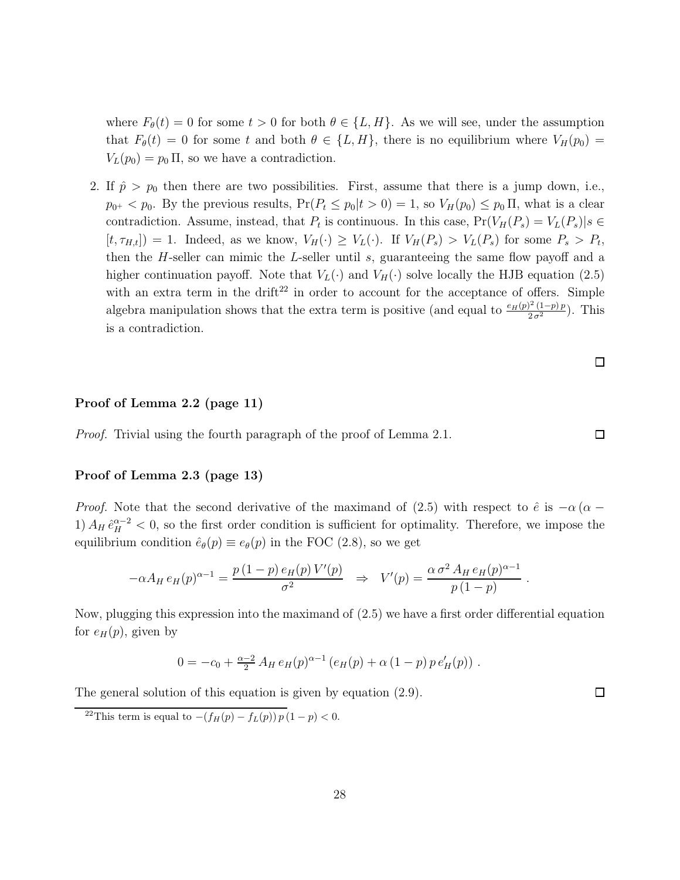where $F_\theta(t) = 0$ for some $t > 0$ for both $\theta \in \{L, H\}$. As we will see, under the assumption that $F_\theta(t) = 0$ for some $t$ and both $\theta \in \{L, H\}$, there is no equilibrium where $V_H(p_0) = V_L(p_0) = p_0\,\Pi$, so we have a contradiction.

2. If $\hat{p} > p_0$ then there are two possibilities. First, assume that there is a jump down, i.e., $p_{0^+} < p_0$. By the previous results, $\Pr(P_t \le p_0 | t > 0) = 1$, so $V_H(p_0) \le p_0\,\Pi$, what is a clear contradiction. Assume, instead, that $P_t$ is continuous. In this case, $\Pr(V_H(P_s) = V_L(P_s) | s \in [t, \tau_{H,t}]) = 1$. Indeed, as we know, $V_H(\cdot) \ge V_L(\cdot)$. If $V_H(P_s) > V_L(P_s)$ for some $P_s > P_t$, then the $H$-seller can mimic the $L$-seller until $s$, guaranteeing the same flow payoff and a higher continuation payoff. Note that $V_L(\cdot)$ and $V_H(\cdot)$ solve locally the HJB equation (2.5) with an extra term in the drift[22] in order to account for the acceptance of offers. Simple algebra manipulation shows that the extra term is positive (and equal to $\frac{e_H(p)^2\,(1-p)\,p}{2\,\sigma^2}$). This is a contradiction.

□

**Proof of Lemma 2.2 (page 11)**

*Proof.* Trivial using the fourth paragraph of the proof of Lemma 2.1. □

**Proof of Lemma 2.3 (page 13)**

*Proof.* Note that the second derivative of the maximand of (2.5) with respect to $\hat{e}$ is $-\alpha\,(\alpha - 1)\,A_H\,\hat{e}_H^{\alpha-2} < 0$, so the first order condition is sufficient for optimality. Therefore, we impose the equilibrium condition $\hat{e}_\theta(p) \equiv e_\theta(p)$ in the FOC (2.8), so we get

$$-\alpha A_H\, e_H(p)^{\alpha-1} = \frac{p\,(1-p)\,e_H(p)\,V'(p)}{\sigma^2} \quad \Rightarrow \quad V'(p) = \frac{\alpha\,\sigma^2\,A_H\,e_H(p)^{\alpha-1}}{p\,(1-p)}\ .$$

Now, plugging this expression into the maximand of (2.5) we have a first order differential equation for $e_H(p)$, given by

$$0 = -c_0 + \tfrac{\alpha-2}{2}\,A_H\,e_H(p)^{\alpha-1}\,(e_H(p) + \alpha\,(1-p)\,p\,e_H'(p))\ .$$

The general solution of this equation is given by equation (2.9). □

[22] This term is equal to $-(f_H(p) - f_L(p))\,p\,(1-p) < 0$.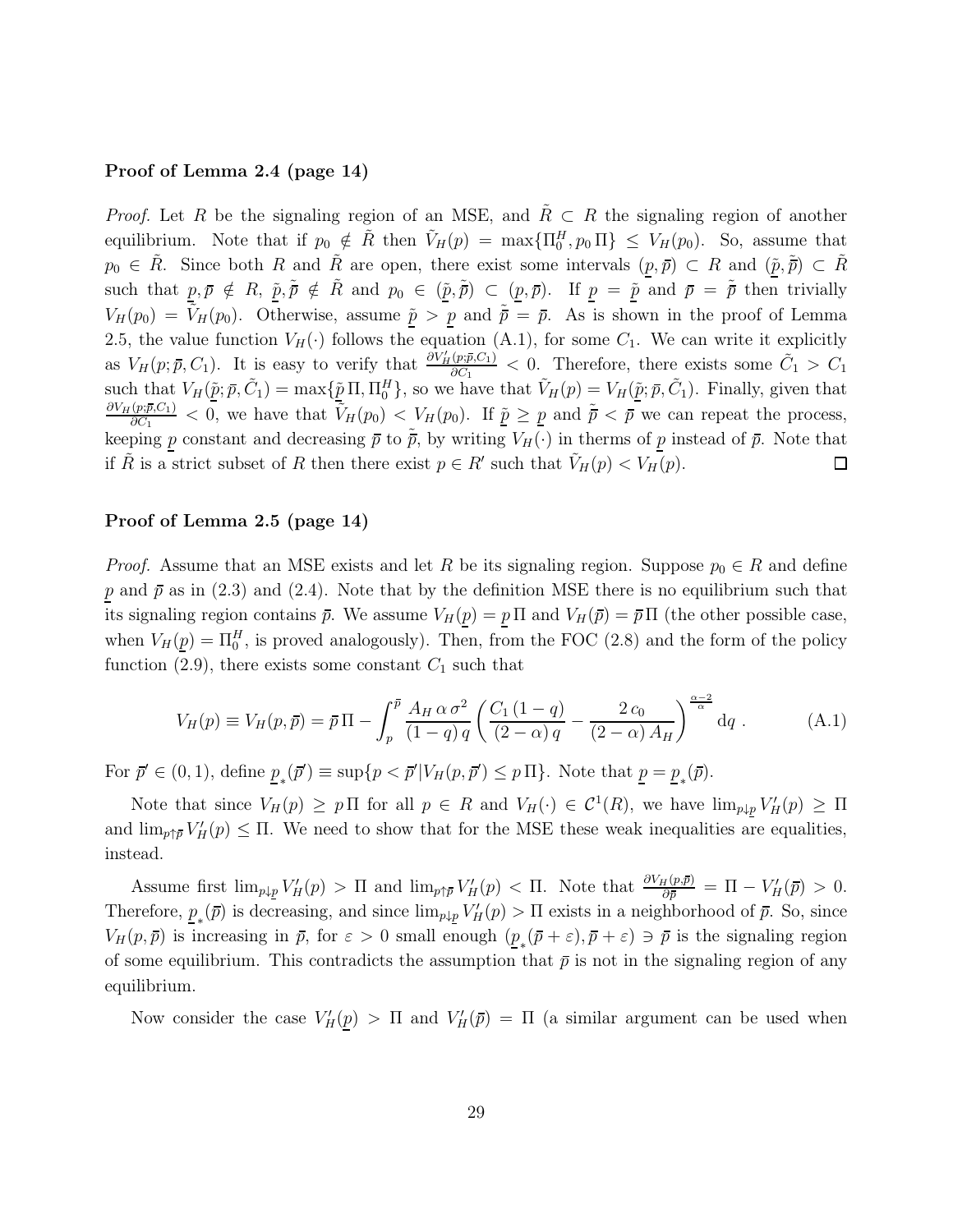**Proof of Lemma 2.4 (page 14)**

*Proof.* Let $R$ be the signaling region of an MSE, and $\tilde{R} \subset R$ the signaling region of another equilibrium. Note that if $p_0 \notin \tilde{R}$ then $\tilde{V}_H(p) = \max\{\Pi_0^H, p_0\,\Pi\} \leq V_H(p_0)$. So, assume that $p_0 \in \tilde{R}$. Since both $R$ and $\tilde{R}$ are open, there exist some intervals $(\underline{p}, \bar{p}) \subset R$ and $(\tilde{\underline{p}}, \tilde{\bar{p}}) \subset \tilde{R}$ such that $\underline{p}, \bar{p} \notin R$, $\tilde{\underline{p}}, \tilde{\bar{p}} \notin \tilde{R}$ and $p_0 \in (\tilde{\underline{p}}, \tilde{\bar{p}}) \subset (\underline{p}, \bar{p})$. If $\underline{p} = \tilde{\underline{p}}$ and $\bar{p} = \tilde{\bar{p}}$ then trivially $V_H(p_0) = \tilde{V}_H(p_0)$. Otherwise, assume $\tilde{\underline{p}} > \underline{p}$ and $\tilde{\bar{p}} = \bar{p}$. As is shown in the proof of Lemma 2.5, the value function $V_H(\cdot)$ follows the equation (A.1), for some $C_1$. We can write it explicitly as $V_H(p; \bar{p}, C_1)$. It is easy to verify that $\frac{\partial V_H'(p;\bar{p},C_1)}{\partial C_1} < 0$. Therefore, there exists some $\tilde{C}_1 > C_1$ such that $V_H(\tilde{\underline{p}}; \bar{p}, \tilde{C}_1) = \max\{\tilde{\underline{p}}\,\Pi, \Pi_0^H\}$, so we have that $\tilde{V}_H(p) = V_H(\tilde{\underline{p}}; \bar{p}, \tilde{C}_1)$. Finally, given that $\frac{\partial V_H(p;\bar{p},C_1)}{\partial C_1} < 0$, we have that $\tilde{V}_H(p_0) < V_H(p_0)$. If $\tilde{\underline{p}} \geq \underline{p}$ and $\tilde{\bar{p}} < \bar{p}$ we can repeat the process, keeping $\underline{p}$ constant and decreasing $\bar{p}$ to $\tilde{\bar{p}}$, by writing $V_H(\cdot)$ in therms of $\underline{p}$ instead of $\bar{p}$. Note that if $\tilde{R}$ is a strict subset of $R$ then there exist $p \in R'$ such that $\tilde{V}_H(p) < V_H(p)$. $\square$

**Proof of Lemma 2.5 (page 14)**

*Proof.* Assume that an MSE exists and let $R$ be its signaling region. Suppose $p_0 \in R$ and define $\underline{p}$ and $\bar{p}$ as in (2.3) and (2.4). Note that by the definition MSE there is no equilibrium such that its signaling region contains $\bar{p}$. We assume $V_H(\underline{p}) = \underline{p}\,\Pi$ and $V_H(\bar{p}) = \bar{p}\,\Pi$ (the other possible case, when $V_H(\underline{p}) = \Pi_0^H$, is proved analogously). Then, from the FOC (2.8) and the form of the policy function (2.9), there exists some constant $C_1$ such that

$$V_H(p) \equiv V_H(p, \bar{p}) = \bar{p}\,\Pi - \int_p^{\bar{p}} \frac{A_H\,\alpha\,\sigma^2}{(1-q)\,q} \left( \frac{C_1\,(1-q)}{(2-\alpha)\,q} - \frac{2\,c_0}{(2-\alpha)\,A_H} \right)^{\frac{\alpha-2}{\alpha}} \mathrm{d}q\ . \tag{A.1}$$

For $\bar{p}' \in (0,1)$, define $\underline{p}_*(\bar{p}') \equiv \sup\{p < \bar{p}' | V_H(p, \bar{p}') \leq p\,\Pi\}$. Note that $\underline{p} = \underline{p}_*(\bar{p})$.

Note that since $V_H(p) \geq p\,\Pi$ for all $p \in R$ and $V_H(\cdot) \in \mathcal{C}^1(R)$, we have $\lim_{p \downarrow \underline{p}} V_H'(p) \geq \Pi$ and $\lim_{p \uparrow \bar{p}} V_H'(p) \leq \Pi$. We need to show that for the MSE these weak inequalities are equalities, instead.

Assume first $\lim_{p \downarrow \underline{p}} V_H'(p) > \Pi$ and $\lim_{p \uparrow \bar{p}} V_H'(p) < \Pi$. Note that $\frac{\partial V_H(p,\bar{p})}{\partial \bar{p}} = \Pi - V_H'(\bar{p}) > 0$. Therefore, $\underline{p}_*(\bar{p})$ is decreasing, and since $\lim_{p \downarrow \underline{p}} V_H'(p) > \Pi$ exists in a neighborhood of $\bar{p}$. So, since $V_H(p, \bar{p})$ is increasing in $\bar{p}$, for $\varepsilon > 0$ small enough $(\underline{p}_*(\bar{p} + \varepsilon), \bar{p} + \varepsilon) \ni \bar{p}$ is the signaling region of some equilibrium. This contradicts the assumption that $\bar{p}$ is not in the signaling region of any equilibrium.

Now consider the case $V_H'(\underline{p}) > \Pi$ and $V_H'(\bar{p}) = \Pi$ (a similar argument can be used when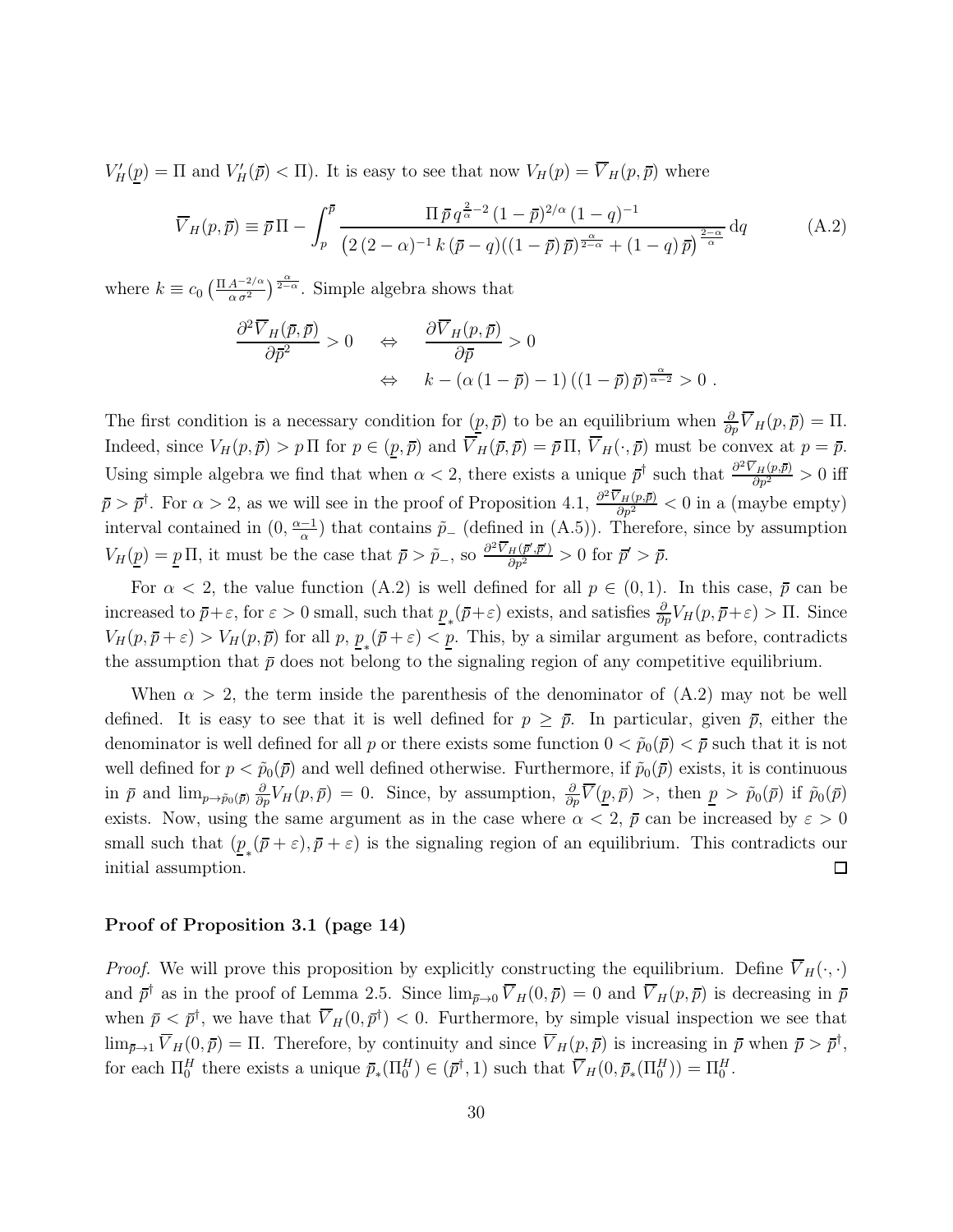$V_H'(\underline{p}) = \Pi$ and $V_H'(\bar{p}) < \Pi$). It is easy to see that now $V_H(p) = \overline{V}_H(p, \bar{p})$ where

$$\overline{V}_H(p, \bar{p}) \equiv \bar{p}\,\Pi - \int_p^{\bar{p}} \frac{\Pi\,\bar{p}\,q^{\frac{2}{\alpha}-2}\,(1-\bar{p})^{2/\alpha}\,(1-q)^{-1}}{\left(2\,(2-\alpha)^{-1}\,k\,(\bar{p}-q)((1-\bar{p})\,\bar{p})^{\frac{\alpha}{2-\alpha}} + (1-q)\,\bar{p}\right)^{\frac{2-\alpha}{\alpha}}}\,\mathrm{d}q \tag{A.2}$$

where $k \equiv c_0 \left(\frac{\Pi\,A^{-2/\alpha}}{\alpha\,\sigma^2}\right)^{\frac{\alpha}{2-\alpha}}$. Simple algebra shows that

$$\begin{aligned}
\frac{\partial^2 \overline{V}_H(\bar{p}, \bar{p})}{\partial \bar{p}^2} > 0 \quad &\Leftrightarrow \quad \frac{\partial \overline{V}_H(p, \bar{p})}{\partial \bar{p}} > 0 \\
&\Leftrightarrow \quad k - (\alpha\,(1-\bar{p}) - 1)\,((1-\bar{p})\,\bar{p})^{\frac{\alpha}{\alpha-2}} > 0\ .
\end{aligned}$$

The first condition is a necessary condition for $(\underline{p}, \bar{p})$ to be an equilibrium when $\frac{\partial}{\partial p}\overline{V}_H(p, \bar{p}) = \Pi$. Indeed, since $V_H(p, \bar{p}) > p\,\Pi$ for $p \in (\underline{p}, \bar{p})$ and $\overline{V}_H(\bar{p}, \bar{p}) = \bar{p}\,\Pi$, $\overline{V}_H(\cdot, \bar{p})$ must be convex at $p = \bar{p}$. Using simple algebra we find that when $\alpha < 2$, there exists a unique $\bar{p}^\dagger$ such that $\frac{\partial^2 \overline{V}_H(p, \bar{p})}{\partial p^2} > 0$ iff $\bar{p} > \bar{p}^\dagger$. For $\alpha > 2$, as we will see in the proof of Proposition 4.1, $\frac{\partial^2 \overline{V}_H(p, \bar{p})}{\partial p^2} < 0$ in a (maybe empty) interval contained in $(0, \frac{\alpha-1}{\alpha})$ that contains $\tilde{p}_-$ (defined in (A.5)). Therefore, since by assumption $V_H(\underline{p}) = \underline{p}\,\Pi$, it must be the case that $\bar{p} > \tilde{p}_-$, so $\frac{\partial^2 \overline{V}_H(\bar{p}', \bar{p}')}{\partial p^2} > 0$ for $\bar{p}' > \bar{p}$.

For $\alpha < 2$, the value function (A.2) is well defined for all $p \in (0, 1)$. In this case, $\bar{p}$ can be increased to $\bar{p}+\varepsilon$, for $\varepsilon > 0$ small, such that $\underline{p}_*(\bar{p}+\varepsilon)$ exists, and satisfies $\frac{\partial}{\partial p} V_H(p, \bar{p}+\varepsilon) > \Pi$. Since $V_H(p, \bar{p}+\varepsilon) > V_H(p, \bar{p})$ for all $p$, $\underline{p}_*(\bar{p}+\varepsilon) < \underline{p}$. This, by a similar argument as before, contradicts the assumption that $\bar{p}$ does not belong to the signaling region of any competitive equilibrium.

When $\alpha > 2$, the term inside the parenthesis of the denominator of (A.2) may not be well defined. It is easy to see that it is well defined for $p \geq \bar{p}$. In particular, given $\bar{p}$, either the denominator is well defined for all $p$ or there exists some function $0 < \tilde{p}_0(\bar{p}) < \bar{p}$ such that it is not well defined for $p < \tilde{p}_0(\bar{p})$ and well defined otherwise. Furthermore, if $\tilde{p}_0(\bar{p})$ exists, it is continuous in $\bar{p}$ and $\lim_{p \to \tilde{p}_0(\bar{p})} \frac{\partial}{\partial p} V_H(p, \bar{p}) = 0$. Since, by assumption, $\frac{\partial}{\partial p} \overline{V}(\underline{p}, \bar{p}) >$, then $\underline{p} > \tilde{p}_0(\bar{p})$ if $\tilde{p}_0(\bar{p})$ exists. Now, using the same argument as in the case where $\alpha < 2$, $\bar{p}$ can be increased by $\varepsilon > 0$ small such that $(\underline{p}_*(\bar{p}+\varepsilon), \bar{p}+\varepsilon)$ is the signaling region of an equilibrium. This contradicts our initial assumption. $\square$

**Proof of Proposition 3.1 (page 14)**

*Proof.* We will prove this proposition by explicitly constructing the equilibrium. Define $\overline{V}_H(\cdot, \cdot)$ and $\bar{p}^\dagger$ as in the proof of Lemma 2.5. Since $\lim_{\bar{p} \to 0} \overline{V}_H(0, \bar{p}) = 0$ and $\overline{V}_H(p, \bar{p})$ is decreasing in $\bar{p}$ when $\bar{p} < \bar{p}^\dagger$, we have that $\overline{V}_H(0, \bar{p}^\dagger) < 0$. Furthermore, by simple visual inspection we see that $\lim_{\bar{p} \to 1} \overline{V}_H(0, \bar{p}) = \Pi$. Therefore, by continuity and since $\overline{V}_H(p, \bar{p})$ is increasing in $\bar{p}$ when $\bar{p} > \bar{p}^\dagger$, for each $\Pi_0^H$ there exists a unique $\bar{p}_*(\Pi_0^H) \in (\bar{p}^\dagger, 1)$ such that $\overline{V}_H(0, \bar{p}_*(\Pi_0^H)) = \Pi_0^H$.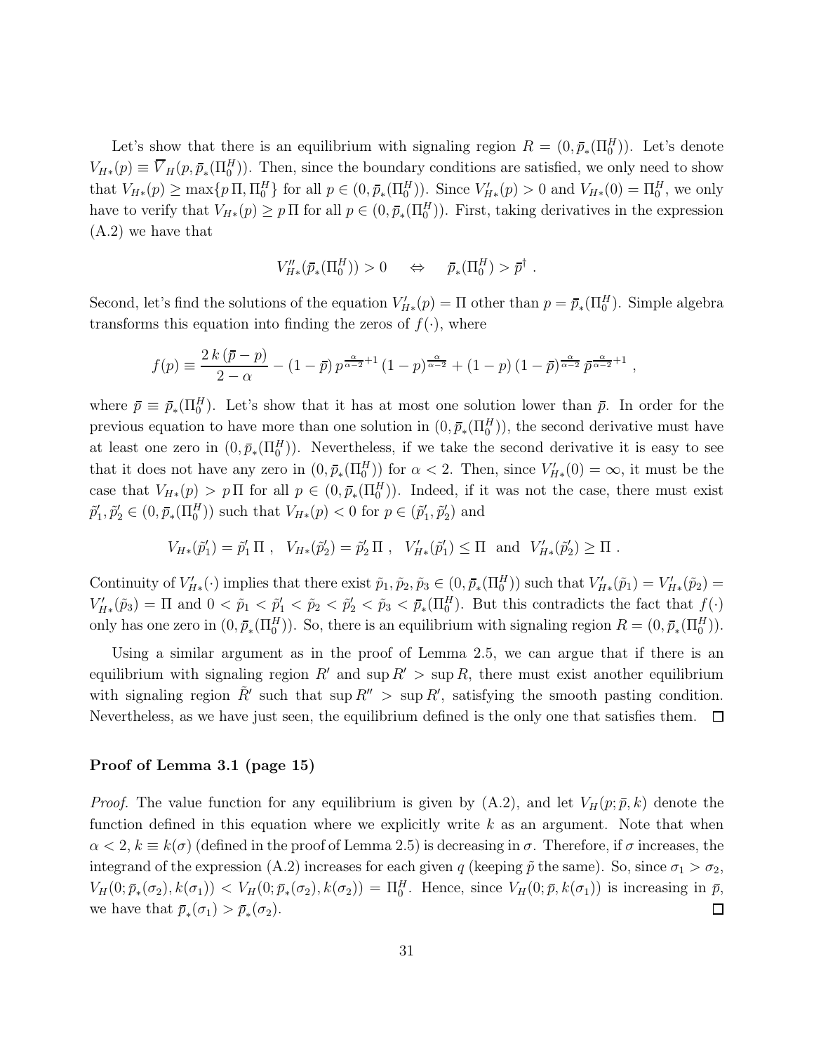Let's show that there is an equilibrium with signaling region $R = (0, \bar{p}_*(\Pi_0^H))$. Let's denote $V_{H*}(p) \equiv \overline{V}_H(p, \bar{p}_*(\Pi_0^H))$. Then, since the boundary conditions are satisfied, we only need to show that $V_{H*}(p) \geq \max\{p\,\Pi, \Pi_0^H\}$ for all $p \in (0, \bar{p}_*(\Pi_0^H))$. Since $V'_{H*}(p) > 0$ and $V_{H*}(0) = \Pi_0^H$, we only have to verify that $V_{H*}(p) \geq p\,\Pi$ for all $p \in (0, \bar{p}_*(\Pi_0^H))$. First, taking derivatives in the expression (A.2) we have that

$$V''_{H*}(\bar{p}_*(\Pi_0^H)) > 0 \quad \Leftrightarrow \quad \bar{p}_*(\Pi_0^H) > \bar{p}^\dagger \ .$$

Second, let's find the solutions of the equation $V'_{H*}(p) = \Pi$ other than $p = \bar{p}_*(\Pi_0^H)$. Simple algebra transforms this equation into finding the zeros of $f(\cdot)$, where

$$f(p) \equiv \frac{2\,k\,(\bar{p} - p)}{2 - \alpha} - (1 - \bar{p})\,p^{\frac{\alpha}{\alpha-2}+1}\,(1-p)^{\frac{\alpha}{\alpha-2}} + (1-p)\,(1-\bar{p})^{\frac{\alpha}{\alpha-2}}\,\bar{p}^{\frac{\alpha}{\alpha-2}+1} \ ,$$

where $\bar{p} \equiv \bar{p}_*(\Pi_0^H)$. Let's show that it has at most one solution lower than $\bar{p}$. In order for the previous equation to have more than one solution in $(0, \bar{p}_*(\Pi_0^H))$, the second derivative must have at least one zero in $(0, \bar{p}_*(\Pi_0^H))$. Nevertheless, if we take the second derivative it is easy to see that it does not have any zero in $(0, \bar{p}_*(\Pi_0^H))$ for $\alpha < 2$. Then, since $V'_{H*}(0) = \infty$, it must be the case that $V_{H*}(p) > p\,\Pi$ for all $p \in (0, \bar{p}_*(\Pi_0^H))$. Indeed, if it was not the case, there must exist $\tilde{p}'_1, \tilde{p}'_2 \in (0, \bar{p}_*(\Pi_0^H))$ such that $V_{H*}(p) < 0$ for $p \in (\tilde{p}'_1, \tilde{p}'_2)$ and

$$V_{H*}(\tilde{p}'_1) = \tilde{p}'_1\,\Pi \ , \quad V_{H*}(\tilde{p}'_2) = \tilde{p}'_2\,\Pi \ , \quad V'_{H*}(\tilde{p}'_1) \leq \Pi \quad \text{and} \quad V'_{H*}(\tilde{p}'_2) \geq \Pi \ .$$

Continuity of $V'_{H*}(\cdot)$ implies that there exist $\tilde{p}_1, \tilde{p}_2, \tilde{p}_3 \in (0, \bar{p}_*(\Pi_0^H))$ such that $V'_{H*}(\tilde{p}_1) = V'_{H*}(\tilde{p}_2) = V'_{H*}(\tilde{p}_3) = \Pi$ and $0 < \tilde{p}_1 < \tilde{p}'_1 < \tilde{p}_2 < \tilde{p}'_2 < \tilde{p}_3 < \bar{p}_*(\Pi_0^H)$. But this contradicts the fact that $f(\cdot)$ only has one zero in $(0, \bar{p}_*(\Pi_0^H))$. So, there is an equilibrium with signaling region $R = (0, \bar{p}_*(\Pi_0^H))$.

Using a similar argument as in the proof of Lemma 2.5, we can argue that if there is an equilibrium with signaling region $R'$ and $\sup R' > \sup R$, there must exist another equilibrium with signaling region $\tilde{R}'$ such that $\sup R'' > \sup R'$, satisfying the smooth pasting condition. Nevertheless, as we have just seen, the equilibrium defined is the only one that satisfies them. $\square$

**Proof of Lemma 3.1 (page 15)**

*Proof.* The value function for any equilibrium is given by (A.2), and let $V_H(p; \bar{p}, k)$ denote the function defined in this equation where we explicitly write $k$ as an argument. Note that when $\alpha < 2$, $k \equiv k(\sigma)$ (defined in the proof of Lemma 2.5) is decreasing in $\sigma$. Therefore, if $\sigma$ increases, the integrand of the expression (A.2) increases for each given $q$ (keeping $\tilde{p}$ the same). So, since $\sigma_1 > \sigma_2$, $V_H(0; \bar{p}_*(\sigma_2), k(\sigma_1)) < V_H(0; \bar{p}_*(\sigma_2), k(\sigma_2)) = \Pi_0^H$. Hence, since $V_H(0; \bar{p}, k(\sigma_1))$ is increasing in $\bar{p}$, we have that $\bar{p}_*(\sigma_1) > \bar{p}_*(\sigma_2)$. $\square$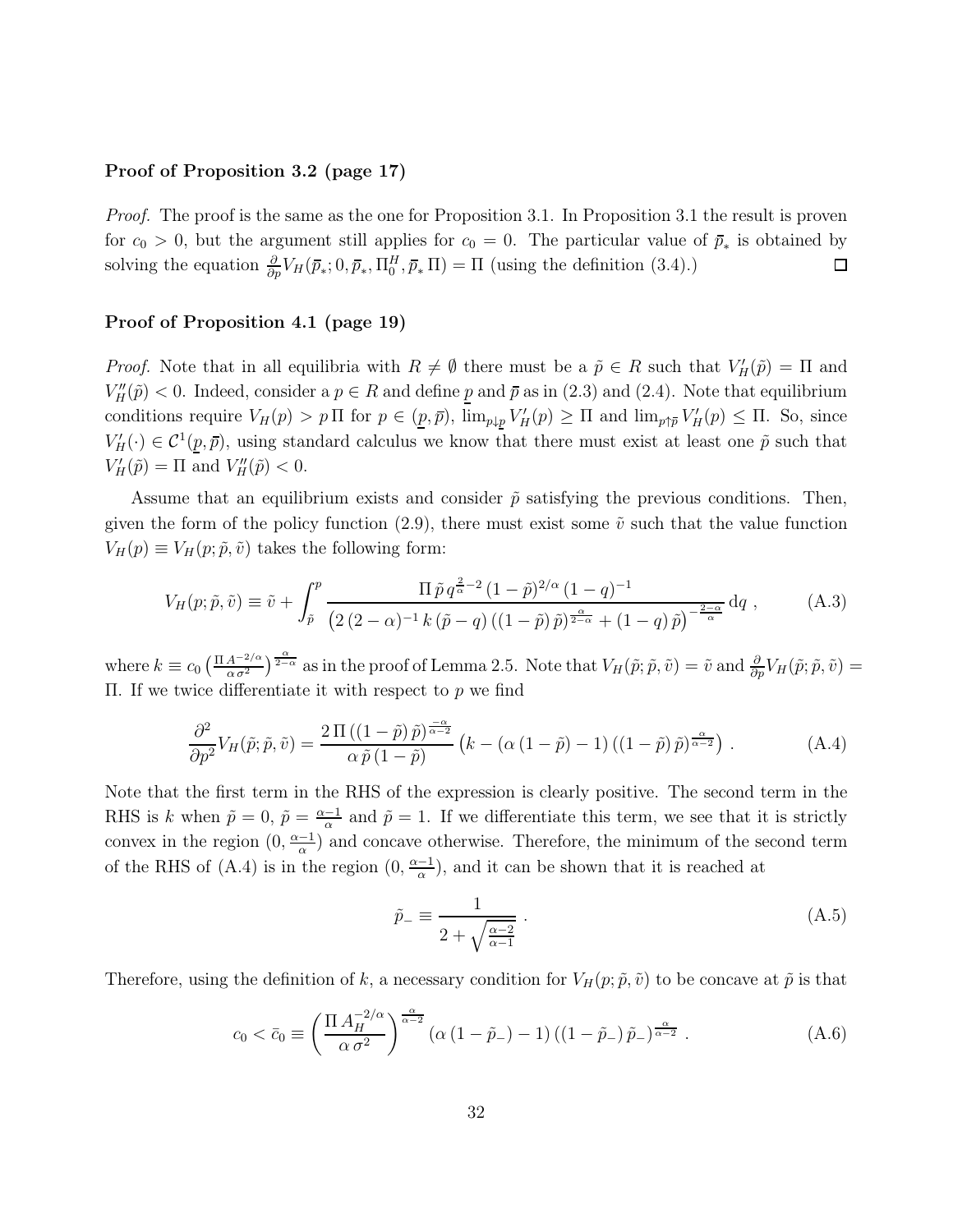**Proof of Proposition 3.2 (page 17)**

*Proof.* The proof is the same as the one for Proposition 3.1. In Proposition 3.1 the result is proven for $c_0 > 0$, but the argument still applies for $c_0 = 0$. The particular value of $\bar{p}_*$ is obtained by solving the equation $\frac{\partial}{\partial p} V_H(\bar{p}_*; 0, \bar{p}_*, \Pi_0^H, \bar{p}_* \Pi) = \Pi$ (using the definition (3.4).) $\square$

**Proof of Proposition 4.1 (page 19)**

*Proof.* Note that in all equilibria with $R \neq \emptyset$ there must be a $\tilde{p} \in R$ such that $V_H'(\tilde{p}) = \Pi$ and $V_H''(\tilde{p}) < 0$. Indeed, consider a $p \in R$ and define $\underline{p}$ and $\bar{p}$ as in (2.3) and (2.4). Note that equilibrium conditions require $V_H(p) > p\,\Pi$ for $p \in (\underline{p}, \bar{p})$, $\lim_{p \downarrow \underline{p}} V_H'(p) \geq \Pi$ and $\lim_{p \uparrow \bar{p}} V_H'(p) \leq \Pi$. So, since $V_H'(\cdot) \in \mathcal{C}^1(\underline{p}, \bar{p})$, using standard calculus we know that there must exist at least one $\tilde{p}$ such that $V_H'(\tilde{p}) = \Pi$ and $V_H''(\tilde{p}) < 0$.

Assume that an equilibrium exists and consider $\tilde{p}$ satisfying the previous conditions. Then, given the form of the policy function (2.9), there must exist some $\tilde{v}$ such that the value function $V_H(p) \equiv V_H(p; \tilde{p}, \tilde{v})$ takes the following form:

$$V_H(p; \tilde{p}, \tilde{v}) \equiv \tilde{v} + \int_{\tilde{p}}^{p} \frac{\Pi\, \tilde{p}\, q^{\frac{2}{\alpha}-2}\, (1-\tilde{p})^{2/\alpha}\, (1-q)^{-1}}{\left(2\,(2-\alpha)^{-1}\, k\, (\tilde{p}-q)\, ((1-\tilde{p})\,\tilde{p})^{\frac{\alpha}{2-\alpha}} + (1-q)\,\tilde{p}\right)^{-\frac{2-\alpha}{\alpha}}}\, \mathrm{d}q\ , \tag{A.3}$$

where $k \equiv c_0 \left(\frac{\Pi\, A^{-2/\alpha}}{\alpha\, \sigma^2}\right)^{\frac{\alpha}{2-\alpha}}$ as in the proof of Lemma 2.5. Note that $V_H(\tilde{p}; \tilde{p}, \tilde{v}) = \tilde{v}$ and $\frac{\partial}{\partial p} V_H(\tilde{p}; \tilde{p}, \tilde{v}) = \Pi$. If we twice differentiate it with respect to $p$ we find

$$\frac{\partial^2}{\partial p^2} V_H(\tilde{p}; \tilde{p}, \tilde{v}) = \frac{2\,\Pi\, ((1-\tilde{p})\,\tilde{p})^{\frac{-\alpha}{\alpha-2}}}{\alpha\, \tilde{p}\, (1-\tilde{p})} \left(k - (\alpha\,(1-\tilde{p}) - 1)\, ((1-\tilde{p})\,\tilde{p})^{\frac{\alpha}{\alpha-2}}\right)\ . \tag{A.4}$$

Note that the first term in the RHS of the expression is clearly positive. The second term in the RHS is $k$ when $\tilde{p} = 0$, $\tilde{p} = \frac{\alpha-1}{\alpha}$ and $\tilde{p} = 1$. If we differentiate this term, we see that it is strictly convex in the region $(0, \frac{\alpha-1}{\alpha})$ and concave otherwise. Therefore, the minimum of the second term of the RHS of (A.4) is in the region $(0, \frac{\alpha-1}{\alpha})$, and it can be shown that it is reached at

$$\tilde{p}_- \equiv \frac{1}{2 + \sqrt{\frac{\alpha-2}{\alpha-1}}}\ . \tag{A.5}$$

Therefore, using the definition of $k$, a necessary condition for $V_H(p; \tilde{p}, \tilde{v})$ to be concave at $\tilde{p}$ is that

$$c_0 < \bar{c}_0 \equiv \left(\frac{\Pi\, A_H^{-2/\alpha}}{\alpha\, \sigma^2}\right)^{\frac{\alpha}{\alpha-2}} (\alpha\,(1-\tilde{p}_-) - 1)\, ((1-\tilde{p}_-)\,\tilde{p}_-)^{\frac{\alpha}{\alpha-2}}\ . \tag{A.6}$$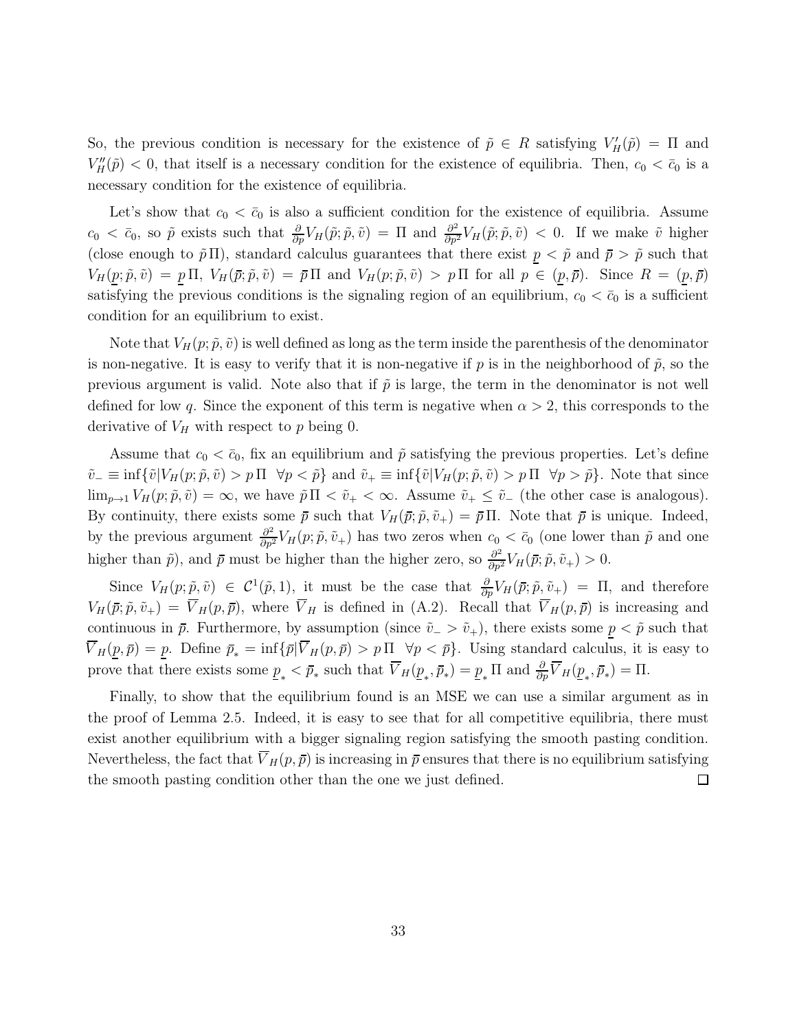So, the previous condition is necessary for the existence of $\tilde{p} \in R$ satisfying $V_H'(\tilde{p}) = \Pi$ and $V_H''(\tilde{p}) < 0$, that itself is a necessary condition for the existence of equilibria. Then, $c_0 < \bar{c}_0$ is a necessary condition for the existence of equilibria.

Let's show that $c_0 < \bar{c}_0$ is also a sufficient condition for the existence of equilibria. Assume $c_0 < \bar{c}_0$, so $\tilde{p}$ exists such that $\frac{\partial}{\partial p} V_H(\tilde{p}; \tilde{p}, \tilde{v}) = \Pi$ and $\frac{\partial^2}{\partial p^2} V_H(\tilde{p}; \tilde{p}, \tilde{v}) < 0$. If we make $\tilde{v}$ higher (close enough to $\tilde{p}\,\Pi$), standard calculus guarantees that there exist $\underline{p} < \tilde{p}$ and $\overline{p} > \tilde{p}$ such that $V_H(\underline{p}; \tilde{p}, \tilde{v}) = \underline{p}\,\Pi$, $V_H(\overline{p}; \tilde{p}, \tilde{v}) = \overline{p}\,\Pi$ and $V_H(p; \tilde{p}, \tilde{v}) > p\,\Pi$ for all $p \in (\underline{p}, \overline{p})$. Since $R = (\underline{p}, \overline{p})$ satisfying the previous conditions is the signaling region of an equilibrium, $c_0 < \bar{c}_0$ is a sufficient condition for an equilibrium to exist.

Note that $V_H(p; \tilde{p}, \tilde{v})$ is well defined as long as the term inside the parenthesis of the denominator is non-negative. It is easy to verify that it is non-negative if $p$ is in the neighborhood of $\tilde{p}$, so the previous argument is valid. Note also that if $\tilde{p}$ is large, the term in the denominator is not well defined for low $q$. Since the exponent of this term is negative when $\alpha > 2$, this corresponds to the derivative of $V_H$ with respect to $p$ being 0.

Assume that $c_0 < \bar{c}_0$, fix an equilibrium and $\tilde{p}$ satisfying the previous properties. Let's define $\tilde{v}_- \equiv \inf\{\tilde{v} | V_H(p; \tilde{p}, \tilde{v}) > p\,\Pi \;\; \forall p < \tilde{p}\}$ and $\tilde{v}_+ \equiv \inf\{\tilde{v} | V_H(p; \tilde{p}, \tilde{v}) > p\,\Pi \;\; \forall p > \tilde{p}\}$. Note that since $\lim_{p \to 1} V_H(p; \tilde{p}, \tilde{v}) = \infty$, we have $\tilde{p}\,\Pi < \tilde{v}_+ < \infty$. Assume $\tilde{v}_+ \leq \tilde{v}_-$ (the other case is analogous). By continuity, there exists some $\overline{p}$ such that $V_H(\overline{p}; \tilde{p}, \tilde{v}_+) = \overline{p}\,\Pi$. Note that $\overline{p}$ is unique. Indeed, by the previous argument $\frac{\partial^2}{\partial p^2} V_H(p; \tilde{p}, \tilde{v}_+)$ has two zeros when $c_0 < \bar{c}_0$ (one lower than $\tilde{p}$ and one higher than $\tilde{p}$), and $\overline{p}$ must be higher than the higher zero, so $\frac{\partial^2}{\partial p^2} V_H(\overline{p}; \tilde{p}, \tilde{v}_+) > 0$.

Since $V_H(p; \tilde{p}, \tilde{v}) \in \mathcal{C}^1(\tilde{p}, 1)$, it must be the case that $\frac{\partial}{\partial p} V_H(\overline{p}; \tilde{p}, \tilde{v}_+) = \Pi$, and therefore $V_H(\overline{p}; \tilde{p}, \tilde{v}_+) = \overline{V}_H(p, \overline{p})$, where $\overline{V}_H$ is defined in (A.2). Recall that $\overline{V}_H(p, \overline{p})$ is increasing and continuous in $\overline{p}$. Furthermore, by assumption (since $\tilde{v}_- > \tilde{v}_+$), there exists some $\underline{p} < \tilde{p}$ such that $\overline{V}_H(\underline{p}, \overline{p}) = \underline{p}$. Define $\bar{p}_* = \inf\{\overline{p} | \overline{V}_H(p, \overline{p}) > p\,\Pi \;\; \forall p < \overline{p}\}$. Using standard calculus, it is easy to prove that there exists some $\underline{p}_* < \bar{p}_*$ such that $\overline{V}_H(\underline{p}_*, \bar{p}_*) = \underline{p}_*\,\Pi$ and $\frac{\partial}{\partial p} \overline{V}_H(\underline{p}_*, \bar{p}_*) = \Pi$.

Finally, to show that the equilibrium found is an MSE we can use a similar argument as in the proof of Lemma 2.5. Indeed, it is easy to see that for all competitive equilibria, there must exist another equilibrium with a bigger signaling region satisfying the smooth pasting condition. Nevertheless, the fact that $\overline{V}_H(p, \overline{p})$ is increasing in $\overline{p}$ ensures that there is no equilibrium satisfying the smooth pasting condition other than the one we just defined. $\square$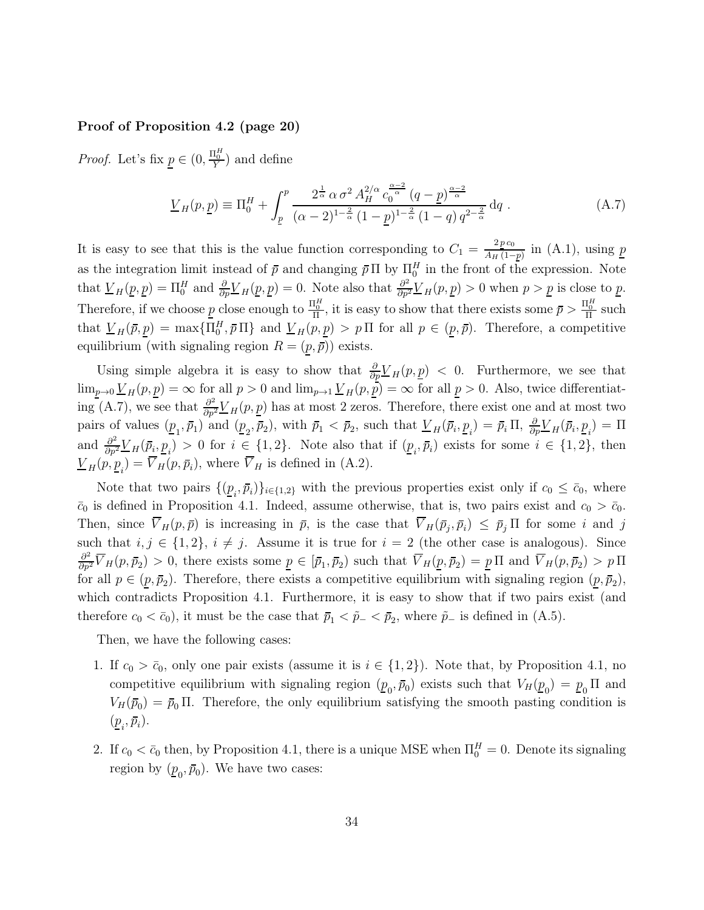**Proof of Proposition 4.2 (page 20)**

*Proof.* Let's fix $\underline{p} \in (0, \frac{\Pi_0^H}{Y})$ and define

$$\underline{V}_H(p, \underline{p}) \equiv \Pi_0^H + \int_{\underline{p}}^{p} \frac{2^{\frac{1}{\alpha}} \, \alpha \, \sigma^2 \, A_H^{2/\alpha} \, c_0^{\frac{\alpha-2}{\alpha}} \, (q - \underline{p})^{\frac{\alpha-2}{\alpha}}}{(\alpha-2)^{1-\frac{2}{\alpha}} \, (1-\underline{p})^{1-\frac{2}{\alpha}} \, (1-q) \, q^{2-\frac{2}{\alpha}}} \, \mathrm{d}q \, . \tag{A.7}$$

It is easy to see that this is the value function corresponding to $C_1 = \frac{2 \, \underline{p} \, c_0}{A_H \, (1-\underline{p})}$ in (A.1), using $\underline{p}$ as the integration limit instead of $\bar{p}$ and changing $\bar{p} \, \Pi$ by $\Pi_0^H$ in the front of the expression. Note that $\underline{V}_H(\underline{p}, \underline{p}) = \Pi_0^H$ and $\frac{\partial}{\partial p} \underline{V}_H(\underline{p}, \underline{p}) = 0$. Note also that $\frac{\partial^2}{\partial p^2} \underline{V}_H(p, \underline{p}) > 0$ when $p > \underline{p}$ is close to $\underline{p}$. Therefore, if we choose $\underline{p}$ close enough to $\frac{\Pi_0^H}{\Pi}$, it is easy to show that there exists some $\bar{p} > \frac{\Pi_0^H}{\Pi}$ such that $\underline{V}_H(\bar{p}, \underline{p}) = \max\{\Pi_0^H, \bar{p} \, \Pi\}$ and $\underline{V}_H(p, \underline{p}) > p \, \Pi$ for all $p \in (\underline{p}, \bar{p})$. Therefore, a competitive equilibrium (with signaling region $R = (\underline{p}, \bar{p})$) exists.

Using simple algebra it is easy to show that $\frac{\partial}{\partial \underline{p}} \underline{V}_H(p, \underline{p}) < 0$. Furthermore, we see that $\lim_{\underline{p} \to 0} \underline{V}_H(p, \underline{p}) = \infty$ for all $p > 0$ and $\lim_{p \to 1} \underline{V}_H(p, \underline{p}) = \infty$ for all $\underline{p} > 0$. Also, twice differentiating (A.7), we see that $\frac{\partial^2}{\partial p^2} \underline{V}_H(p, \underline{p})$ has at most 2 zeros. Therefore, there exist one and at most two pairs of values $(\underline{p}_1, \bar{p}_1)$ and $(\underline{p}_2, \bar{p}_2)$, with $\bar{p}_1 < \bar{p}_2$, such that $\underline{V}_H(\bar{p}_i, \underline{p}_i) = \bar{p}_i \, \Pi$, $\frac{\partial}{\partial p} \underline{V}_H(\bar{p}_i, \underline{p}_i) = \Pi$ and $\frac{\partial^2}{\partial p^2} \underline{V}_H(\bar{p}_i, \underline{p}_i) > 0$ for $i \in \{1, 2\}$. Note also that if $(\underline{p}_i, \bar{p}_i)$ exists for some $i \in \{1, 2\}$, then $\underline{V}_H(p, \underline{p}_i) = \overline{V}_H(p, \bar{p}_i)$, where $\overline{V}_H$ is defined in (A.2).

Note that two pairs $\{(\underline{p}_i, \bar{p}_i)\}_{i \in \{1,2\}}$ with the previous properties exist only if $c_0 \le \bar{c}_0$, where $\bar{c}_0$ is defined in Proposition 4.1. Indeed, assume otherwise, that is, two pairs exist and $c_0 > \bar{c}_0$. Then, since $\overline{V}_H(p, \bar{p})$ is increasing in $\bar{p}$, is the case that $\overline{V}_H(\bar{p}_j, \bar{p}_i) \le \bar{p}_j \, \Pi$ for some $i$ and $j$ such that $i, j \in \{1, 2\}$, $i \neq j$. Assume it is true for $i = 2$ (the other case is analogous). Since $\frac{\partial^2}{\partial p^2} \overline{V}_H(p, \bar{p}_2) > 0$, there exists some $\underline{p} \in [\bar{p}_1, \bar{p}_2)$ such that $\overline{V}_H(\underline{p}, \bar{p}_2) = \underline{p} \, \Pi$ and $\overline{V}_H(p, \bar{p}_2) > p \, \Pi$ for all $p \in (\underline{p}, \bar{p}_2)$. Therefore, there exists a competitive equilibrium with signaling region $(\underline{p}, \bar{p}_2)$, which contradicts Proposition 4.1. Furthermore, it is easy to show that if two pairs exist (and therefore $c_0 < \bar{c}_0$), it must be the case that $\bar{p}_1 < \tilde{p}_- < \bar{p}_2$, where $\tilde{p}_-$ is defined in (A.5).

Then, we have the following cases:

1. If $c_0 > \bar{c}_0$, only one pair exists (assume it is $i \in \{1, 2\}$). Note that, by Proposition 4.1, no competitive equilibrium with signaling region $(\underline{p}_0, \bar{p}_0)$ exists such that $V_H(\underline{p}_0) = \underline{p}_0 \, \Pi$ and $V_H(\bar{p}_0) = \bar{p}_0 \, \Pi$. Therefore, the only equilibrium satisfying the smooth pasting condition is $(\underline{p}_i, \bar{p}_i)$.

2. If $c_0 < \bar{c}_0$ then, by Proposition 4.1, there is a unique MSE when $\Pi_0^H = 0$. Denote its signaling region by $(\underline{p}_0, \bar{p}_0)$. We have two cases: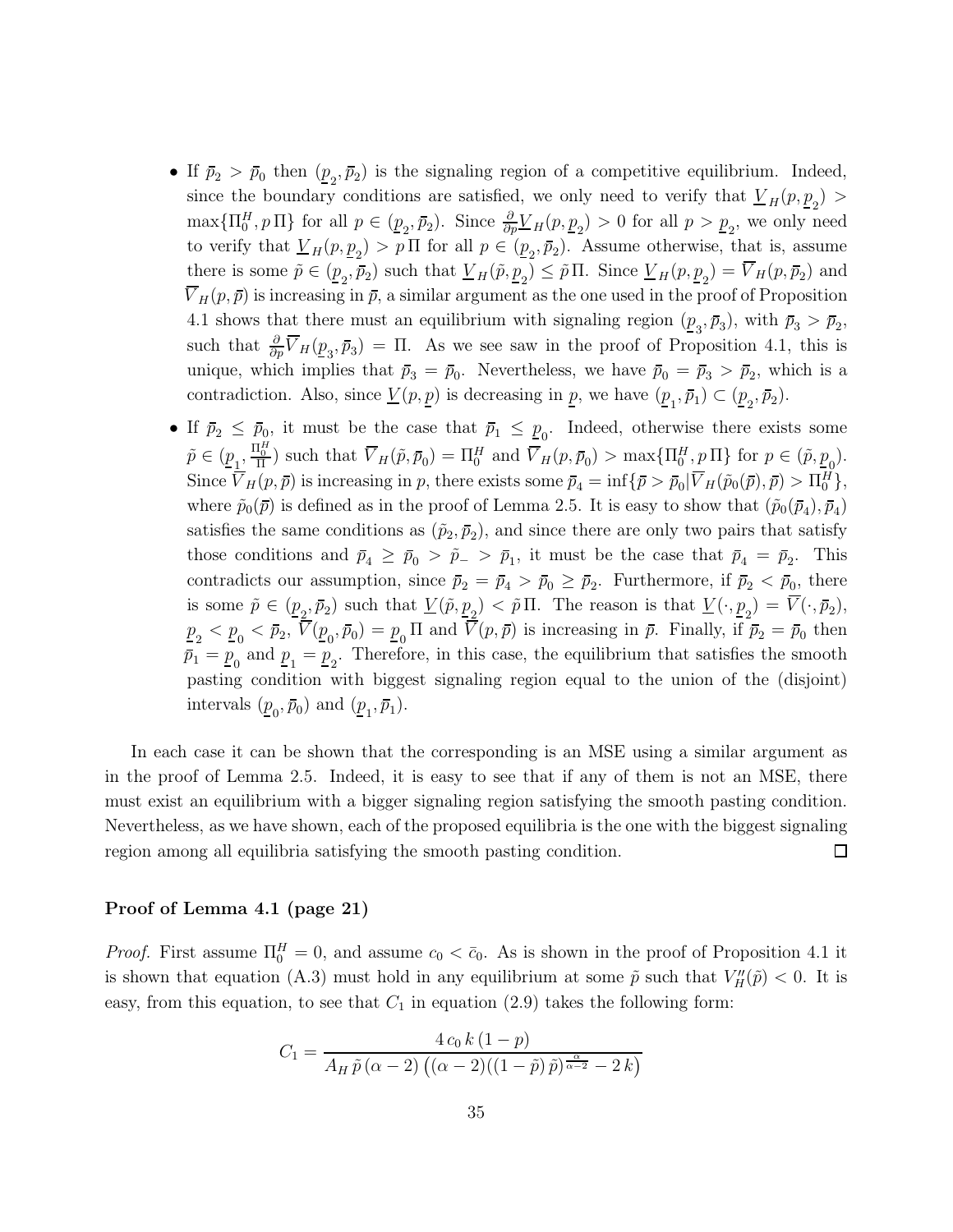- If $\bar{p}_2 > \bar{p}_0$ then $(\underline{p}_2, \bar{p}_2)$ is the signaling region of a competitive equilibrium. Indeed, since the boundary conditions are satisfied, we only need to verify that $\underline{V}_H(p, \underline{p}_2) > \max\{\Pi_0^H, p\,\Pi\}$ for all $p \in (\underline{p}_2, \bar{p}_2)$. Since $\frac{\partial}{\partial p}\underline{V}_H(p, \underline{p}_2) > 0$ for all $p > \underline{p}_2$, we only need to verify that $\underline{V}_H(p, \underline{p}_2) > p\,\Pi$ for all $p \in (\underline{p}_2, \bar{p}_2)$. Assume otherwise, that is, assume there is some $\tilde{p} \in (\underline{p}_2, \bar{p}_2)$ such that $\underline{V}_H(\tilde{p}, \underline{p}_2) \leq \tilde{p}\,\Pi$. Since $\underline{V}_H(p, \underline{p}_2) = \overline{V}_H(p, \bar{p}_2)$ and $\overline{V}_H(p, \bar{p})$ is increasing in $\bar{p}$, a similar argument as the one used in the proof of Proposition 4.1 shows that there must an equilibrium with signaling region $(\underline{p}_3, \bar{p}_3)$, with $\bar{p}_3 > \bar{p}_2$, such that $\frac{\partial}{\partial p}\overline{V}_H(\underline{p}_3, \bar{p}_3) = \Pi$. As we see saw in the proof of Proposition 4.1, this is unique, which implies that $\bar{p}_3 = \bar{p}_0$. Nevertheless, we have $\bar{p}_0 = \bar{p}_3 > \bar{p}_2$, which is a contradiction. Also, since $\underline{V}(p, \underline{p})$ is decreasing in $\underline{p}$, we have $(\underline{p}_1, \bar{p}_1) \subset (\underline{p}_2, \bar{p}_2)$.
- If $\bar{p}_2 \leq \bar{p}_0$, it must be the case that $\bar{p}_1 \leq \underline{p}_0$. Indeed, otherwise there exists some $\tilde{p} \in (\underline{p}_1, \frac{\Pi_0^H}{\Pi})$ such that $\overline{V}_H(\tilde{p}, \bar{p}_0) = \Pi_0^H$ and $\overline{V}_H(p, \bar{p}_0) > \max\{\Pi_0^H, p\,\Pi\}$ for $p \in (\tilde{p}, \underline{p}_0)$. Since $\overline{V}_H(p, \bar{p})$ is increasing in $p$, there exists some $\bar{p}_4 = \inf\{\bar{p} > \bar{p}_0 | \overline{V}_H(\tilde{p}_0(\bar{p}), \bar{p}) > \Pi_0^H\}$, where $\tilde{p}_0(\bar{p})$ is defined as in the proof of Lemma 2.5. It is easy to show that $(\tilde{p}_0(\bar{p}_4), \bar{p}_4)$ satisfies the same conditions as $(\tilde{p}_2, \bar{p}_2)$, and since there are only two pairs that satisfy those conditions and $\bar{p}_4 \geq \bar{p}_0 > \tilde{p}_- > \bar{p}_1$, it must be the case that $\bar{p}_4 = \bar{p}_2$. This contradicts our assumption, since $\bar{p}_2 = \bar{p}_4 > \bar{p}_0 \geq \bar{p}_2$. Furthermore, if $\bar{p}_2 < \bar{p}_0$, there is some $\tilde{p} \in (\underline{p}_2, \bar{p}_2)$ such that $\underline{V}(\tilde{p}, \underline{p}_2) < \tilde{p}\,\Pi$. The reason is that $\underline{V}(\cdot, \underline{p}_2) = \overline{V}(\cdot, \bar{p}_2)$, $\underline{p}_2 < \underline{p}_0 < \bar{p}_2$, $\overline{V}(\underline{p}_0, \bar{p}_0) = \underline{p}_0\,\Pi$ and $\overline{V}(p, \bar{p})$ is increasing in $\bar{p}$. Finally, if $\bar{p}_2 = \bar{p}_0$ then $\bar{p}_1 = \underline{p}_0$ and $\underline{p}_1 = \underline{p}_2$. Therefore, in this case, the equilibrium that satisfies the smooth pasting condition with biggest signaling region equal to the union of the (disjoint) intervals $(\underline{p}_0, \bar{p}_0)$ and $(\underline{p}_1, \bar{p}_1)$.

In each case it can be shown that the corresponding is an MSE using a similar argument as in the proof of Lemma 2.5. Indeed, it is easy to see that if any of them is not an MSE, there must exist an equilibrium with a bigger signaling region satisfying the smooth pasting condition. Nevertheless, as we have shown, each of the proposed equilibria is the one with the biggest signaling region among all equilibria satisfying the smooth pasting condition. ☐

### Proof of Lemma 4.1 (page 21)

*Proof.* First assume $\Pi_0^H = 0$, and assume $c_0 < \bar{c}_0$. As is shown in the proof of Proposition 4.1 it is shown that equation (A.3) must hold in any equilibrium at some $\tilde{p}$ such that $V_H''(\tilde{p}) < 0$. It is easy, from this equation, to see that $C_1$ in equation (2.9) takes the following form:

$$C_1 = \frac{4\,c_0\,k\,(1-p)}{A_H\,\tilde{p}\,(\alpha-2)\left((\alpha-2)((1-\tilde{p})\,\tilde{p})^{\frac{\alpha}{\alpha-2}} - 2\,k\right)}$$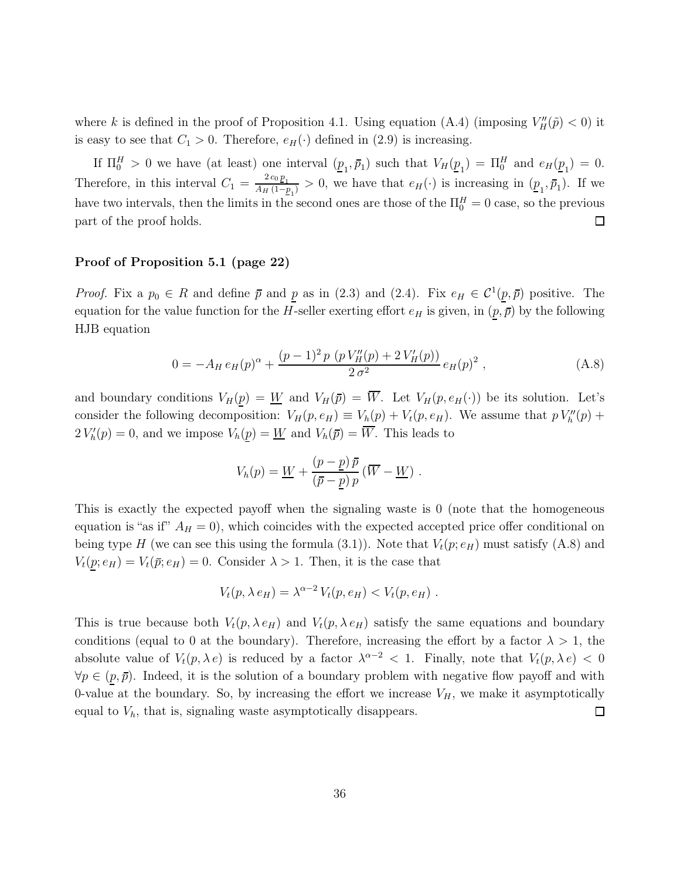where $k$ is defined in the proof of Proposition 4.1. Using equation (A.4) (imposing $V_H''(\tilde{p}) < 0$) it is easy to see that $C_1 > 0$. Therefore, $e_H(\cdot)$ defined in (2.9) is increasing.

If $\Pi_0^H > 0$ we have (at least) one interval $(\underline{p}_1, \bar{p}_1)$ such that $V_H(\underline{p}_1) = \Pi_0^H$ and $e_H(\underline{p}_1) = 0$. Therefore, in this interval $C_1 = \frac{2\,c_0\,\underline{p}_1}{A_H\,(1-\underline{p}_1)} > 0$, we have that $e_H(\cdot)$ is increasing in $(\underline{p}_1, \bar{p}_1)$. If we have two intervals, then the limits in the second ones are those of the $\Pi_0^H = 0$ case, so the previous part of the proof holds. □

**Proof of Proposition 5.1 (page 22)**

*Proof.* Fix a $p_0 \in R$ and define $\bar{p}$ and $\underline{p}$ as in (2.3) and (2.4). Fix $e_H \in \mathcal{C}^1(\underline{p}, \bar{p})$ positive. The equation for the value function for the $H$-seller exerting effort $e_H$ is given, in $(\underline{p}, \bar{p})$ by the following HJB equation

$$0 = -A_H\, e_H(p)^\alpha + \frac{(p-1)^2\, p\, \left(p\, V_H''(p) + 2\, V_H'(p)\right)}{2\, \sigma^2}\, e_H(p)^2\ , \tag{A.8}$$

and boundary conditions $V_H(\underline{p}) = \underline{W}$ and $V_H(\bar{p}) = \overline{W}$. Let $V_H(p, e_H(\cdot))$ be its solution. Let's consider the following decomposition: $V_H(p, e_H) \equiv V_h(p) + V_t(p, e_H)$. We assume that $p\, V_h''(p) + 2\, V_h'(p) = 0$, and we impose $V_h(\underline{p}) = \underline{W}$ and $V_h(\bar{p}) = \overline{W}$. This leads to

$$V_h(p) = \underline{W} + \frac{(p - \underline{p})\, \bar{p}}{(\bar{p} - \underline{p})\, p}\, (\overline{W} - \underline{W})\ .$$

This is exactly the expected payoff when the signaling waste is 0 (note that the homogeneous equation is "as if" $A_H = 0$), which coincides with the expected accepted price offer conditional on being type $H$ (we can see this using the formula (3.1)). Note that $V_t(p; e_H)$ must satisfy (A.8) and $V_t(\underline{p}; e_H) = V_t(\bar{p}; e_H) = 0$. Consider $\lambda > 1$. Then, it is the case that

$$V_t(p, \lambda\, e_H) = \lambda^{\alpha-2}\, V_t(p, e_H) < V_t(p, e_H)\ .$$

This is true because both $V_t(p, \lambda\, e_H)$ and $V_t(p, \lambda\, e_H)$ satisfy the same equations and boundary conditions (equal to 0 at the boundary). Therefore, increasing the effort by a factor $\lambda > 1$, the absolute value of $V_t(p, \lambda\, e)$ is reduced by a factor $\lambda^{\alpha-2} < 1$. Finally, note that $V_t(p, \lambda\, e) < 0$ $\forall p \in (\underline{p}, \bar{p})$. Indeed, it is the solution of a boundary problem with negative flow payoff and with 0-value at the boundary. So, by increasing the effort we increase $V_H$, we make it asymptotically equal to $V_h$, that is, signaling waste asymptotically disappears. □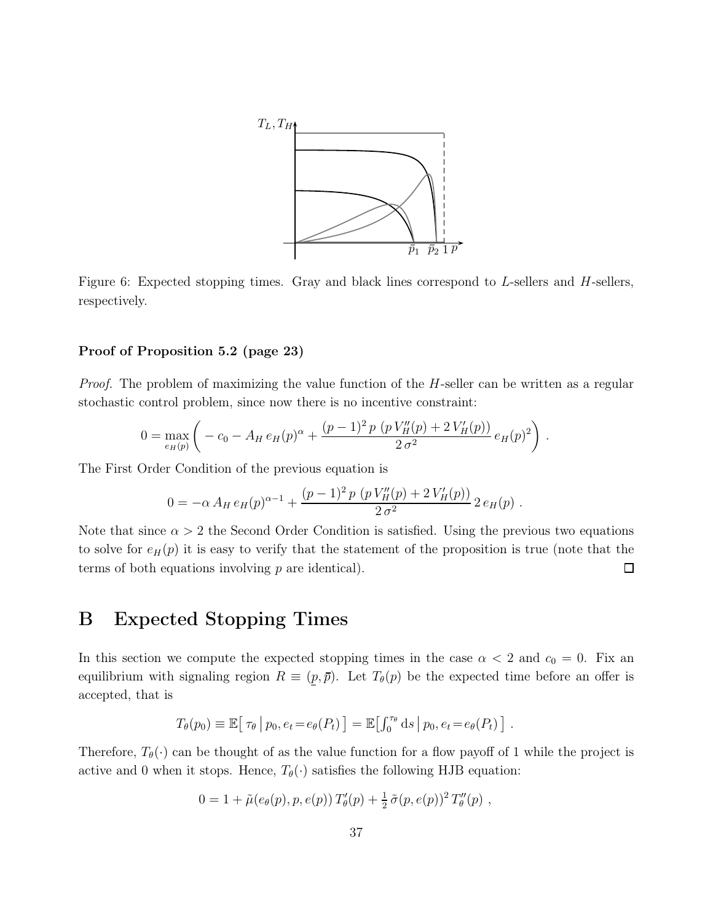Figure 6: Expected stopping times. Gray and black lines correspond to $L$-sellers and $H$-sellers, respectively.

**Proof of Proposition 5.2 (page 23)**

*Proof.* The problem of maximizing the value function of the $H$-seller can be written as a regular stochastic control problem, since now there is no incentive constraint:

$$0 = \max_{e_H(p)} \left( -c_0 - A_H\, e_H(p)^\alpha + \frac{(p-1)^2\, p\, \left(p\, V_H''(p) + 2\, V_H'(p)\right)}{2\,\sigma^2}\, e_H(p)^2 \right) .$$

The First Order Condition of the previous equation is

$$0 = -\alpha\, A_H\, e_H(p)^{\alpha-1} + \frac{(p-1)^2\, p\, \left(p\, V_H''(p) + 2\, V_H'(p)\right)}{2\,\sigma^2}\, 2\, e_H(p) .$$

Note that since $\alpha > 2$ the Second Order Condition is satisfied. Using the previous two equations to solve for $e_H(p)$ it is easy to verify that the statement of the proposition is true (note that the terms of both equations involving $p$ are identical). $\square$

# B Expected Stopping Times

In this section we compute the expected stopping times in the case $\alpha < 2$ and $c_0 = 0$. Fix an equilibrium with signaling region $R \equiv (\underline{p}, \bar{p})$. Let $T_\theta(p)$ be the expected time before an offer is accepted, that is

$$T_\theta(p_0) \equiv \mathbb{E}\left[\, \tau_\theta \,\middle|\, p_0, e_t = e_\theta(P_t) \,\right] = \mathbb{E}\left[\int_0^{\tau_\theta} \mathrm{d}s \,\middle|\, p_0, e_t = e_\theta(P_t) \,\right] .$$

Therefore, $T_\theta(\cdot)$ can be thought of as the value function for a flow payoff of 1 while the project is active and 0 when it stops. Hence, $T_\theta(\cdot)$ satisfies the following HJB equation:

$$0 = 1 + \tilde{\mu}(e_\theta(p), p, e(p))\, T_\theta'(p) + \tfrac{1}{2}\, \tilde{\sigma}(p, e(p))^2\, T_\theta''(p) ,$$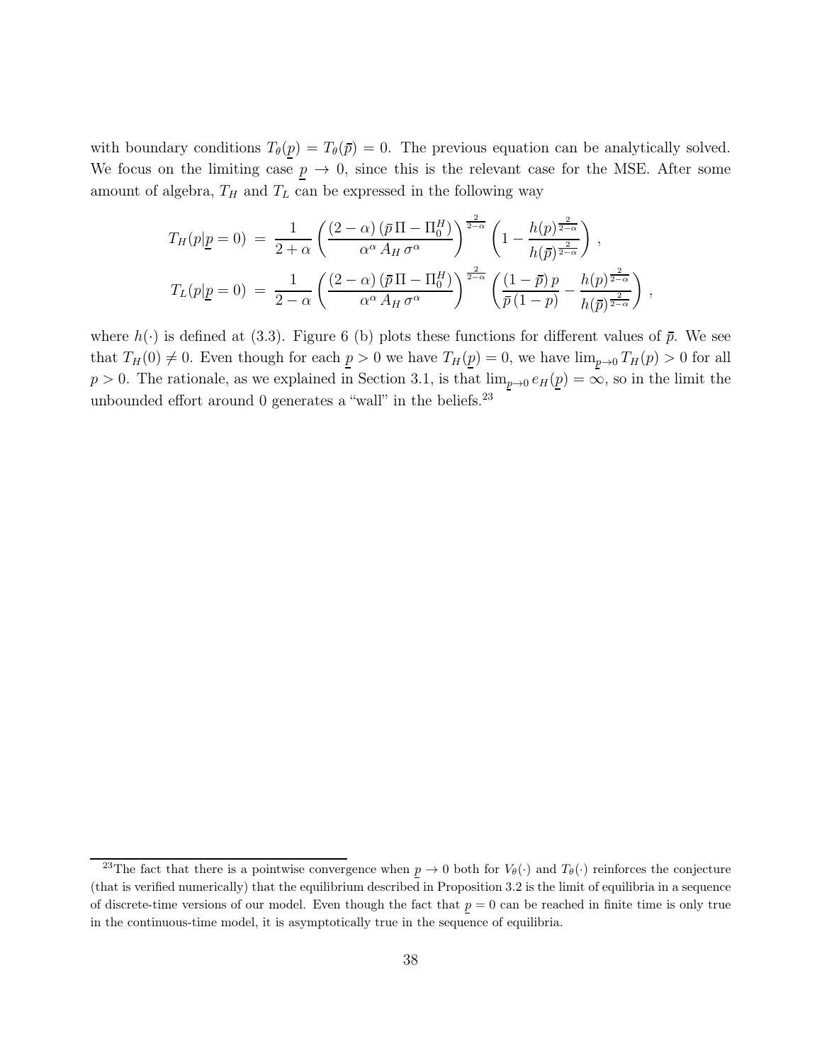with boundary conditions $T_\theta(\underline{p}) = T_\theta(\bar{p}) = 0$. The previous equation can be analytically solved. We focus on the limiting case $\underline{p} \to 0$, since this is the relevant case for the MSE. After some amount of algebra, $T_H$ and $T_L$ can be expressed in the following way

$$
\begin{aligned}
T_H(p|\underline{p}=0) &= \frac{1}{2+\alpha}\left(\frac{(2-\alpha)\,(\bar{p}\,\Pi - \Pi_0^H)}{\alpha^\alpha\, A_H\, \sigma^\alpha}\right)^{\frac{2}{2-\alpha}} \left(1 - \frac{h(p)^{\frac{2}{2-\alpha}}}{h(\bar{p})^{\frac{2}{2-\alpha}}}\right), \\
T_L(p|\underline{p}=0) &= \frac{1}{2-\alpha}\left(\frac{(2-\alpha)\,(\bar{p}\,\Pi - \Pi_0^H)}{\alpha^\alpha\, A_H\, \sigma^\alpha}\right)^{\frac{2}{2-\alpha}} \left(\frac{(1-\bar{p})\,p}{\bar{p}\,(1-p)} - \frac{h(p)^{\frac{2}{2-\alpha}}}{h(\bar{p})^{\frac{2}{2-\alpha}}}\right),
\end{aligned}
$$

where $h(\cdot)$ is defined at (3.3). Figure 6 (b) plots these functions for different values of $\bar{p}$. We see that $T_H(0) \neq 0$. Even though for each $\underline{p} > 0$ we have $T_H(\underline{p}) = 0$, we have $\lim_{\underline{p}\to 0} T_H(p) > 0$ for all $p > 0$. The rationale, as we explained in Section 3.1, is that $\lim_{\underline{p}\to 0} e_H(\underline{p}) = \infty$, so in the limit the unbounded effort around 0 generates a "wall" in the beliefs.[23]

[23] The fact that there is a pointwise convergence when $\underline{p} \to 0$ both for $V_\theta(\cdot)$ and $T_\theta(\cdot)$ reinforces the conjecture (that is verified numerically) that the equilibrium described in Proposition 3.2 is the limit of equilibria in a sequence of discrete-time versions of our model. Even though the fact that $\underline{p} = 0$ can be reached in finite time is only true in the continuous-time model, it is asymptotically true in the sequence of equilibria.